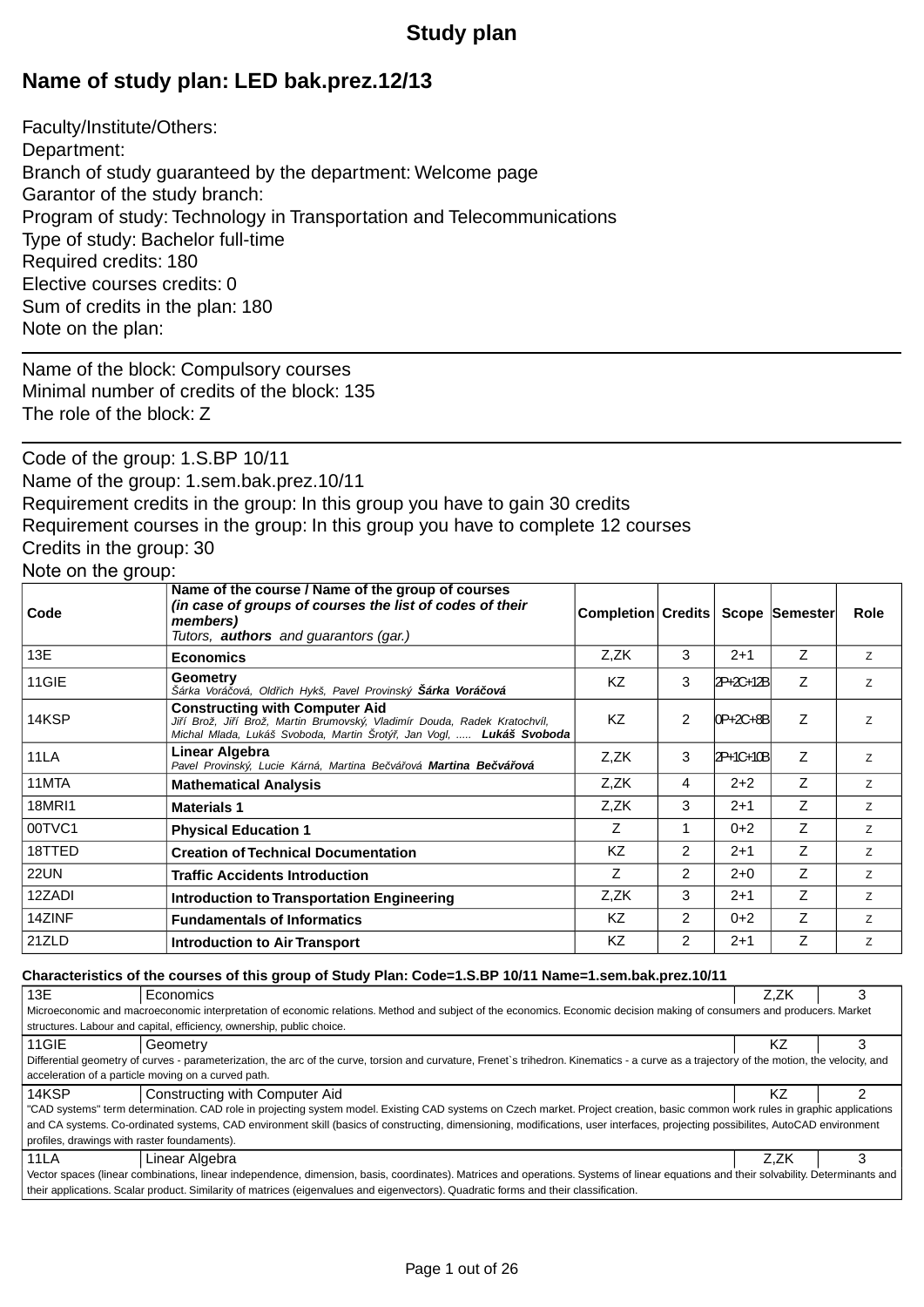# Study plan

## Name of study plan: LED bak.prez.12/13

Faculty/Institute/Others:
Department:
Branch of study guaranteed by the department: Welcome page
Garantor of the study branch:
Program of study: Technology in Transportation and Telecommunications
Type of study: Bachelor full-time
Required credits: 180
Elective courses credits: 0
Sum of credits in the plan: 180
Note on the plan:

---

Name of the block: Compulsory courses
Minimal number of credits of the block: 135
The role of the block: Z

---

Code of the group: 1.S.BP 10/11
Name of the group: 1.sem.bak.prez.10/11
Requirement credits in the group: In this group you have to gain 30 credits
Requirement courses in the group: In this group you have to complete 12 courses
Credits in the group: 30
Note on the group:

| Code | Name of the course / Name of the group of courses *(in case of groups of courses the list of codes of their members)* *Tutors, **authors** and guarantors (gar.)* | Completion | Credits | Scope | Semester | Role |
|---|---|---|---|---|---|---|
| 13E | **Economics** | Z,ZK | 3 | 2+1 | Z | Z |
| 11GIE | **Geometry** *Šárka Voráčová, Oldřich Hykš, Pavel Provinský **Šárka Voráčová*** | KZ | 3 | 2P+2C+12B | Z | Z |
| 14KSP | **Constructing with Computer Aid** *Jiří Brož, Jiří Brož, Martin Brumovský, Vladimír Douda, Radek Kratochvíl, Michal Mlada, Lukáš Svoboda, Martin Šrotýř, Jan Vogl, ..... **Lukáš Svoboda*** | KZ | 2 | 0P+2C+8B | Z | Z |
| 11LA | **Linear Algebra** *Pavel Provinský, Lucie Kárná, Martina Bečvářová **Martina Bečvářová*** | Z,ZK | 3 | 2P+1C+10B | Z | Z |
| 11MTA | **Mathematical Analysis** | Z,ZK | 4 | 2+2 | Z | Z |
| 18MRI1 | **Materials 1** | Z,ZK | 3 | 2+1 | Z | Z |
| 00TVC1 | **Physical Education 1** | Z | 1 | 0+2 | Z | Z |
| 18TTED | **Creation of Technical Documentation** | KZ | 2 | 2+1 | Z | Z |
| 22UN | **Traffic Accidents Introduction** | Z | 2 | 2+0 | Z | Z |
| 12ZADI | **Introduction to Transportation Engineering** | Z,ZK | 3 | 2+1 | Z | Z |
| 14ZINF | **Fundamentals of Informatics** | KZ | 2 | 0+2 | Z | Z |
| 21ZLD | **Introduction to Air Transport** | KZ | 2 | 2+1 | Z | Z |

**Characteristics of the courses of this group of Study Plan: Code=1.S.BP 10/11 Name=1.sem.bak.prez.10/11**

| 13E | Economics | Z,ZK | 3 |
|---|---|---|---|
| Microeconomic and macroeconomic interpretation of economic relations. Method and subject of the economics. Economic decision making of consumers and producers. Market structures. Labour and capital, efficiency, ownership, public choice. | | | |
| 11GIE | Geometry | KZ | 3 |
| Differential geometry of curves - parameterization, the arc of the curve, torsion and curvature, Frenet`s trihedron. Kinematics - a curve as a trajectory of the motion, the velocity, and acceleration of a particle moving on a curved path. | | | |
| 14KSP | Constructing with Computer Aid | KZ | 2 |
| "CAD systems" term determination. CAD role in projecting system model. Existing CAD systems on Czech market. Project creation, basic common work rules in graphic applications and CA systems. Co-ordinated systems, CAD environment skill (basics of constructing, dimensioning, modifications, user interfaces, projecting possibilites, AutoCAD environment profiles, drawings with raster foundaments). | | | |
| 11LA | Linear Algebra | Z,ZK | 3 |
| Vector spaces (linear combinations, linear independence, dimension, basis, coordinates). Matrices and operations. Systems of linear equations and their solvability. Determinants and their applications. Scalar product. Similarity of matrices (eigenvalues and eigenvectors). Quadratic forms and their classification. | | | |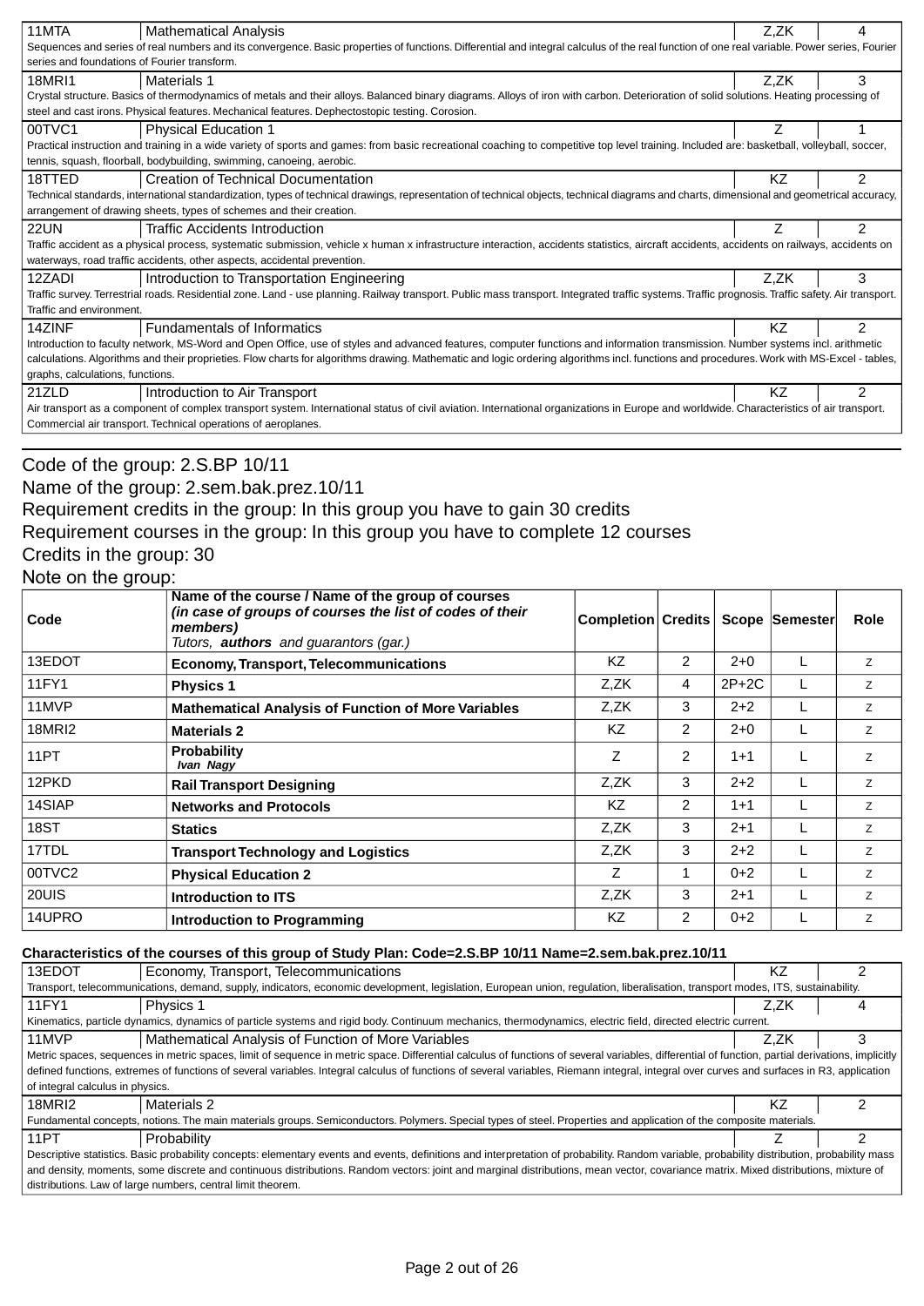| 11MTA | Mathematical Analysis | Z,ZK | 4 |
|---|---|---|---|

Sequences and series of real numbers and its convergence. Basic properties of functions. Differential and integral calculus of the real function of one real variable. Power series, Fourier series and foundations of Fourier transform.

| 18MRI1 | Materials 1 | Z,ZK | 3 |
|---|---|---|---|

Crystal structure. Basics of thermodynamics of metals and their alloys. Balanced binary diagrams. Alloys of iron with carbon. Deterioration of solid solutions. Heating processing of steel and cast irons. Physical features. Mechanical features. Dephectostopic testing. Corosion.

| 00TVC1 | Physical Education 1 | Z | 1 |
|---|---|---|---|

Practical instruction and training in a wide variety of sports and games: from basic recreational coaching to competitive top level training. Included are: basketball, volleyball, soccer, tennis, squash, floorball, bodybuilding, swimming, canoeing, aerobic.

| 18TTED | Creation of Technical Documentation | KZ | 2 |
|---|---|---|---|

Technical standards, international standardization, types of technical drawings, representation of technical objects, technical diagrams and charts, dimensional and geometrical accuracy, arrangement of drawing sheets, types of schemes and their creation.

| 22UN | Traffic Accidents Introduction | Z | 2 |
|---|---|---|---|

Traffic accident as a physical process, systematic submission, vehicle x human x infrastructure interaction, accidents statistics, aircraft accidents, accidents on railways, accidents on waterways, road traffic accidents, other aspects, accidental prevention.

| 12ZADI | Introduction to Transportation Engineering | Z,ZK | 3 |
|---|---|---|---|

Traffic survey. Terrestrial roads. Residential zone. Land - use planning. Railway transport. Public mass transport. Integrated traffic systems. Traffic prognosis. Traffic safety. Air transport. Traffic and environment.

| 14ZINF | Fundamentals of Informatics | KZ | 2 |
|---|---|---|---|

Introduction to faculty network, MS-Word and Open Office, use of styles and advanced features, computer functions and information transmission. Number systems incl. arithmetic calculations. Algorithms and their proprieties. Flow charts for algorithms drawing. Mathematic and logic ordering algorithms incl. functions and procedures. Work with MS-Excel - tables, graphs, calculations, functions.

| 21ZLD | Introduction to Air Transport | KZ | 2 |
|---|---|---|---|

Air transport as a component of complex transport system. International status of civil aviation. International organizations in Europe and worldwide. Characteristics of air transport. Commercial air transport. Technical operations of aeroplanes.

Code of the group: 2.S.BP 10/11
Name of the group: 2.sem.bak.prez.10/11
Requirement credits in the group: In this group you have to gain 30 credits
Requirement courses in the group: In this group you have to complete 12 courses
Credits in the group: 30
Note on the group:

| Code | Name of the course / Name of the group of courses *(in case of groups of courses the list of codes of their members)* Tutors, **authors** and guarantors (gar.) | Completion | Credits | Scope | Semester | Role |
|---|---|---|---|---|---|---|
| 13EDOT | **Economy, Transport, Telecommunications** | KZ | 2 | 2+0 | L | Z |
| 11FY1 | **Physics 1** | Z,ZK | 4 | 2P+2C | L | Z |
| 11MVP | **Mathematical Analysis of Function of More Variables** | Z,ZK | 3 | 2+2 | L | Z |
| 18MRI2 | **Materials 2** | KZ | 2 | 2+0 | L | Z |
| 11PT | **Probability** *Ivan Nagy* | Z | 2 | 1+1 | L | Z |
| 12PKD | **Rail Transport Designing** | Z,ZK | 3 | 2+2 | L | Z |
| 14SIAP | **Networks and Protocols** | KZ | 2 | 1+1 | L | Z |
| 18ST | **Statics** | Z,ZK | 3 | 2+1 | L | Z |
| 17TDL | **Transport Technology and Logistics** | Z,ZK | 3 | 2+2 | L | Z |
| 00TVC2 | **Physical Education 2** | Z | 1 | 0+2 | L | Z |
| 20UIS | **Introduction to ITS** | Z,ZK | 3 | 2+1 | L | Z |
| 14UPRO | **Introduction to Programming** | KZ | 2 | 0+2 | L | Z |

**Characteristics of the courses of this group of Study Plan: Code=2.S.BP 10/11 Name=2.sem.bak.prez.10/11**

| 13EDOT | Economy, Transport, Telecommunications | KZ | 2 |
|---|---|---|---|

Transport, telecommunications, demand, supply, indicators, economic development, legislation, European union, regulation, liberalisation, transport modes, ITS, sustainability.

| 11FY1 | Physics 1 | Z,ZK | 4 |
|---|---|---|---|

Kinematics, particle dynamics, dynamics of particle systems and rigid body. Continuum mechanics, thermodynamics, electric field, directed electric current.

| 11MVP | Mathematical Analysis of Function of More Variables | Z,ZK | 3 |
|---|---|---|---|

Metric spaces, sequences in metric spaces, limit of sequence in metric space. Differential calculus of functions of several variables, differential of function, partial derivations, implicitly defined functions, extremes of functions of several variables. Integral calculus of functions of several variables, Riemann integral, integral over curves and surfaces in R3, application of integral calculus in physics.

| 18MRI2 | Materials 2 | KZ | 2 |
|---|---|---|---|

Fundamental concepts, notions. The main materials groups. Semiconductors. Polymers. Special types of steel. Properties and application of the composite materials.

| 11PT | Probability | Z | 2 |
|---|---|---|---|

Descriptive statistics. Basic probability concepts: elementary events and events, definitions and interpretation of probability. Random variable, probability distribution, probability mass and density, moments, some discrete and continuous distributions. Random vectors: joint and marginal distributions, mean vector, covariance matrix. Mixed distributions, mixture of distributions. Law of large numbers, central limit theorem.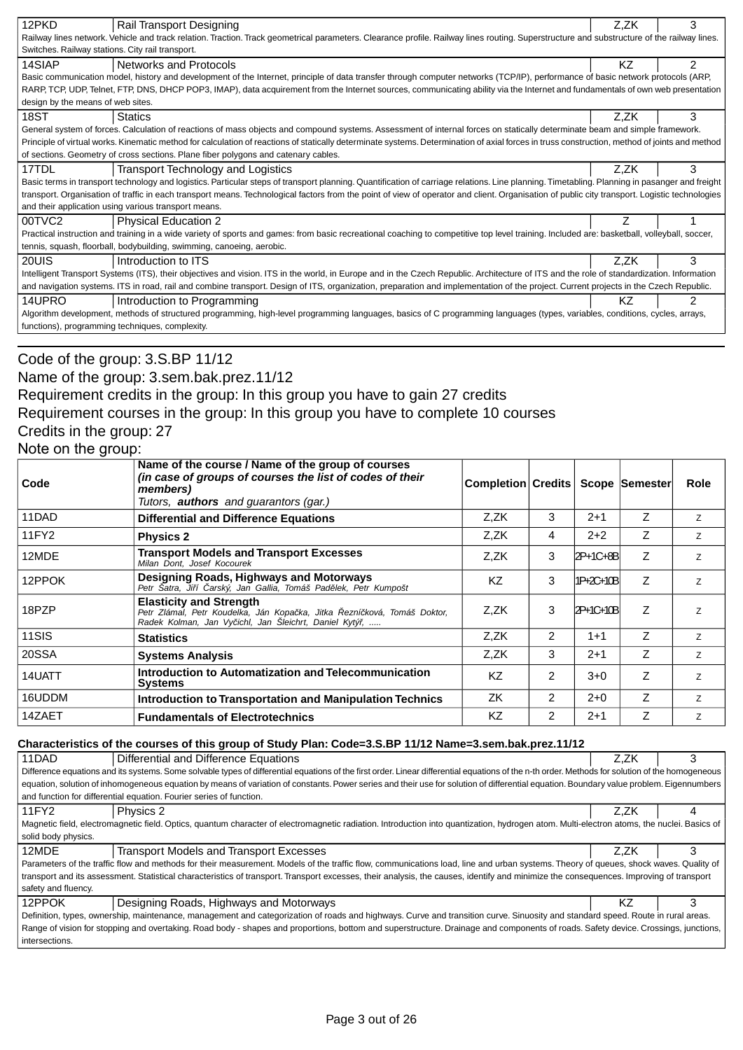| 12PKD | Rail Transport Designing | Z,ZK | 3 |
|---|---|---|---|
| Railway lines network. Vehicle and track relation. Traction. Track geometrical parameters. Clearance profile. Railway lines routing. Superstructure and substructure of the railway lines. Switches. Railway stations. City rail transport. | | | |
| 14SIAP | Networks and Protocols | KZ | 2 |
| Basic communication model, history and development of the Internet, principle of data transfer through computer networks (TCP/IP), performance of basic network protocols (ARP, RARP, TCP, UDP, Telnet, FTP, DNS, DHCP POP3, IMAP), data acquirement from the Internet sources, communicating ability via the Internet and fundamentals of own web presentation design by the means of web sites. | | | |
| 18ST | Statics | Z,ZK | 3 |
| General system of forces. Calculation of reactions of mass objects and compound systems. Assessment of internal forces on statically determinate beam and simple framework. Principle of virtual works. Kinematic method for calculation of reactions of statically determinate systems. Determination of axial forces in truss construction, method of joints and method of sections. Geometry of cross sections. Plane fiber polygons and catenary cables. | | | |
| 17TDL | Transport Technology and Logistics | Z,ZK | 3 |
| Basic terms in transport technology and logistics. Particular steps of transport planning. Quantification of carriage relations. Line planning. Timetabling. Planning in pasanger and freight transport. Organisation of traffic in each transport means. Technological factors from the point of view of operator and client. Organisation of public city transport. Logistic technologies and their application using various transport means. | | | |
| 00TVC2 | Physical Education 2 | Z | 1 |
| Practical instruction and training in a wide variety of sports and games: from basic recreational coaching to competitive top level training. Included are: basketball, volleyball, soccer, tennis, squash, floorball, bodybuilding, swimming, canoeing, aerobic. | | | |
| 20UIS | Introduction to ITS | Z,ZK | 3 |
| Intelligent Transport Systems (ITS), their objectives and vision. ITS in the world, in Europe and in the Czech Republic. Architecture of ITS and the role of standardization. Information and navigation systems. ITS in road, rail and combine transport. Design of ITS, organization, preparation and implementation of the project. Current projects in the Czech Republic. | | | |
| 14UPRO | Introduction to Programming | KZ | 2 |
| Algorithm development, methods of structured programming, high-level programming languages, basics of C programming languages (types, variables, conditions, cycles, arrays, functions), programming techniques, complexity. | | | |

Code of the group: 3.S.BP 11/12
Name of the group: 3.sem.bak.prez.11/12
Requirement credits in the group: In this group you have to gain 27 credits
Requirement courses in the group: In this group you have to complete 10 courses
Credits in the group: 27
Note on the group:

| Code | Name of the course / Name of the group of courses *(in case of groups of courses the list of codes of their members)* Tutors, ***authors*** and guarantors (gar.) | Completion | Credits | Scope | Semester | Role |
|---|---|---|---|---|---|---|
| 11DAD | **Differential and Difference Equations** | Z,ZK | 3 | 2+1 | Z | Z |
| 11FY2 | **Physics 2** | Z,ZK | 4 | 2+2 | Z | Z |
| 12MDE | **Transport Models and Transport Excesses** *Milan Dont, Josef Kocourek* | Z,ZK | 3 | 2P+1C+8B | Z | Z |
| 12PPOK | **Designing Roads, Highways and Motorways** *Petr Šatra, Jiří Čarský, Jan Gallia, Tomáš Padělek, Petr Kumpošt* | KZ | 3 | 1P+2C+10B | Z | Z |
| 18PZP | **Elasticity and Strength** *Petr Zlámal, Petr Koudelka, Ján Kopačka, Jitka Řezníčková, Tomáš Doktor, Radek Kolman, Jan Vyčichl, Jan Šleichrt, Daniel Kytýř, .....* | Z,ZK | 3 | 2P+1C+10B | Z | Z |
| 11SIS | **Statistics** | Z,ZK | 2 | 1+1 | Z | Z |
| 20SSA | **Systems Analysis** | Z,ZK | 3 | 2+1 | Z | Z |
| 14UATT | **Introduction to Automatization and Telecommunication Systems** | KZ | 2 | 3+0 | Z | Z |
| 16UDDM | **Introduction to Transportation and Manipulation Technics** | ZK | 2 | 2+0 | Z | Z |
| 14ZAET | **Fundamentals of Electrotechnics** | KZ | 2 | 2+1 | Z | Z |

**Characteristics of the courses of this group of Study Plan: Code=3.S.BP 11/12 Name=3.sem.bak.prez.11/12**

| 11DAD | Differential and Difference Equations | Z,ZK | 3 |
|---|---|---|---|
| Difference equations and its systems. Some solvable types of differential equations of the first order. Linear differential equations of the n-th order. Methods for solution of the homogeneous equation, solution of inhomogeneous equation by means of variation of constants. Power series and their use for solution of differential equation. Boundary value problem. Eigennumbers and function for differential equation. Fourier series of function. | | | |
| 11FY2 | Physics 2 | Z,ZK | 4 |
| Magnetic field, electromagnetic field. Optics, quantum character of electromagnetic radiation. Introduction into quantization, hydrogen atom. Multi-electron atoms, the nuclei. Basics of solid body physics. | | | |
| 12MDE | Transport Models and Transport Excesses | Z,ZK | 3 |
| Parameters of the traffic flow and methods for their measurement. Models of the traffic flow, communications load, line and urban systems. Theory of queues, shock waves. Quality of transport and its assessment. Statistical characteristics of transport. Transport excesses, their analysis, the causes, identify and minimize the consequences. Improving of transport safety and fluency. | | | |
| 12PPOK | Designing Roads, Highways and Motorways | KZ | 3 |
| Definition, types, ownership, maintenance, management and categorization of roads and highways. Curve and transition curve. Sinuosity and standard speed. Route in rural areas. Range of vision for stopping and overtaking. Road body - shapes and proportions, bottom and superstructure. Drainage and components of roads. Safety device. Crossings, junctions, intersections. | | | |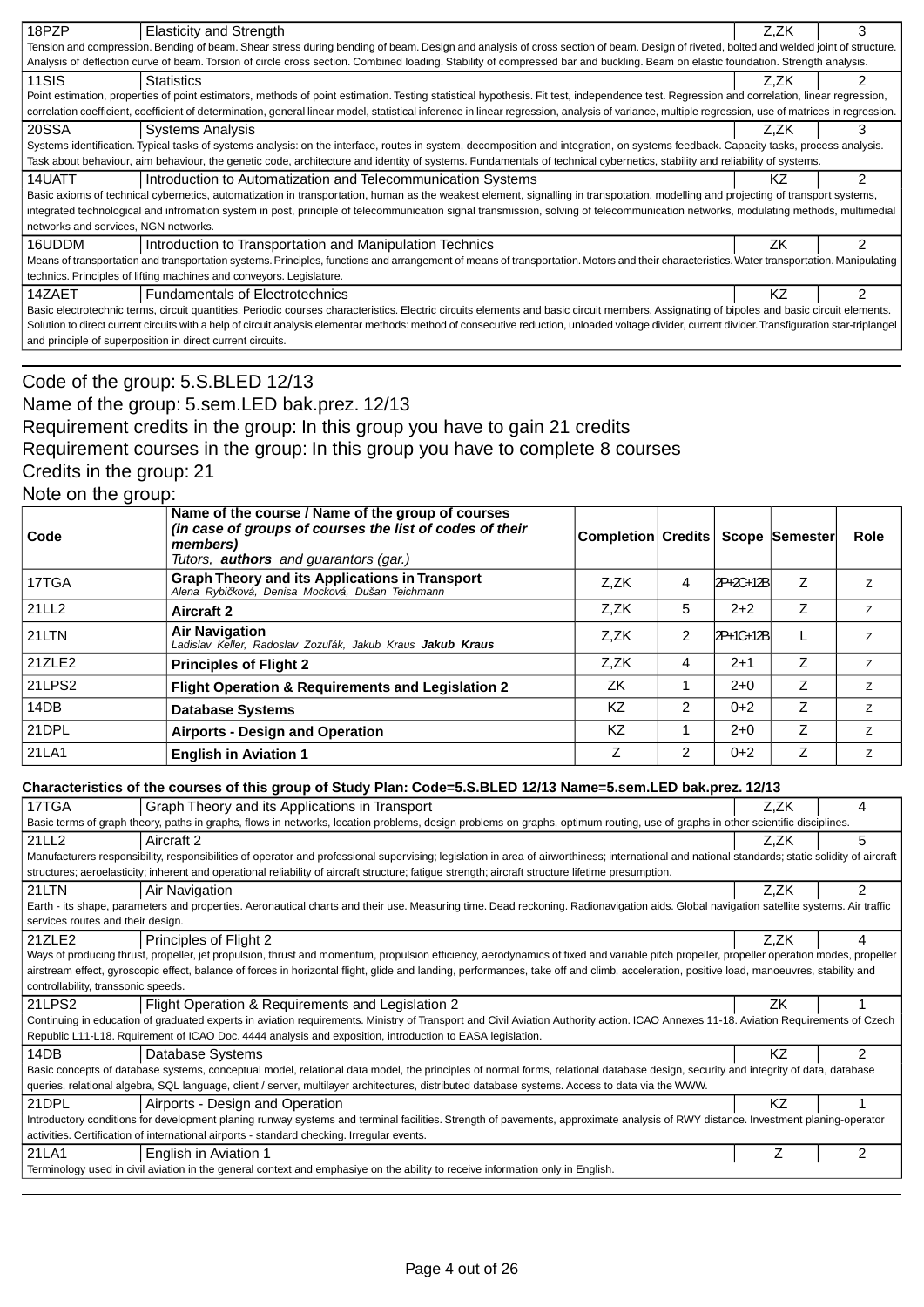| | | | |
|---|---|---|---|
| 18PZP | Elasticity and Strength | Z,ZK | 3 |
| Tension and compression. Bending of beam. Shear stress during bending of beam. Design and analysis of cross section of beam. Design of riveted, bolted and welded joint of structure. Analysis of deflection curve of beam. Torsion of circle cross section. Combined loading. Stability of compressed bar and buckling. Beam on elastic foundation. Strength analysis. | | | |
| 11SIS | Statistics | Z,ZK | 2 |
| Point estimation, properties of point estimators, methods of point estimation. Testing statistical hypothesis. Fit test, independence test. Regression and correlation, linear regression, correlation coefficient, coefficient of determination, general linear model, statistical inference in linear regression, analysis of variance, multiple regression, use of matrices in regression. | | | |
| 20SSA | Systems Analysis | Z,ZK | 3 |
| Systems identification. Typical tasks of systems analysis: on the interface, routes in system, decomposition and integration, on systems feedback. Capacity tasks, process analysis. Task about behaviour, aim behaviour, the genetic code, architecture and identity of systems. Fundamentals of technical cybernetics, stability and reliability of systems. | | | |
| 14UATT | Introduction to Automatization and Telecommunication Systems | KZ | 2 |
| Basic axioms of technical cybernetics, automatization in transportation, human as the weakest element, signalling in transpotation, modelling and projecting of transport systems, integrated technological and infromation system in post, principle of telecommunication signal transmission, solving of telecommunication networks, modulating methods, multimedial networks and services, NGN networks. | | | |
| 16UDDM | Introduction to Transportation and Manipulation Technics | ZK | 2 |
| Means of transportation and transportation systems. Principles, functions and arrangement of means of transportation. Motors and their characteristics. Water transportation. Manipulating technics. Principles of lifting machines and conveyors. Legislature. | | | |
| 14ZAET | Fundamentals of Electrotechnics | KZ | 2 |
| Basic electrotechnic terms, circuit quantities. Periodic courses characteristics. Electric circuits elements and basic circuit members. Assignating of bipoles and basic circuit elements. Solution to direct current circuits with a help of circuit analysis elementar methods: method of consecutive reduction, unloaded voltage divider, current divider. Transfiguration star-triplangel and principle of superposition in direct current circuits. | | | |

Code of the group: 5.S.BLED 12/13
Name of the group: 5.sem.LED bak.prez. 12/13
Requirement credits in the group: In this group you have to gain 21 credits
Requirement courses in the group: In this group you have to complete 8 courses
Credits in the group: 21
Note on the group:

| Code | Name of the course / Name of the group of courses *(in case of groups of courses the list of codes of their members)* *Tutors, **authors** and guarantors (gar.)* | Completion | Credits | Scope | Semester | Role |
|---|---|---|---|---|---|---|
| 17TGA | **Graph Theory and its Applications in Transport** *Alena Rybičková, Denisa Mocková, Dušan Teichmann* | Z,ZK | 4 | 2P+2C+12B | Z | Z |
| 21LL2 | **Aircraft 2** | Z,ZK | 5 | 2+2 | Z | Z |
| 21LTN | **Air Navigation** *Ladislav Keller, Radoslav Zozuľák, Jakub Kraus* ***Jakub Kraus*** | Z,ZK | 2 | 2P+1C+12B | L | Z |
| 21ZLE2 | **Principles of Flight 2** | Z,ZK | 4 | 2+1 | Z | Z |
| 21LPS2 | **Flight Operation & Requirements and Legislation 2** | ZK | 1 | 2+0 | Z | Z |
| 14DB | **Database Systems** | KZ | 2 | 0+2 | Z | Z |
| 21DPL | **Airports - Design and Operation** | KZ | 1 | 2+0 | Z | Z |
| 21LA1 | **English in Aviation 1** | Z | 2 | 0+2 | Z | Z |

**Characteristics of the courses of this group of Study Plan: Code=5.S.BLED 12/13 Name=5.sem.LED bak.prez. 12/13**

| | | | |
|---|---|---|---|
| 17TGA | Graph Theory and its Applications in Transport | Z,ZK | 4 |
| Basic terms of graph theory, paths in graphs, flows in networks, location problems, design problems on graphs, optimum routing, use of graphs in other scientific disciplines. | | | |
| 21LL2 | Aircraft 2 | Z,ZK | 5 |
| Manufacturers responsibility, responsibilities of operator and professional supervising; legislation in area of airworthiness; international and national standards; static solidity of aircraft structures; aeroelasticity; inherent and operational reliability of aircraft structure; fatigue strength; aircraft structure lifetime presumption. | | | |
| 21LTN | Air Navigation | Z,ZK | 2 |
| Earth - its shape, parameters and properties. Aeronautical charts and their use. Measuring time. Dead reckoning. Radionavigation aids. Global navigation satellite systems. Air traffic services routes and their design. | | | |
| 21ZLE2 | Principles of Flight 2 | Z,ZK | 4 |
| Ways of producing thrust, propeller, jet propulsion, thrust and momentum, propulsion efficiency, aerodynamics of fixed and variable pitch propeller, propeller operation modes, propeller airstream effect, gyroscopic effect, balance of forces in horizontal flight, glide and landing, performances, take off and climb, acceleration, positive load, manoeuvres, stability and controllability, transsonic speeds. | | | |
| 21LPS2 | Flight Operation & Requirements and Legislation 2 | ZK | 1 |
| Continuing in education of graduated experts in aviation requirements. Ministry of Transport and Civil Aviation Authority action. ICAO Annexes 11-18. Aviation Requirements of Czech Republic L11-L18. Rquirement of ICAO Doc. 4444 analysis and exposition, introduction to EASA legislation. | | | |
| 14DB | Database Systems | KZ | 2 |
| Basic concepts of database systems, conceptual model, relational data model, the principles of normal forms, relational database design, security and integrity of data, database queries, relational algebra, SQL language, client / server, multilayer architectures, distributed database systems. Access to data via the WWW. | | | |
| 21DPL | Airports - Design and Operation | KZ | 1 |
| Introductory conditions for development planing runway systems and terminal facilities. Strength of pavements, approximate analysis of RWY distance. Investment planing-operator activities. Certification of international airports - standard checking. Irregular events. | | | |
| 21LA1 | English in Aviation 1 | Z | 2 |
| Terminology used in civil aviation in the general context and emphasiye on the ability to receive information only in English. | | | |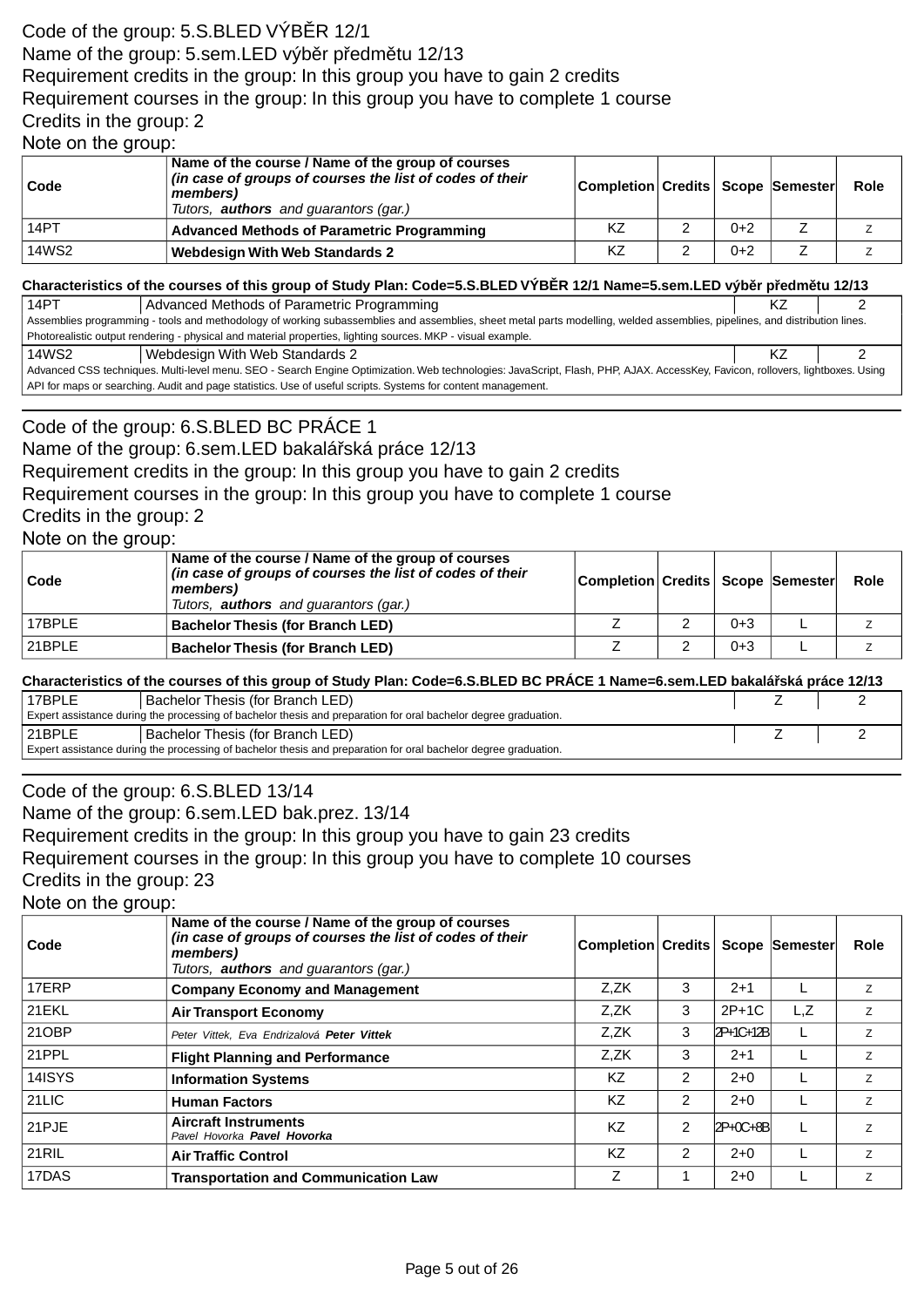Code of the group: 5.S.BLED VÝBĚR 12/1
Name of the group: 5.sem.LED výběr předmětu 12/13
Requirement credits in the group: In this group you have to gain 2 credits
Requirement courses in the group: In this group you have to complete 1 course
Credits in the group: 2
Note on the group:

| Code | Name of the course / Name of the group of courses *(in case of groups of courses the list of codes of their members)* *Tutors, **authors** and guarantors (gar.)* | Completion | Credits | Scope | Semester | Role |
|---|---|---|---|---|---|---|
| 14PT | **Advanced Methods of Parametric Programming** | KZ | 2 | 0+2 | Z | z |
| 14WS2 | **Webdesign With Web Standards 2** | KZ | 2 | 0+2 | Z | z |

**Characteristics of the courses of this group of Study Plan: Code=5.S.BLED VÝBĚR 12/1 Name=5.sem.LED výběr předmětu 12/13**

| 14PT | Advanced Methods of Parametric Programming | KZ | 2 |
|---|---|---|---|

Assemblies programming - tools and methodology of working subassemblies and assemblies, sheet metal parts modelling, welded assemblies, pipelines, and distribution lines. Photorealistic output rendering - physical and material properties, lighting sources. MKP - visual example.

| 14WS2 | Webdesign With Web Standards 2 | KZ | 2 |
|---|---|---|---|

Advanced CSS techniques. Multi-level menu. SEO - Search Engine Optimization. Web technologies: JavaScript, Flash, PHP, AJAX. AccessKey, Favicon, rollovers, lightboxes. Using API for maps or searching. Audit and page statistics. Use of useful scripts. Systems for content management.

---

Code of the group: 6.S.BLED BC PRÁCE 1
Name of the group: 6.sem.LED bakalářská práce 12/13
Requirement credits in the group: In this group you have to gain 2 credits
Requirement courses in the group: In this group you have to complete 1 course
Credits in the group: 2
Note on the group:

| Code | Name of the course / Name of the group of courses *(in case of groups of courses the list of codes of their members)* *Tutors, **authors** and guarantors (gar.)* | Completion | Credits | Scope | Semester | Role |
|---|---|---|---|---|---|---|
| 17BPLE | **Bachelor Thesis (for Branch LED)** | Z | 2 | 0+3 | L | z |
| 21BPLE | **Bachelor Thesis (for Branch LED)** | Z | 2 | 0+3 | L | z |

**Characteristics of the courses of this group of Study Plan: Code=6.S.BLED BC PRÁCE 1 Name=6.sem.LED bakalářská práce 12/13**

| 17BPLE | Bachelor Thesis (for Branch LED) | Z | 2 |
|---|---|---|---|

Expert assistance during the processing of bachelor thesis and preparation for oral bachelor degree graduation.

| 21BPLE | Bachelor Thesis (for Branch LED) | Z | 2 |
|---|---|---|---|

Expert assistance during the processing of bachelor thesis and preparation for oral bachelor degree graduation.

---

Code of the group: 6.S.BLED 13/14
Name of the group: 6.sem.LED bak.prez. 13/14
Requirement credits in the group: In this group you have to gain 23 credits
Requirement courses in the group: In this group you have to complete 10 courses
Credits in the group: 23
Note on the group:

| Code | Name of the course / Name of the group of courses *(in case of groups of courses the list of codes of their members)* *Tutors, **authors** and guarantors (gar.)* | Completion | Credits | Scope | Semester | Role |
|---|---|---|---|---|---|---|
| 17ERP | **Company Economy and Management** | Z,ZK | 3 | 2+1 | L | z |
| 21EKL | **Air Transport Economy** | Z,ZK | 3 | 2P+1C | L,Z | z |
| 21OBP | *Peter Vittek, Eva Endrizalová **Peter Vittek*** | Z,ZK | 3 | 2P+1C+12B | L | z |
| 21PPL | **Flight Planning and Performance** | Z,ZK | 3 | 2+1 | L | z |
| 14ISYS | **Information Systems** | KZ | 2 | 2+0 | L | z |
| 21LIC | **Human Factors** | KZ | 2 | 2+0 | L | z |
| 21PJE | **Aircraft Instruments** *Pavel Hovorka **Pavel Hovorka*** | KZ | 2 | 2P+0C+8B | L | z |
| 21RIL | **Air Traffic Control** | KZ | 2 | 2+0 | L | z |
| 17DAS | **Transportation and Communication Law** | Z | 1 | 2+0 | L | z |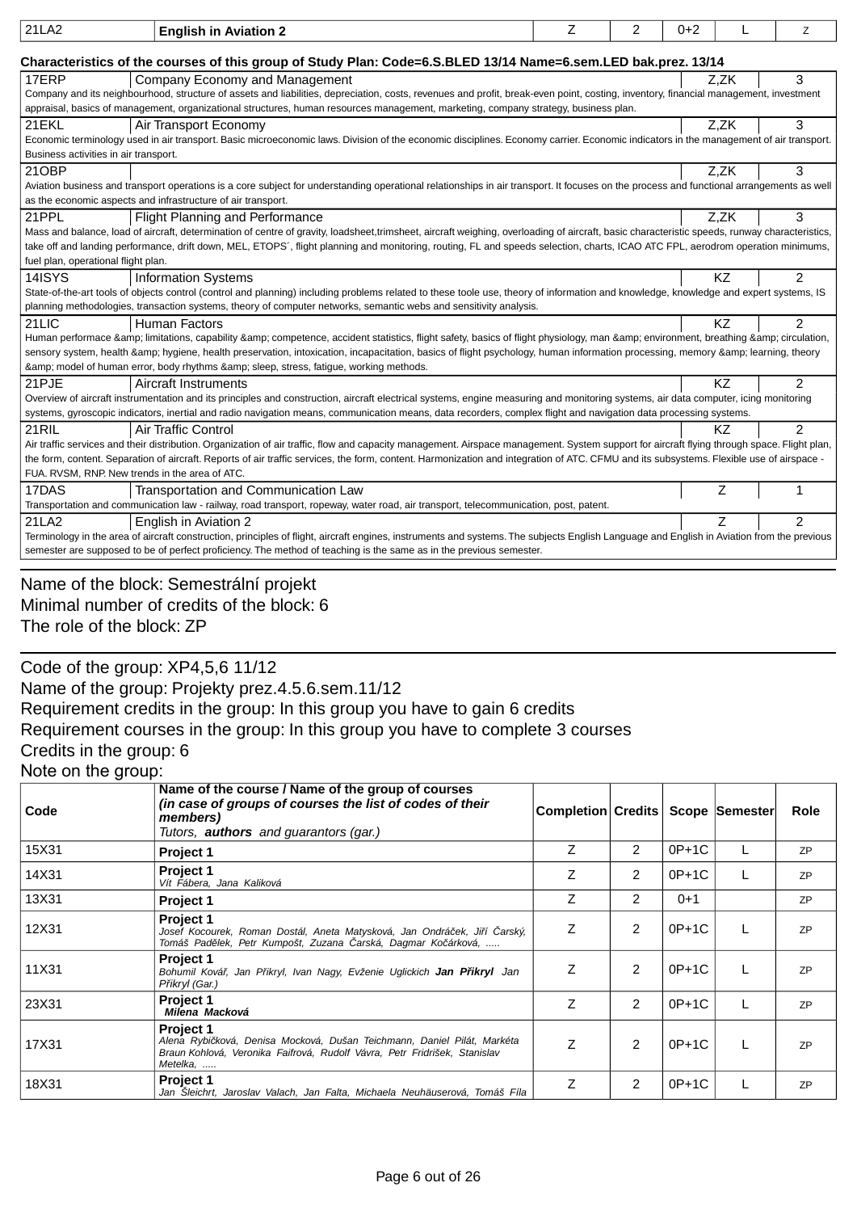| 21LA2 | **English in Aviation 2** | Z | 2 | 0+2 | L | Z |
|---|---|---|---|---|---|---|

**Characteristics of the courses of this group of Study Plan: Code=6.S.BLED 13/14 Name=6.sem.LED bak.prez. 13/14**

| Code | Name | Completion | Credits |
|---|---|---|---|
| 17ERP | Company Economy and Management | Z,ZK | 3 |
| Company and its neighbourhood, structure of assets and liabilities, depreciation, costs, revenues and profit, break-even point, costing, inventory, financial management, investment appraisal, basics of management, organizational structures, human resources management, marketing, company strategy, business plan. | | | |
| 21EKL | Air Transport Economy | Z,ZK | 3 |
| Economic terminology used in air transport. Basic microeconomic laws. Division of the economic disciplines. Economy carrier. Economic indicators in the management of air transport. Business activities in air transport. | | | |
| 21OBP | | Z,ZK | 3 |
| Aviation business and transport operations is a core subject for understanding operational relationships in air transport. It focuses on the process and functional arrangements as well as the economic aspects and infrastructure of air transport. | | | |
| 21PPL | Flight Planning and Performance | Z,ZK | 3 |
| Mass and balance, load of aircraft, determination of centre of gravity, loadsheet,trimsheet, aircraft weighing, overloading of aircraft, basic characteristic speeds, runway characteristics, take off and landing performance, drift down, MEL, ETOPS´, flight planning and monitoring, routing, FL and speeds selection, charts, ICAO ATC FPL, aerodrom operation minimums, fuel plan, operational flight plan. | | | |
| 14ISYS | Information Systems | KZ | 2 |
| State-of-the-art tools of objects control (control and planning) including problems related to these toole use, theory of information and knowledge, knowledge and expert systems, IS planning methodologies, transaction systems, theory of computer networks, semantic webs and sensitivity analysis. | | | |
| 21LIC | Human Factors | KZ | 2 |
| Human performace &amp; limitations, capability &amp; competence, accident statistics, flight safety, basics of flight physiology, man &amp; environment, breathing &amp; circulation, sensory system, health &amp; hygiene, health preservation, intoxication, incapacitation, basics of flight psychology, human information processing, memory &amp; learning, theory &amp; model of human error, body rhythms &amp; sleep, stress, fatigue, working methods. | | | |
| 21PJE | Aircraft Instruments | KZ | 2 |
| Overview of aircraft instrumentation and its principles and construction, aircraft electrical systems, engine measuring and monitoring systems, air data computer, icing monitoring systems, gyroscopic indicators, inertial and radio navigation means, communication means, data recorders, complex flight and navigation data processing systems. | | | |
| 21RIL | Air Traffic Control | KZ | 2 |
| Air traffic services and their distribution. Organization of air traffic, flow and capacity management. Airspace management. System support for aircraft flying through space. Flight plan, the form, content. Separation of aircraft. Reports of air traffic services, the form, content. Harmonization and integration of ATC. CFMU and its subsystems. Flexible use of airspace - FUA. RVSM, RNP. New trends in the area of ATC. | | | |
| 17DAS | Transportation and Communication Law | Z | 1 |
| Transportation and communication law - railway, road transport, ropeway, water road, air transport, telecommunication, post, patent. | | | |
| 21LA2 | English in Aviation 2 | Z | 2 |
| Terminology in the area of aircraft construction, principles of flight, aircraft engines, instruments and systems. The subjects English Language and English in Aviation from the previous semester are supposed to be of perfect proficiency. The method of teaching is the same as in the previous semester. | | | |

---

Name of the block: Semestrální projekt
Minimal number of credits of the block: 6
The role of the block: ZP

---

Code of the group: XP4,5,6 11/12
Name of the group: Projekty prez.4.5.6.sem.11/12
Requirement credits in the group: In this group you have to gain 6 credits
Requirement courses in the group: In this group you have to complete 3 courses
Credits in the group: 6
Note on the group:

| Code | Name of the course / Name of the group of courses *(in case of groups of courses the list of codes of their members)* Tutors, ***authors*** and guarantors (gar.) | Completion | Credits | Scope | Semester | Role |
|---|---|---|---|---|---|---|
| 15X31 | **Project 1** | Z | 2 | 0P+1C | L | ZP |
| 14X31 | **Project 1** *Vít Fábera, Jana Kaliková* | Z | 2 | 0P+1C | L | ZP |
| 13X31 | **Project 1** | Z | 2 | 0+1 | | ZP |
| 12X31 | **Project 1** *Josef Kocourek, Roman Dostál, Aneta Matysková, Jan Ondráček, Jiří Čarský, Tomáš Padělek, Petr Kumpošt, Zuzana Čarská, Dagmar Kočárková, .....* | Z | 2 | 0P+1C | L | ZP |
| 11X31 | **Project 1** *Bohumil Kovář, Jan Přikryl, Ivan Nagy, Evženie Uglickich **Jan Přikryl** Jan Přikryl (Gar.)* | Z | 2 | 0P+1C | L | ZP |
| 23X31 | **Project 1** ***Milena Macková*** | Z | 2 | 0P+1C | L | ZP |
| 17X31 | **Project 1** *Alena Rybičková, Denisa Mocková, Dušan Teichmann, Daniel Pilát, Markéta Braun Kohlová, Veronika Faifrová, Rudolf Vávra, Petr Fridrišek, Stanislav Metelka, .....* | Z | 2 | 0P+1C | L | ZP |
| 18X31 | **Project 1** *Jan Šleichrt, Jaroslav Valach, Jan Falta, Michaela Neuhäuserová, Tomáš Fíla* | Z | 2 | 0P+1C | L | ZP |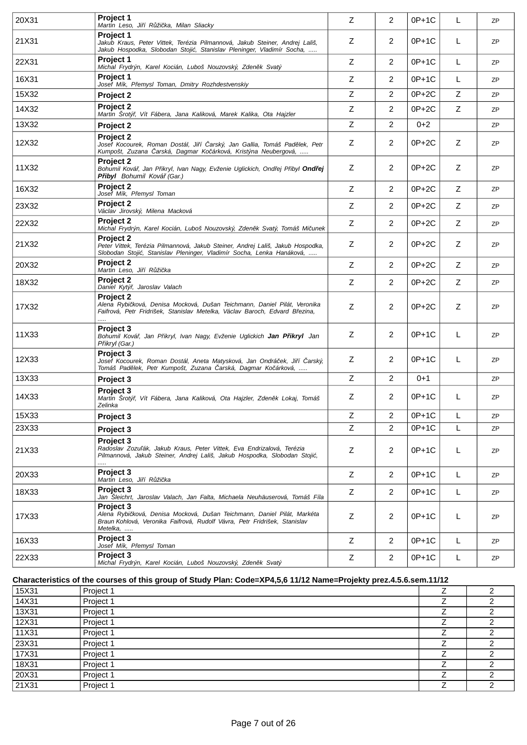| | | | | | | |
|---|---|---|---|---|---|---|
| 20X31 | **Project 1**<br>*Martin Leso, Jiří Růžička, Milan Sliacky* | Z | 2 | 0P+1C | L | ZP |
| 21X31 | **Project 1**<br>*Jakub Kraus, Peter Vittek, Terézia Pilmannová, Jakub Steiner, Andrej Lališ, Jakub Hospodka, Slobodan Stojić, Stanislav Pleninger, Vladimír Socha, .....* | Z | 2 | 0P+1C | L | ZP |
| 22X31 | **Project 1**<br>*Michal Frydrýn, Karel Kocián, Luboš Nouzovský, Zdeněk Svatý* | Z | 2 | 0P+1C | L | ZP |
| 16X31 | **Project 1**<br>*Josef Mík, Přemysl Toman, Dmitry Rozhdestvenskiy* | Z | 2 | 0P+1C | L | ZP |
| 15X32 | **Project 2** | Z | 2 | 0P+2C | Z | ZP |
| 14X32 | **Project 2**<br>*Martin Šrotýř, Vít Fábera, Jana Kaliková, Marek Kalika, Ota Hajzler* | Z | 2 | 0P+2C | Z | ZP |
| 13X32 | **Project 2** | Z | 2 | 0+2 | | ZP |
| 12X32 | **Project 2**<br>*Josef Kocourek, Roman Dostál, Jiří Čarský, Jan Gallia, Tomáš Padělek, Petr Kumpošt, Zuzana Čarská, Dagmar Kočárková, Kristýna Neubergová, .....* | Z | 2 | 0P+2C | Z | ZP |
| 11X32 | **Project 2**<br>*Bohumil Kovář, Jan Přikryl, Ivan Nagy, Evženie Uglickich, Ondřej Přibyl* ***Ondřej Přibyl*** *Bohumil Kovář (Gar.)* | Z | 2 | 0P+2C | Z | ZP |
| 16X32 | **Project 2**<br>*Josef Mík, Přemysl Toman* | Z | 2 | 0P+2C | Z | ZP |
| 23X32 | **Project 2**<br>*Václav Jirovský, Milena Macková* | Z | 2 | 0P+2C | Z | ZP |
| 22X32 | **Project 2**<br>*Michal Frydrýn, Karel Kocián, Luboš Nouzovský, Zdeněk Svatý, Tomáš Mičunek* | Z | 2 | 0P+2C | Z | ZP |
| 21X32 | **Project 2**<br>*Peter Vittek, Terézia Pilmannová, Jakub Steiner, Andrej Lališ, Jakub Hospodka, Slobodan Stojić, Stanislav Pleninger, Vladimír Socha, Lenka Hanáková, .....* | Z | 2 | 0P+2C | Z | ZP |
| 20X32 | **Project 2**<br>*Martin Leso, Jiří Růžička* | Z | 2 | 0P+2C | Z | ZP |
| 18X32 | **Project 2**<br>*Daniel Kytýř, Jaroslav Valach* | Z | 2 | 0P+2C | Z | ZP |
| 17X32 | **Project 2**<br>*Alena Rybičková, Denisa Mocková, Dušan Teichmann, Daniel Pilát, Veronika Faifrová, Petr Fridrišek, Stanislav Metelka, Václav Baroch, Edvard Březina, .....* | Z | 2 | 0P+2C | Z | ZP |
| 11X33 | **Project 3**<br>*Bohumil Kovář, Jan Přikryl, Ivan Nagy, Evženie Uglickich* ***Jan Přikryl*** *Jan Přikryl (Gar.)* | Z | 2 | 0P+1C | L | ZP |
| 12X33 | **Project 3**<br>*Josef Kocourek, Roman Dostál, Aneta Matysková, Jan Ondráček, Jiří Čarský, Tomáš Padělek, Petr Kumpošt, Zuzana Čarská, Dagmar Kočárková, .....* | Z | 2 | 0P+1C | L | ZP |
| 13X33 | **Project 3** | Z | 2 | 0+1 | | ZP |
| 14X33 | **Project 3**<br>*Martin Šrotýř, Vít Fábera, Jana Kaliková, Ota Hajzler, Zdeněk Lokaj, Tomáš Zelinka* | Z | 2 | 0P+1C | L | ZP |
| 15X33 | **Project 3** | Z | 2 | 0P+1C | L | ZP |
| 23X33 | **Project 3** | Z | 2 | 0P+1C | L | ZP |
| 21X33 | **Project 3**<br>*Radoslav Zozuľák, Jakub Kraus, Peter Vittek, Eva Endrizalová, Terézia Pilmannová, Jakub Steiner, Andrej Lališ, Jakub Hospodka, Slobodan Stojić, .....* | Z | 2 | 0P+1C | L | ZP |
| 20X33 | **Project 3**<br>*Martin Leso, Jiří Růžička* | Z | 2 | 0P+1C | L | ZP |
| 18X33 | **Project 3**<br>*Jan Šleichrt, Jaroslav Valach, Jan Falta, Michaela Neuhäuserová, Tomáš Fíla* | Z | 2 | 0P+1C | L | ZP |
| 17X33 | **Project 3**<br>*Alena Rybičková, Denisa Mocková, Dušan Teichmann, Daniel Pilát, Markéta Braun Kohlová, Veronika Faifrová, Rudolf Vávra, Petr Fridrišek, Stanislav Metelka, .....* | Z | 2 | 0P+1C | L | ZP |
| 16X33 | **Project 3**<br>*Josef Mík, Přemysl Toman* | Z | 2 | 0P+1C | L | ZP |
| 22X33 | **Project 3**<br>*Michal Frydrýn, Karel Kocián, Luboš Nouzovský, Zdeněk Svatý* | Z | 2 | 0P+1C | L | ZP |

**Characteristics of the courses of this group of Study Plan: Code=XP4,5,6 11/12 Name=Projekty prez.4.5.6.sem.11/12**

| | | | |
|---|---|---|---|
| 15X31 | Project 1 | Z | 2 |
| 14X31 | Project 1 | Z | 2 |
| 13X31 | Project 1 | Z | 2 |
| 12X31 | Project 1 | Z | 2 |
| 11X31 | Project 1 | Z | 2 |
| 23X31 | Project 1 | Z | 2 |
| 17X31 | Project 1 | Z | 2 |
| 18X31 | Project 1 | Z | 2 |
| 20X31 | Project 1 | Z | 2 |
| 21X31 | Project 1 | Z | 2 |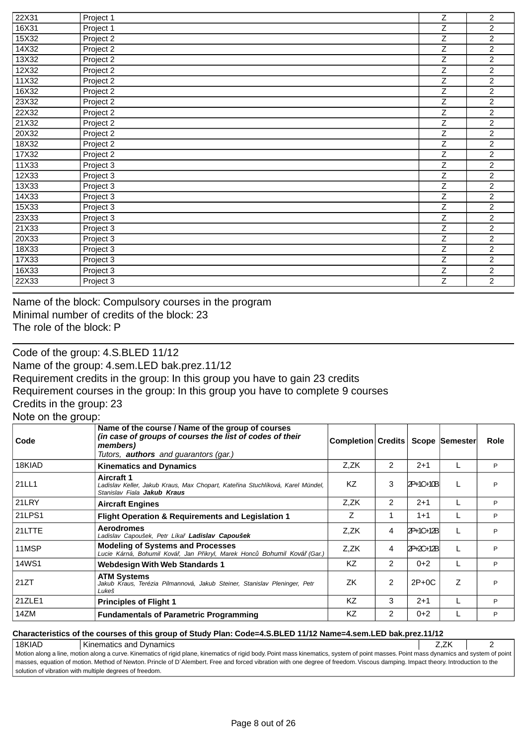| | | | |
|---|---|---|---|
| 22X31 | Project 1 | Z | 2 |
| 16X31 | Project 1 | Z | 2 |
| 15X32 | Project 2 | Z | 2 |
| 14X32 | Project 2 | Z | 2 |
| 13X32 | Project 2 | Z | 2 |
| 12X32 | Project 2 | Z | 2 |
| 11X32 | Project 2 | Z | 2 |
| 16X32 | Project 2 | Z | 2 |
| 23X32 | Project 2 | Z | 2 |
| 22X32 | Project 2 | Z | 2 |
| 21X32 | Project 2 | Z | 2 |
| 20X32 | Project 2 | Z | 2 |
| 18X32 | Project 2 | Z | 2 |
| 17X32 | Project 2 | Z | 2 |
| 11X33 | Project 3 | Z | 2 |
| 12X33 | Project 3 | Z | 2 |
| 13X33 | Project 3 | Z | 2 |
| 14X33 | Project 3 | Z | 2 |
| 15X33 | Project 3 | Z | 2 |
| 23X33 | Project 3 | Z | 2 |
| 21X33 | Project 3 | Z | 2 |
| 20X33 | Project 3 | Z | 2 |
| 18X33 | Project 3 | Z | 2 |
| 17X33 | Project 3 | Z | 2 |
| 16X33 | Project 3 | Z | 2 |
| 22X33 | Project 3 | Z | 2 |

Name of the block: Compulsory courses in the program
Minimal number of credits of the block: 23
The role of the block: P

Code of the group: 4.S.BLED 11/12
Name of the group: 4.sem.LED bak.prez.11/12
Requirement credits in the group: In this group you have to gain 23 credits
Requirement courses in the group: In this group you have to complete 9 courses
Credits in the group: 23
Note on the group:

| Code | Name of the course / Name of the group of courses *(in case of groups of courses the list of codes of their members)* Tutors, ***authors*** and guarantors (gar.) | Completion | Credits | Scope | Semester | Role |
|---|---|---|---|---|---|---|
| 18KIAD | **Kinematics and Dynamics** | Z,ZK | 2 | 2+1 | L | P |
| 21LL1 | **Aircraft 1** *Ladislav Keller, Jakub Kraus, Max Chopart, Kateřina Stuchlíková, Karel Mündel, Stanislav Fiala* ***Jakub Kraus*** | KZ | 3 | 2P+1C+10B | L | P |
| 21LRY | **Aircraft Engines** | Z,ZK | 2 | 2+1 | L | P |
| 21LPS1 | **Flight Operation & Requirements and Legislation 1** | Z | 1 | 1+1 | L | P |
| 21LTTE | **Aerodromes** *Ladislav Capoušek, Petr Líkař* ***Ladislav Capoušek*** | Z,ZK | 4 | 2P+1C+12B | L | P |
| 11MSP | **Modeling of Systems and Processes** *Lucie Kárná, Bohumil Kovář, Jan Přikryl, Marek Honců* *Bohumil Kovář (Gar.)* | Z,ZK | 4 | 2P+2C+12B | L | P |
| 14WS1 | **Webdesign With Web Standards 1** | KZ | 2 | 0+2 | L | P |
| 21ZT | **ATM Systems** *Jakub Kraus, Terézia Pilmannová, Jakub Steiner, Stanislav Pleninger, Petr Lukeš* | ZK | 2 | 2P+0C | Z | P |
| 21ZLE1 | **Principles of Flight 1** | KZ | 3 | 2+1 | L | P |
| 14ZM | **Fundamentals of Parametric Programming** | KZ | 2 | 0+2 | L | P |

**Characteristics of the courses of this group of Study Plan: Code=4.S.BLED 11/12 Name=4.sem.LED bak.prez.11/12**

| 18KIAD | Kinematics and Dynamics | Z,ZK | 2 |
|---|---|---|---|

Motion along a line, motion along a curve. Kinematics of rigid plane, kinematics of rigid body. Point mass kinematics, system of point masses. Point mass dynamics and system of point masses, equation of motion. Method of Newton. Princle of D´Alembert. Free and forced vibration with one degree of freedom. Viscous damping. Impact theory. Introduction to the solution of vibration with multiple degrees of freedom.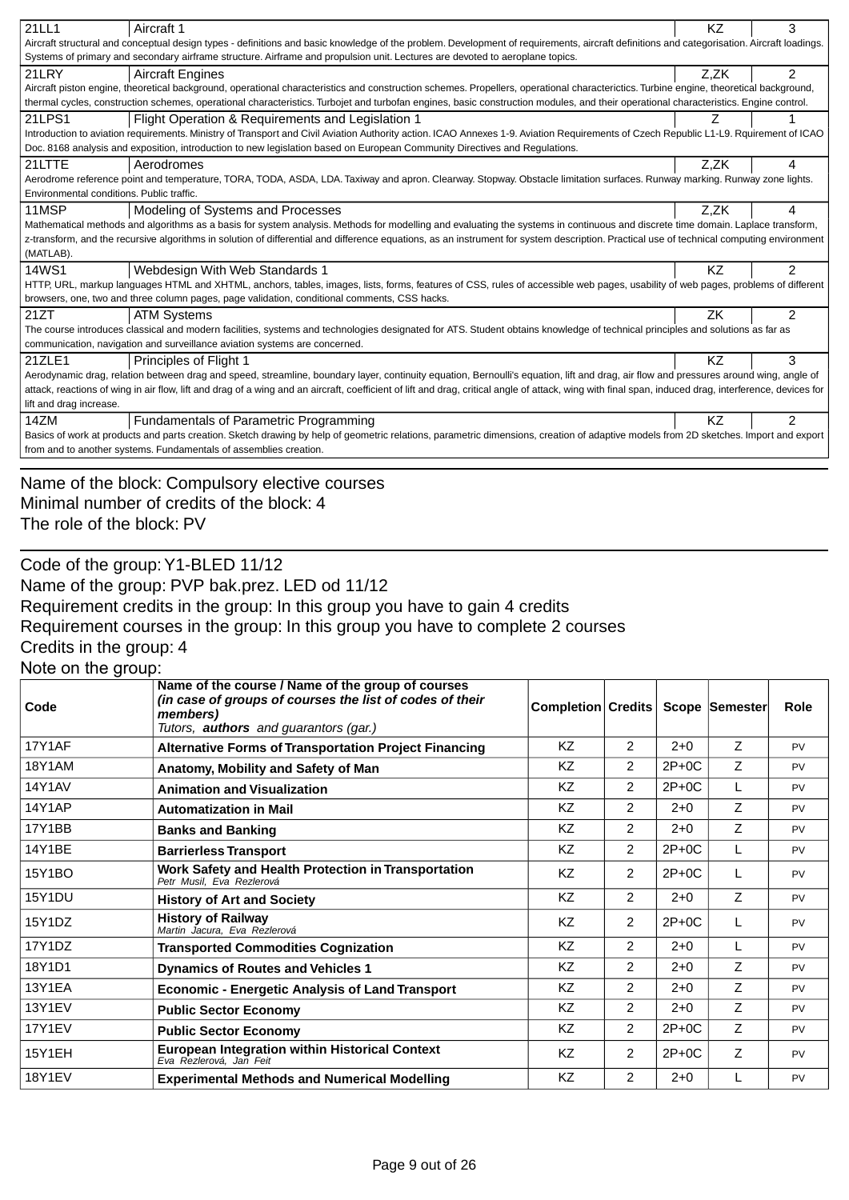| | | | |
|---|---|---|---|
| 21LL1 | Aircraft 1 | KZ | 3 |
| Aircraft structural and conceptual design types - definitions and basic knowledge of the problem. Development of requirements, aircraft definitions and categorisation. Aircraft loadings. Systems of primary and secondary airframe structure. Airframe and propulsion unit. Lectures are devoted to aeroplane topics. | | | |
| 21LRY | Aircraft Engines | Z,ZK | 2 |
| Aircraft piston engine, theoretical background, operational characteristics and construction schemes. Propellers, operational characterictics. Turbine engine, theoretical background, thermal cycles, construction schemes, operational characteristics. Turbojet and turbofan engines, basic construction modules, and their operational characteristics. Engine control. | | | |
| 21LPS1 | Flight Operation & Requirements and Legislation 1 | Z | 1 |
| Introduction to aviation requirements. Ministry of Transport and Civil Aviation Authority action. ICAO Annexes 1-9. Aviation Requirements of Czech Republic L1-L9. Rquirement of ICAO Doc. 8168 analysis and exposition, introduction to new legislation based on European Community Directives and Regulations. | | | |
| 21LTTE | Aerodromes | Z,ZK | 4 |
| Aerodrome reference point and temperature, TORA, TODA, ASDA, LDA. Taxiway and apron. Clearway. Stopway. Obstacle limitation surfaces. Runway marking. Runway zone lights. Environmental conditions. Public traffic. | | | |
| 11MSP | Modeling of Systems and Processes | Z,ZK | 4 |
| Mathematical methods and algorithms as a basis for system analysis. Methods for modelling and evaluating the systems in continuous and discrete time domain. Laplace transform, z-transform, and the recursive algorithms in solution of differential and difference equations, as an instrument for system description. Practical use of technical computing environment (MATLAB). | | | |
| 14WS1 | Webdesign With Web Standards 1 | KZ | 2 |
| HTTP, URL, markup languages HTML and XHTML, anchors, tables, images, lists, forms, features of CSS, rules of accessible web pages, usability of web pages, problems of different browsers, one, two and three column pages, page validation, conditional comments, CSS hacks. | | | |
| 21ZT | ATM Systems | ZK | 2 |
| The course introduces classical and modern facilities, systems and technologies designated for ATS. Student obtains knowledge of technical principles and solutions as far as communication, navigation and surveillance aviation systems are concerned. | | | |
| 21ZLE1 | Principles of Flight 1 | KZ | 3 |
| Aerodynamic drag, relation between drag and speed, streamline, boundary layer, continuity equation, Bernoulli's equation, lift and drag, air flow and pressures around wing, angle of attack, reactions of wing in air flow, lift and drag of a wing and an aircraft, coefficient of lift and drag, critical angle of attack, wing with final span, induced drag, interference, devices for lift and drag increase. | | | |
| 14ZM | Fundamentals of Parametric Programming | KZ | 2 |
| Basics of work at products and parts creation. Sketch drawing by help of geometric relations, parametric dimensions, creation of adaptive models from 2D sketches. Import and export from and to another systems. Fundamentals of assemblies creation. | | | |

Name of the block: Compulsory elective courses
Minimal number of credits of the block: 4
The role of the block: PV

Code of the group: Y1-BLED 11/12
Name of the group: PVP bak.prez. LED od 11/12
Requirement credits in the group: In this group you have to gain 4 credits
Requirement courses in the group: In this group you have to complete 2 courses
Credits in the group: 4
Note on the group:

| Code | Name of the course / Name of the group of courses *(in case of groups of courses the list of codes of their members)* *Tutors, **authors** and guarantors (gar.)* | Completion | Credits | Scope | Semester | Role |
|---|---|---|---|---|---|---|
| 17Y1AF | **Alternative Forms of Transportation Project Financing** | KZ | 2 | 2+0 | Z | PV |
| 18Y1AM | **Anatomy, Mobility and Safety of Man** | KZ | 2 | 2P+0C | Z | PV |
| 14Y1AV | **Animation and Visualization** | KZ | 2 | 2P+0C | L | PV |
| 14Y1AP | **Automatization in Mail** | KZ | 2 | 2+0 | Z | PV |
| 17Y1BB | **Banks and Banking** | KZ | 2 | 2+0 | Z | PV |
| 14Y1BE | **Barrierless Transport** | KZ | 2 | 2P+0C | L | PV |
| 15Y1BO | **Work Safety and Health Protection in Transportation** *Petr Musil, Eva Rezlerová* | KZ | 2 | 2P+0C | L | PV |
| 15Y1DU | **History of Art and Society** | KZ | 2 | 2+0 | Z | PV |
| 15Y1DZ | **History of Railway** *Martin Jacura, Eva Rezlerová* | KZ | 2 | 2P+0C | L | PV |
| 17Y1DZ | **Transported Commodities Cognization** | KZ | 2 | 2+0 | L | PV |
| 18Y1D1 | **Dynamics of Routes and Vehicles 1** | KZ | 2 | 2+0 | Z | PV |
| 13Y1EA | **Economic - Energetic Analysis of Land Transport** | KZ | 2 | 2+0 | Z | PV |
| 13Y1EV | **Public Sector Economy** | KZ | 2 | 2+0 | Z | PV |
| 17Y1EV | **Public Sector Economy** | KZ | 2 | 2P+0C | Z | PV |
| 15Y1EH | **European Integration within Historical Context** *Eva Rezlerová, Jan Feit* | KZ | 2 | 2P+0C | Z | PV |
| 18Y1EV | **Experimental Methods and Numerical Modelling** | KZ | 2 | 2+0 | L | PV |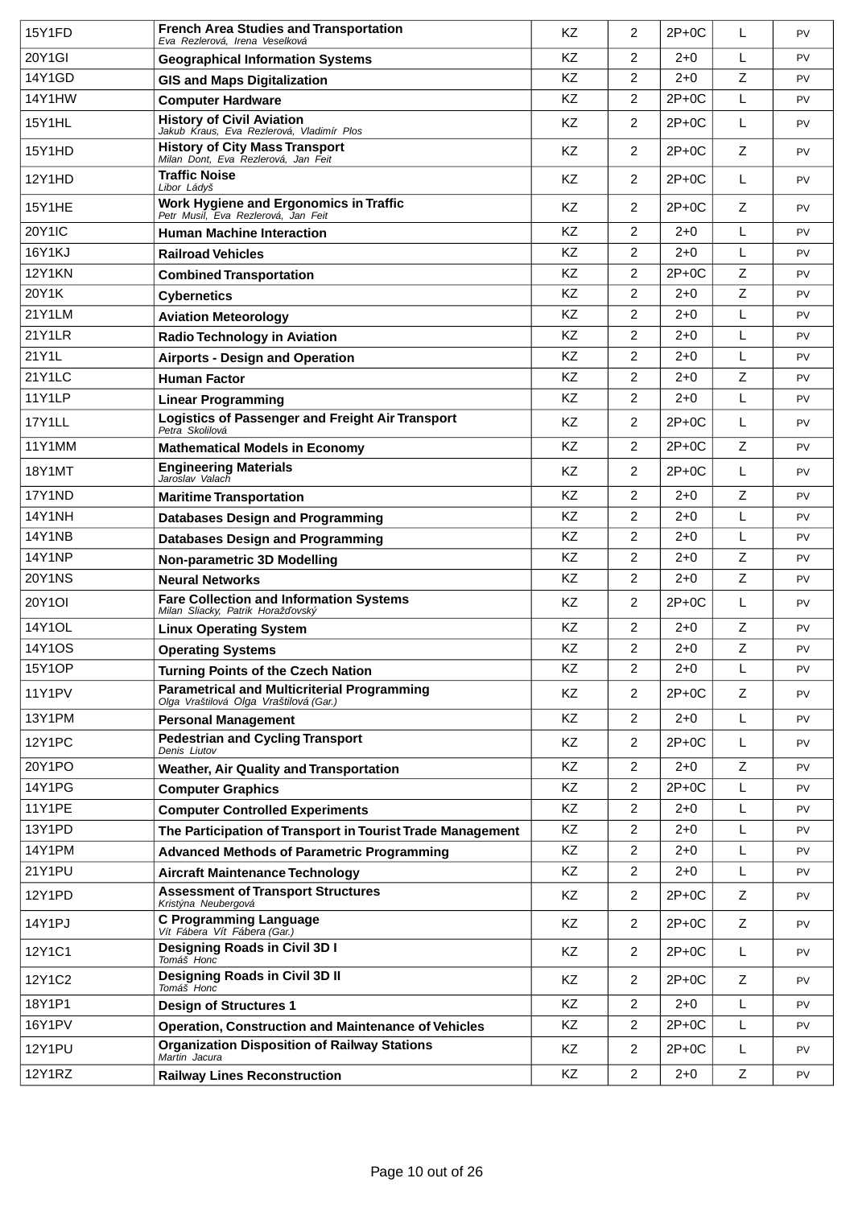| 15Y1FD | French Area Studies and Transportation<br>*Eva Rezlerová, Irena Veselková* | KZ | 2 | 2P+0C | L | PV |
|---|---|---|---|---|---|---|
| 20Y1GI | Geographical Information Systems | KZ | 2 | 2+0 | L | PV |
| 14Y1GD | GIS and Maps Digitalization | KZ | 2 | 2+0 | Z | PV |
| 14Y1HW | Computer Hardware | KZ | 2 | 2P+0C | L | PV |
| 15Y1HL | History of Civil Aviation<br>*Jakub Kraus, Eva Rezlerová, Vladimír Plos* | KZ | 2 | 2P+0C | L | PV |
| 15Y1HD | History of City Mass Transport<br>*Milan Dont, Eva Rezlerová, Jan Feit* | KZ | 2 | 2P+0C | Z | PV |
| 12Y1HD | Traffic Noise<br>*Libor Ládyš* | KZ | 2 | 2P+0C | L | PV |
| 15Y1HE | Work Hygiene and Ergonomics in Traffic<br>*Petr Musil, Eva Rezlerová, Jan Feit* | KZ | 2 | 2P+0C | Z | PV |
| 20Y1IC | Human Machine Interaction | KZ | 2 | 2+0 | L | PV |
| 16Y1KJ | Railroad Vehicles | KZ | 2 | 2+0 | L | PV |
| 12Y1KN | Combined Transportation | KZ | 2 | 2P+0C | Z | PV |
| 20Y1K | Cybernetics | KZ | 2 | 2+0 | Z | PV |
| 21Y1LM | Aviation Meteorology | KZ | 2 | 2+0 | L | PV |
| 21Y1LR | Radio Technology in Aviation | KZ | 2 | 2+0 | L | PV |
| 21Y1L | Airports - Design and Operation | KZ | 2 | 2+0 | L | PV |
| 21Y1LC | Human Factor | KZ | 2 | 2+0 | Z | PV |
| 11Y1LP | Linear Programming | KZ | 2 | 2+0 | L | PV |
| 17Y1LL | Logistics of Passenger and Freight Air Transport<br>*Petra Skolilová* | KZ | 2 | 2P+0C | L | PV |
| 11Y1MM | Mathematical Models in Economy | KZ | 2 | 2P+0C | Z | PV |
| 18Y1MT | Engineering Materials<br>*Jaroslav Valach* | KZ | 2 | 2P+0C | L | PV |
| 17Y1ND | Maritime Transportation | KZ | 2 | 2+0 | Z | PV |
| 14Y1NH | Databases Design and Programming | KZ | 2 | 2+0 | L | PV |
| 14Y1NB | Databases Design and Programming | KZ | 2 | 2+0 | L | PV |
| 14Y1NP | Non-parametric 3D Modelling | KZ | 2 | 2+0 | Z | PV |
| 20Y1NS | Neural Networks | KZ | 2 | 2+0 | Z | PV |
| 20Y1OI | Fare Collection and Information Systems<br>*Milan Sliacky, Patrik Horažďovský* | KZ | 2 | 2P+0C | L | PV |
| 14Y1OL | Linux Operating System | KZ | 2 | 2+0 | Z | PV |
| 14Y1OS | Operating Systems | KZ | 2 | 2+0 | Z | PV |
| 15Y1OP | Turning Points of the Czech Nation | KZ | 2 | 2+0 | L | PV |
| 11Y1PV | Parametrical and Multicriterial Programming<br>*Olga Vraštilová Olga Vraštilová (Gar.)* | KZ | 2 | 2P+0C | Z | PV |
| 13Y1PM | Personal Management | KZ | 2 | 2+0 | L | PV |
| 12Y1PC | Pedestrian and Cycling Transport<br>*Denis Liutov* | KZ | 2 | 2P+0C | L | PV |
| 20Y1PO | Weather, Air Quality and Transportation | KZ | 2 | 2+0 | Z | PV |
| 14Y1PG | Computer Graphics | KZ | 2 | 2P+0C | L | PV |
| 11Y1PE | Computer Controlled Experiments | KZ | 2 | 2+0 | L | PV |
| 13Y1PD | The Participation of Transport in Tourist Trade Management | KZ | 2 | 2+0 | L | PV |
| 14Y1PM | Advanced Methods of Parametric Programming | KZ | 2 | 2+0 | L | PV |
| 21Y1PU | Aircraft Maintenance Technology | KZ | 2 | 2+0 | L | PV |
| 12Y1PD | Assessment of Transport Structures<br>*Kristýna Neubergová* | KZ | 2 | 2P+0C | Z | PV |
| 14Y1PJ | C Programming Language<br>*Vít Fábera Vít Fábera (Gar.)* | KZ | 2 | 2P+0C | Z | PV |
| 12Y1C1 | Designing Roads in Civil 3D I<br>*Tomáš Honc* | KZ | 2 | 2P+0C | L | PV |
| 12Y1C2 | Designing Roads in Civil 3D II<br>*Tomáš Honc* | KZ | 2 | 2P+0C | Z | PV |
| 18Y1P1 | Design of Structures 1 | KZ | 2 | 2+0 | L | PV |
| 16Y1PV | Operation, Construction and Maintenance of Vehicles | KZ | 2 | 2P+0C | L | PV |
| 12Y1PU | Organization Disposition of Railway Stations<br>*Martin Jacura* | KZ | 2 | 2P+0C | L | PV |
| 12Y1RZ | Railway Lines Reconstruction | KZ | 2 | 2+0 | Z | PV |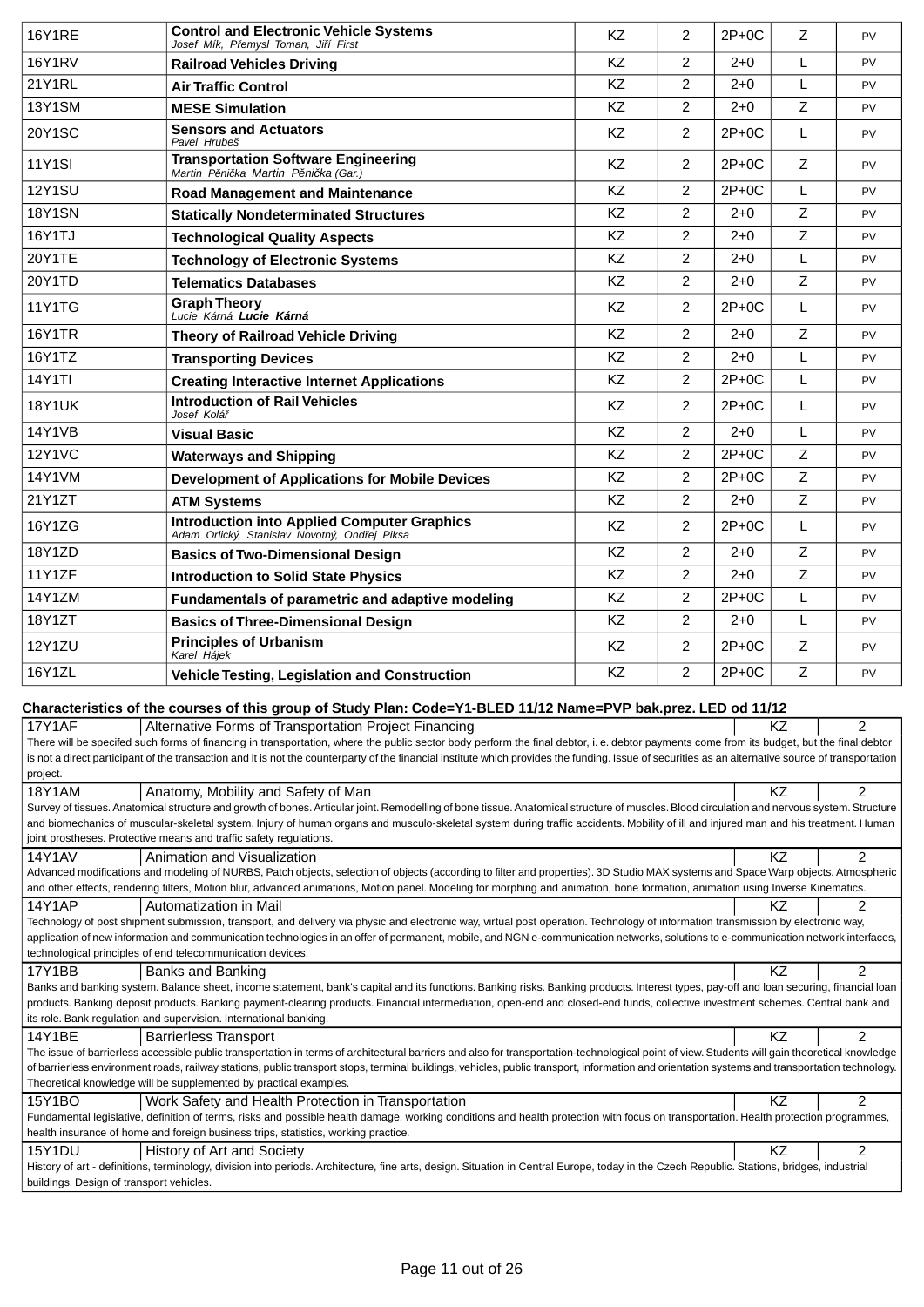| | | | | | | |
|---|---|---|---|---|---|---|
| 16Y1RE | **Control and Electronic Vehicle Systems**<br>*Josef Mík, Přemysl Toman, Jiří First* | KZ | 2 | 2P+0C | Z | PV |
| 16Y1RV | **Railroad Vehicles Driving** | KZ | 2 | 2+0 | L | PV |
| 21Y1RL | **Air Traffic Control** | KZ | 2 | 2+0 | L | PV |
| 13Y1SM | **MESE Simulation** | KZ | 2 | 2+0 | Z | PV |
| 20Y1SC | **Sensors and Actuators**<br>*Pavel Hrubeš* | KZ | 2 | 2P+0C | L | PV |
| 11Y1SI | **Transportation Software Engineering**<br>*Martin Pěnička Martin Pěnička (Gar.)* | KZ | 2 | 2P+0C | Z | PV |
| 12Y1SU | **Road Management and Maintenance** | KZ | 2 | 2P+0C | L | PV |
| 18Y1SN | **Statically Nondeterminated Structures** | KZ | 2 | 2+0 | Z | PV |
| 16Y1TJ | **Technological Quality Aspects** | KZ | 2 | 2+0 | Z | PV |
| 20Y1TE | **Technology of Electronic Systems** | KZ | 2 | 2+0 | L | PV |
| 20Y1TD | **Telematics Databases** | KZ | 2 | 2+0 | Z | PV |
| 11Y1TG | **Graph Theory**<br>*Lucie Kárná* ***Lucie Kárná*** | KZ | 2 | 2P+0C | L | PV |
| 16Y1TR | **Theory of Railroad Vehicle Driving** | KZ | 2 | 2+0 | Z | PV |
| 16Y1TZ | **Transporting Devices** | KZ | 2 | 2+0 | L | PV |
| 14Y1TI | **Creating Interactive Internet Applications** | KZ | 2 | 2P+0C | L | PV |
| 18Y1UK | **Introduction of Rail Vehicles**<br>*Josef Kolář* | KZ | 2 | 2P+0C | L | PV |
| 14Y1VB | **Visual Basic** | KZ | 2 | 2+0 | L | PV |
| 12Y1VC | **Waterways and Shipping** | KZ | 2 | 2P+0C | Z | PV |
| 14Y1VM | **Development of Applications for Mobile Devices** | KZ | 2 | 2P+0C | Z | PV |
| 21Y1ZT | **ATM Systems** | KZ | 2 | 2+0 | Z | PV |
| 16Y1ZG | **Introduction into Applied Computer Graphics**<br>*Adam Orlický, Stanislav Novotný, Ondřej Piksa* | KZ | 2 | 2P+0C | L | PV |
| 18Y1ZD | **Basics of Two-Dimensional Design** | KZ | 2 | 2+0 | Z | PV |
| 11Y1ZF | **Introduction to Solid State Physics** | KZ | 2 | 2+0 | Z | PV |
| 14Y1ZM | **Fundamentals of parametric and adaptive modeling** | KZ | 2 | 2P+0C | L | PV |
| 18Y1ZT | **Basics of Three-Dimensional Design** | KZ | 2 | 2+0 | L | PV |
| 12Y1ZU | **Principles of Urbanism**<br>*Karel Hájek* | KZ | 2 | 2P+0C | Z | PV |
| 16Y1ZL | **Vehicle Testing, Legislation and Construction** | KZ | 2 | 2P+0C | Z | PV |

**Characteristics of the courses of this group of Study Plan: Code=Y1-BLED 11/12 Name=PVP bak.prez. LED od 11/12**

| 17Y1AF | Alternative Forms of Transportation Project Financing | KZ | 2 |
|---|---|---|---|

There will be specifed such forms of financing in transportation, where the public sector body perform the final debtor, i. e. debtor payments come from its budget, but the final debtor is not a direct participant of the transaction and it is not the counterparty of the financial institute which provides the funding. Issue of securities as an alternative source of transportation project.

| 18Y1AM | Anatomy, Mobility and Safety of Man | KZ | 2 |
|---|---|---|---|

Survey of tissues. Anatomical structure and growth of bones. Articular joint. Remodelling of bone tissue. Anatomical structure of muscles. Blood circulation and nervous system. Structure and biomechanics of muscular-skeletal system. Injury of human organs and musculo-skeletal system during traffic accidents. Mobility of ill and injured man and his treatment. Human joint prostheses. Protective means and traffic safety regulations.

| 14Y1AV | Animation and Visualization | KZ | 2 |
|---|---|---|---|

Advanced modifications and modeling of NURBS, Patch objects, selection of objects (according to filter and properties). 3D Studio MAX systems and Space Warp objects. Atmospheric and other effects, rendering filters, Motion blur, advanced animations, Motion panel. Modeling for morphing and animation, bone formation, animation using Inverse Kinematics.

| 14Y1AP | Automatization in Mail | KZ | 2 |
|---|---|---|---|

Technology of post shipment submission, transport, and delivery via physic and electronic way, virtual post operation. Technology of information transmission by electronic way, application of new information and communication technologies in an offer of permanent, mobile, and NGN e-communication networks, solutions to e-communication network interfaces, technological principles of end telecommunication devices.

| 17Y1BB | Banks and Banking | KZ | 2 |
|---|---|---|---|

Banks and banking system. Balance sheet, income statement, bank's capital and its functions. Banking risks. Banking products. Interest types, pay-off and loan securing, financial loan products. Banking deposit products. Banking payment-clearing products. Financial intermediation, open-end and closed-end funds, collective investment schemes. Central bank and its role. Bank regulation and supervision. International banking.

| 14Y1BE | Barrierless Transport | KZ | 2 |
|---|---|---|---|

The issue of barrierless accessible public transportation in terms of architectural barriers and also for transportation-technological point of view. Students will gain theoretical knowledge of barrierless environment roads, railway stations, public transport stops, terminal buildings, vehicles, public transport, information and orientation systems and transportation technology. Theoretical knowledge will be supplemented by practical examples.

| 15Y1BO | Work Safety and Health Protection in Transportation | KZ | 2 |
|---|---|---|---|

Fundamental legislative, definition of terms, risks and possible health damage, working conditions and health protection with focus on transportation. Health protection programmes, health insurance of home and foreign business trips, statistics, working practice.

| 15Y1DU | History of Art and Society | KZ | 2 |
|---|---|---|---|

History of art - definitions, terminology, division into periods. Architecture, fine arts, design. Situation in Central Europe, today in the Czech Republic. Stations, bridges, industrial buildings. Design of transport vehicles.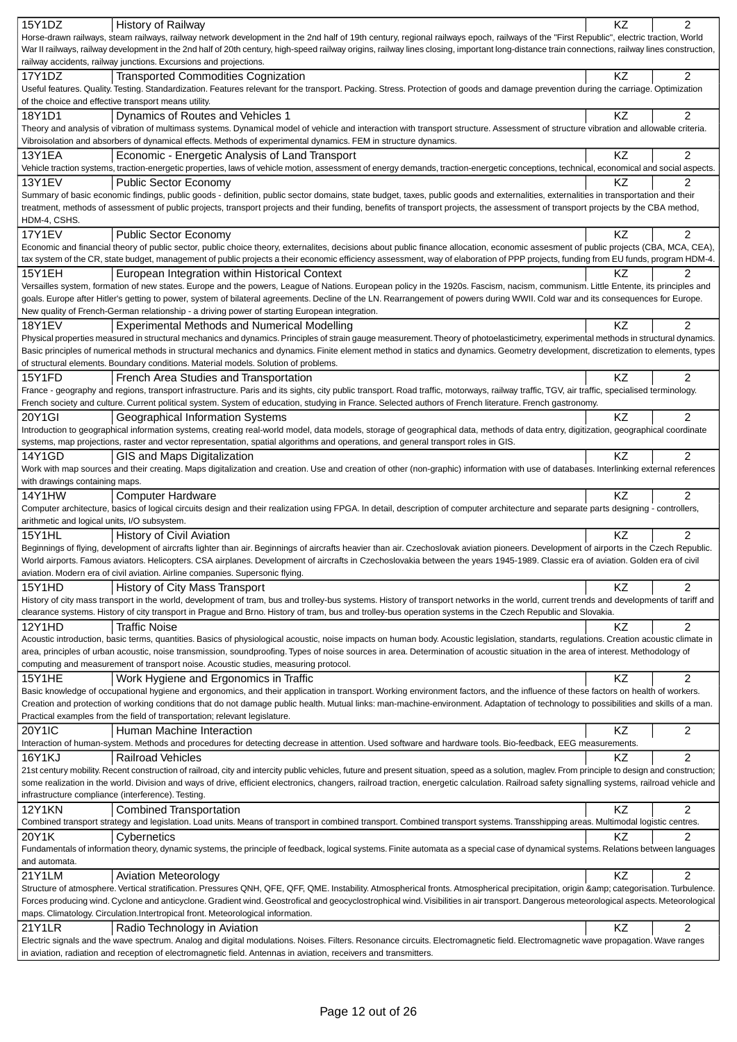| Code | Course | Completion | Credits |
|---|---|---|---|
| 15Y1DZ | History of Railway | KZ | 2 |

Horse-drawn railways, steam railways, railway network development in the 2nd half of 19th century, regional railways epoch, railways of the "First Republic", electric traction, World War II railways, railway development in the 2nd half of 20th century, high-speed railway origins, railway lines closing, important long-distance train connections, railway lines construction, railway accidents, railway junctions. Excursions and projections.

| Code | Course | Completion | Credits |
|---|---|---|---|
| 17Y1DZ | Transported Commodities Cognization | KZ | 2 |

Useful features. Quality. Testing. Standardization. Features relevant for the transport. Packing. Stress. Protection of goods and damage prevention during the carriage. Optimization of the choice and effective transport means utility.

| Code | Course | Completion | Credits |
|---|---|---|---|
| 18Y1D1 | Dynamics of Routes and Vehicles 1 | KZ | 2 |

Theory and analysis of vibration of multimass systems. Dynamical model of vehicle and interaction with transport structure. Assessment of structure vibration and allowable criteria. Vibroisolation and absorbers of dynamical effects. Methods of experimental dynamics. FEM in structure dynamics.

| Code | Course | Completion | Credits |
|---|---|---|---|
| 13Y1EA | Economic - Energetic Analysis of Land Transport | KZ | 2 |

Vehicle traction systems, traction-energetic properties, laws of vehicle motion, assessment of energy demands, traction-energetic conceptions, technical, economical and social aspects.

| Code | Course | Completion | Credits |
|---|---|---|---|
| 13Y1EV | Public Sector Economy | KZ | 2 |

Summary of basic economic findings, public goods - definition, public sector domains, state budget, taxes, public goods and externalities, externalities in transportation and their treatment, methods of assessment of public projects, transport projects and their funding, benefits of transport projects, the assessment of transport projects by the CBA method, HDM-4, CSHS.

| Code | Course | Completion | Credits |
|---|---|---|---|
| 17Y1EV | Public Sector Economy | KZ | 2 |

Economic and financial theory of public sector, public choice theory, externalites, decisions about public finance allocation, economic assesment of public projects (CBA, MCA, CEA), tax system of the CR, state budget, management of public projects a their economic efficiency assessment, way of elaboration of PPP projects, funding from EU funds, program HDM-4.

| Code | Course | Completion | Credits |
|---|---|---|---|
| 15Y1EH | European Integration within Historical Context | KZ | 2 |

Versailles system, formation of new states. Europe and the powers, League of Nations. European policy in the 1920s. Fascism, nacism, communism. Little Entente, its principles and goals. Europe after Hitler's getting to power, system of bilateral agreements. Decline of the LN. Rearrangement of powers during WWII. Cold war and its consequences for Europe. New quality of French-German relationship - a driving power of starting European integration.

| Code | Course | Completion | Credits |
|---|---|---|---|
| 18Y1EV | Experimental Methods and Numerical Modelling | KZ | 2 |

Physical properties measured in structural mechanics and dynamics. Principles of strain gauge measurement. Theory of photoelasticimetry, experimental methods in structural dynamics. Basic principles of numerical methods in structural mechanics and dynamics. Finite element method in statics and dynamics. Geometry development, discretization to elements, types of structural elements. Boundary conditions. Material models. Solution of problems.

| Code | Course | Completion | Credits |
|---|---|---|---|
| 15Y1FD | French Area Studies and Transportation | KZ | 2 |

France - geography and regions, transport infrastructure. Paris and its sights, city public transport. Road traffic, motorways, railway traffic, TGV, air traffic, specialised terminology. French society and culture. Current political system. System of education, studying in France. Selected authors of French literature. French gastronomy.

| Code | Course | Completion | Credits |
|---|---|---|---|
| 20Y1GI | Geographical Information Systems | KZ | 2 |

Introduction to geographical information systems, creating real-world model, data models, storage of geographical data, methods of data entry, digitization, geographical coordinate systems, map projections, raster and vector representation, spatial algorithms and operations, and general transport roles in GIS.

| Code | Course | Completion | Credits |
|---|---|---|---|
| 14Y1GD | GIS and Maps Digitalization | KZ | 2 |

Work with map sources and their creating. Maps digitalization and creation. Use and creation of other (non-graphic) information with use of databases. Interlinking external references with drawings containing maps.

| Code | Course | Completion | Credits |
|---|---|---|---|
| 14Y1HW | Computer Hardware | KZ | 2 |

Computer architecture, basics of logical circuits design and their realization using FPGA. In detail, description of computer architecture and separate parts designing - controllers, arithmetic and logical units, I/O subsystem.

| Code | Course | Completion | Credits |
|---|---|---|---|
| 15Y1HL | History of Civil Aviation | KZ | 2 |

Beginnings of flying, development of aircrafts lighter than air. Beginnings of aircrafts heavier than air. Czechoslovak aviation pioneers. Development of airports in the Czech Republic. World airports. Famous aviators. Helicopters. CSA airplanes. Development of aircrafts in Czechoslovakia between the years 1945-1989. Classic era of aviation. Golden era of civil aviation. Modern era of civil aviation. Airline companies. Supersonic flying.

| Code | Course | Completion | Credits |
|---|---|---|---|
| 15Y1HD | History of City Mass Transport | KZ | 2 |

History of city mass transport in the world, development of tram, bus and trolley-bus systems. History of transport networks in the world, current trends and developments of tariff and clearance systems. History of city transport in Prague and Brno. History of tram, bus and trolley-bus operation systems in the Czech Republic and Slovakia.

| Code | Course | Completion | Credits |
|---|---|---|---|
| 12Y1HD | Traffic Noise | KZ | 2 |

Acoustic introduction, basic terms, quantities. Basics of physiological acoustic, noise impacts on human body. Acoustic legislation, standarts, regulations. Creation acoustic climate in area, principles of urban acoustic, noise transmission, soundproofing. Types of noise sources in area. Determination of acoustic situation in the area of interest. Methodology of computing and measurement of transport noise. Acoustic studies, measuring protocol.

| Code | Course | Completion | Credits |
|---|---|---|---|
| 15Y1HE | Work Hygiene and Ergonomics in Traffic | KZ | 2 |

Basic knowledge of occupational hygiene and ergonomics, and their application in transport. Working environment factors, and the influence of these factors on health of workers. Creation and protection of working conditions that do not damage public health. Mutual links: man-machine-environment. Adaptation of technology to possibilities and skills of a man. Practical examples from the field of transportation; relevant legislature.

| Code | Course | Completion | Credits |
|---|---|---|---|
| 20Y1IC | Human Machine Interaction | KZ | 2 |

Interaction of human-system. Methods and procedures for detecting decrease in attention. Used software and hardware tools. Bio-feedback, EEG measurements.

| Code | Course | Completion | Credits |
|---|---|---|---|
| 16Y1KJ | Railroad Vehicles | KZ | 2 |

21st century mobility. Recent construction of railroad, city and intercity public vehicles, future and present situation, speed as a solution, maglev. From principle to design and construction; some realization in the world. Division and ways of drive, efficient electronics, changers, railroad traction, energetic calculation. Railroad safety signalling systems, railroad vehicle and infrastructure compliance (interference). Testing.

| Code | Course | Completion | Credits |
|---|---|---|---|
| 12Y1KN | Combined Transportation | KZ | 2 |

Combined transport strategy and legislation. Load units. Means of transport in combined transport. Combined transport systems. Transshipping areas. Multimodal logistic centres.

| Code | Course | Completion | Credits |
|---|---|---|---|
| 20Y1K | Cybernetics | KZ | 2 |

Fundamentals of information theory, dynamic systems, the principle of feedback, logical systems. Finite automata as a special case of dynamical systems. Relations between languages and automata.

| Code | Course | Completion | Credits |
|---|---|---|---|
| 21Y1LM | Aviation Meteorology | KZ | 2 |

Structure of atmosphere. Vertical stratification. Pressures QNH, QFE, QFF, QME. Instability. Atmospherical fronts. Atmospherical precipitation, origin &amp; categorisation. Turbulence. Forces producing wind. Cyclone and anticyclone. Gradient wind. Geostrofical and geocyclostrophical wind. Visibilities in air transport. Dangerous meteorological aspects. Meteorological maps. Climatology. Circulation.Intertropical front. Meteorological information.

| Code | Course | Completion | Credits |
|---|---|---|---|
| 21Y1LR | Radio Technology in Aviation | KZ | 2 |

Electric signals and the wave spectrum. Analog and digital modulations. Noises. Filters. Resonance circuits. Electromagnetic field. Electromagnetic wave propagation. Wave ranges in aviation, radiation and reception of electromagnetic field. Antennas in aviation, receivers and transmitters.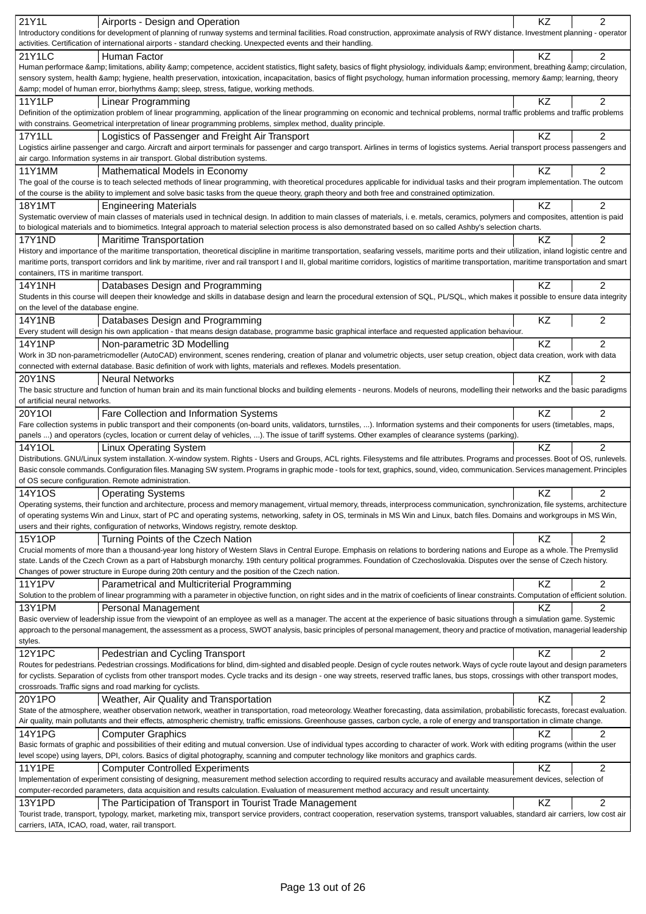| Code | Course | Type | Credits |
|---|---|---|---|
| 21Y1L | Airports - Design and Operation | KZ | 2 |
| Introductory conditions for development of planning of runway systems and terminal facilities. Road construction, approximate analysis of RWY distance. Investment planning - operator activities. Certification of international airports - standard checking. Unexpected events and their handling. | | | |
| 21Y1LC | Human Factor | KZ | 2 |
| Human performace &amp; limitations, ability &amp; competence, accident statistics, flight safety, basics of flight physiology, individuals &amp; environment, breathing &amp; circulation, sensory system, health &amp; hygiene, health preservation, intoxication, incapacitation, basics of flight psychology, human information processing, memory &amp; learning, theory &amp; model of human error, biorhythms &amp; sleep, stress, fatigue, working methods. | | | |
| 11Y1LP | Linear Programming | KZ | 2 |
| Definition of the optimization problem of linear programming, application of the linear programming on economic and technical problems, normal traffic problems and traffic problems with constrains. Geometrical interpretation of linear programming problems, simplex method, duality principle. | | | |
| 17Y1LL | Logistics of Passenger and Freight Air Transport | KZ | 2 |
| Logistics airline passenger and cargo. Aircraft and airport terminals for passenger and cargo transport. Airlines in terms of logistics systems. Aerial transport process passengers and air cargo. Information systems in air transport. Global distribution systems. | | | |
| 11Y1MM | Mathematical Models in Economy | KZ | 2 |
| The goal of the course is to teach selected methods of linear programming, with theoretical procedures applicable for individual tasks and their program implementation. The outcom of the course is the ability to implement and solve basic tasks from the queue theory, graph theory and both free and constrained optimization. | | | |
| 18Y1MT | Engineering Materials | KZ | 2 |
| Systematic overview of main classes of materials used in technical design. In addition to main classes of materials, i. e. metals, ceramics, polymers and composites, attention is paid to biological materials and to biomimetics. Integral approach to material selection process is also demonstrated based on so called Ashby's selection charts. | | | |
| 17Y1ND | Maritime Transportation | KZ | 2 |
| History and importance of the maritime transportation, theoretical discipline in maritime transportation, seafaring vessels, maritime ports and their utilization, inland logistic centre and maritime ports, transport corridors and link by maritime, river and rail transport I and II, global maritime corridors, logistics of maritime transportation, maritime transportation and smart containers, ITS in maritime transport. | | | |
| 14Y1NH | Databases Design and Programming | KZ | 2 |
| Students in this course will deepen their knowledge and skills in database design and learn the procedural extension of SQL, PL/SQL, which makes it possible to ensure data integrity on the level of the database engine. | | | |
| 14Y1NB | Databases Design and Programming | KZ | 2 |
| Every student will design his own application - that means design database, programme basic graphical interface and requested application behaviour. | | | |
| 14Y1NP | Non-parametric 3D Modelling | KZ | 2 |
| Work in 3D non-parametricmodeller (AutoCAD) environment, scenes rendering, creation of planar and volumetric objects, user setup creation, object data creation, work with data connected with external database. Basic definition of work with lights, materials and reflexes. Models presentation. | | | |
| 20Y1NS | Neural Networks | KZ | 2 |
| The basic structure and function of human brain and its main functional blocks and building elements - neurons. Models of neurons, modelling their networks and the basic paradigms of artificial neural networks. | | | |
| 20Y1OI | Fare Collection and Information Systems | KZ | 2 |
| Fare collection systems in public transport and their components (on-board units, validators, turnstiles, ...). Information systems and their components for users (timetables, maps, panels ...) and operators (cycles, location or current delay of vehicles, ...). The issue of tariff systems. Other examples of clearance systems (parking). | | | |
| 14Y1OL | Linux Operating System | KZ | 2 |
| Distributions. GNU/Linux system installation. X-window system. Rights - Users and Groups, ACL rights. Filesystems and file attributes. Programs and processes. Boot of OS, runlevels. Basic console commands. Configuration files. Managing SW system. Programs in graphic mode - tools for text, graphics, sound, video, communication. Services management. Principles of OS secure configuration. Remote administration. | | | |
| 14Y1OS | Operating Systems | KZ | 2 |
| Operating systems, their function and architecture, process and memory management, virtual memory, threads, interprocess communication, synchronization, file systems, architecture of operating systems Win and Linux, start of PC and operating systems, networking, safety in OS, terminals in MS Win and Linux, batch files. Domains and workgroups in MS Win, users and their rights, configuration of networks, Windows registry, remote desktop. | | | |
| 15Y1OP | Turning Points of the Czech Nation | KZ | 2 |
| Crucial moments of more than a thousand-year long history of Western Slavs in Central Europe. Emphasis on relations to bordering nations and Europe as a whole. The Premyslid state. Lands of the Czech Crown as a part of Habsburgh monarchy. 19th century political programmes. Foundation of Czechoslovakia. Disputes over the sense of Czech history. Changes of power structure in Europe during 20th century and the position of the Czech nation. | | | |
| 11Y1PV | Parametrical and Multicriterial Programming | KZ | 2 |
| Solution to the problem of linear programming with a parameter in objective function, on right sides and in the matrix of coeficients of linear constraints. Computation of efficient solution. | | | |
| 13Y1PM | Personal Management | KZ | 2 |
| Basic overview of leadership issue from the viewpoint of an employee as well as a manager. The accent at the experience of basic situations through a simulation game. Systemic approach to the personal management, the assessment as a process, SWOT analysis, basic principles of personal management, theory and practice of motivation, managerial leadership styles. | | | |
| 12Y1PC | Pedestrian and Cycling Transport | KZ | 2 |
| Routes for pedestrians. Pedestrian crossings. Modifications for blind, dim-sighted and disabled people. Design of cycle routes network. Ways of cycle route layout and design parameters for cyclists. Separation of cyclists from other transport modes. Cycle tracks and its design - one way streets, reserved traffic lanes, bus stops, crossings with other transport modes, crossroads. Traffic signs and road marking for cyclists. | | | |
| 20Y1PO | Weather, Air Quality and Transportation | KZ | 2 |
| State of the atmosphere, weather observation network, weather in transportation, road meteorology. Weather forecasting, data assimilation, probabilistic forecasts, forecast evaluation. Air quality, main pollutants and their effects, atmospheric chemistry, traffic emissions. Greenhouse gasses, carbon cycle, a role of energy and transportation in climate change. | | | |
| 14Y1PG | Computer Graphics | KZ | 2 |
| Basic formats of graphic and possibilities of their editing and mutual conversion. Use of individual types according to character of work. Work with editing programs (within the user level scope) using layers, DPI, colors. Basics of digital photography, scanning and computer technology like monitors and graphics cards. | | | |
| 11Y1PE | Computer Controlled Experiments | KZ | 2 |
| Implementation of experiment consisting of designing, measurement method selection according to required results accuracy and available measurement devices, selection of computer-recorded parameters, data acquisition and results calculation. Evaluation of measurement method accuracy and result uncertainty. | | | |
| 13Y1PD | The Participation of Transport in Tourist Trade Management | KZ | 2 |
| Tourist trade, transport, typology, market, marketing mix, transport service providers, contract cooperation, reservation systems, transport valuables, standard air carriers, low cost air carriers, IATA, ICAO, road, water, rail transport. | | | |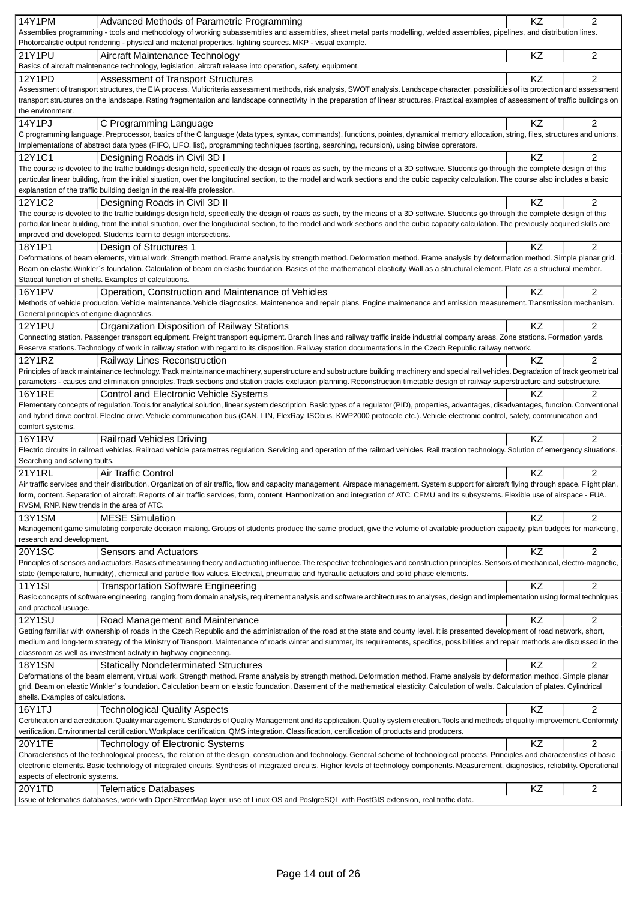| Code | Course | Completion | Credits |
|---|---|---|---|
| 14Y1PM | Advanced Methods of Parametric Programming | KZ | 2 |
| Assemblies programming - tools and methodology of working subassemblies and assemblies, sheet metal parts modelling, welded assemblies, pipelines, and distribution lines. Photorealistic output rendering - physical and material properties, lighting sources. MKP - visual example. | | | |
| 21Y1PU | Aircraft Maintenance Technology | KZ | 2 |
| Basics of aircraft maintenance technology, legislation, aircraft release into operation, safety, equipment. | | | |
| 12Y1PD | Assessment of Transport Structures | KZ | 2 |
| Assessment of transport structures, the EIA process. Multicriteria assessment methods, risk analysis, SWOT analysis. Landscape character, possibilities of its protection and assessment transport structures on the landscape. Rating fragmentation and landscape connectivity in the preparation of linear structures. Practical examples of assessment of traffic buildings on the environment. | | | |
| 14Y1PJ | C Programming Language | KZ | 2 |
| C programming language. Preprocessor, basics of the C language (data types, syntax, commands), functions, pointes, dynamical memory allocation, string, files, structures and unions. Implementations of abstract data types (FIFO, LIFO, list), programming techniques (sorting, searching, recursion), using bitwise oprerators. | | | |
| 12Y1C1 | Designing Roads in Civil 3D I | KZ | 2 |
| The course is devoted to the traffic buildings design field, specifically the design of roads as such, by the means of a 3D software. Students go through the complete design of this particular linear building, from the initial situation, over the longitudinal section, to the model and work sections and the cubic capacity calculation. The course also includes a basic explanation of the traffic building design in the real-life profession. | | | |
| 12Y1C2 | Designing Roads in Civil 3D II | KZ | 2 |
| The course is devoted to the traffic buildings design field, specifically the design of roads as such, by the means of a 3D software. Students go through the complete design of this particular linear building, from the initial situation, over the longitudinal section, to the model and work sections and the cubic capacity calculation. The previously acquired skills are improved and developed. Students learn to design intersections. | | | |
| 18Y1P1 | Design of Structures 1 | KZ | 2 |
| Deformations of beam elements, virtual work. Strength method. Frame analysis by strength method. Deformation method. Frame analysis by deformation method. Simple planar grid. Beam on elastic Winkler´s foundation. Calculation of beam on elastic foundation. Basics of the mathematical elasticity. Wall as a structural element. Plate as a structural member. Statical function of shells. Examples of calculations. | | | |
| 16Y1PV | Operation, Construction and Maintenance of Vehicles | KZ | 2 |
| Methods of vehicle production. Vehicle maintenance. Vehicle diagnostics. Maintenence and repair plans. Engine maintenance and emission measurement. Transmission mechanism. General principles of engine diagnostics. | | | |
| 12Y1PU | Organization Disposition of Railway Stations | KZ | 2 |
| Connecting station. Passenger transport equipment. Freight transport equipment. Branch lines and railway traffic inside industrial company areas. Zone stations. Formation yards. Reserve stations. Technology of work in railway station with regard to its disposition. Railway station documentations in the Czech Republic railway network. | | | |
| 12Y1RZ | Railway Lines Reconstruction | KZ | 2 |
| Principles of track maintainance technology. Track maintainance machinery, superstructure and substructure building machinery and special rail vehicles. Degradation of track geometrical parameters - causes and elimination principles. Track sections and station tracks exclusion planning. Reconstruction timetable design of railway superstructure and substructure. | | | |
| 16Y1RE | Control and Electronic Vehicle Systems | KZ | 2 |
| Elementary concepts of regulation. Tools for analytical solution, linear system description. Basic types of a regulator (PID), properties, advantages, disadvantages, function. Conventional and hybrid drive control. Electric drive. Vehicle communication bus (CAN, LIN, FlexRay, ISObus, KWP2000 protocole etc.). Vehicle electronic control, safety, communication and comfort systems. | | | |
| 16Y1RV | Railroad Vehicles Driving | KZ | 2 |
| Electric circuits in railroad vehicles. Railroad vehicle parametres regulation. Servicing and operation of the railroad vehicles. Rail traction technology. Solution of emergency situations. Searching and solving faults. | | | |
| 21Y1RL | Air Traffic Control | KZ | 2 |
| Air traffic services and their distribution. Organization of air traffic, flow and capacity management. Airspace management. System support for aircraft flying through space. Flight plan, form, content. Separation of aircraft. Reports of air traffic services, form, content. Harmonization and integration of ATC. CFMU and its subsystems. Flexible use of airspace - FUA. RVSM, RNP. New trends in the area of ATC. | | | |
| 13Y1SM | MESE Simulation | KZ | 2 |
| Management game simulating corporate decision making. Groups of students produce the same product, give the volume of available production capacity, plan budgets for marketing, research and development. | | | |
| 20Y1SC | Sensors and Actuators | KZ | 2 |
| Principles of sensors and actuators. Basics of measuring theory and actuating influence. The respective technologies and construction principles. Sensors of mechanical, electro-magnetic, state (temperature, humidity), chemical and particle flow values. Electrical, pneumatic and hydraulic actuators and solid phase elements. | | | |
| 11Y1SI | Transportation Software Engineering | KZ | 2 |
| Basic concepts of software engineering, ranging from domain analysis, requirement analysis and software architectures to analyses, design and implementation using formal techniques and practical usuage. | | | |
| 12Y1SU | Road Management and Maintenance | KZ | 2 |
| Getting familiar with ownership of roads in the Czech Republic and the administration of the road at the state and county level. It is presented development of road network, short, medium and long-term strategy of the Ministry of Transport. Maintenance of roads winter and summer, its requirements, specifics, possibilities and repair methods are discussed in the classroom as well as investment activity in highway engineering. | | | |
| 18Y1SN | Statically Nondeterminated Structures | KZ | 2 |
| Deformations of the beam element, virtual work. Strength method. Frame analysis by strength method. Deformation method. Frame analysis by deformation method. Simple planar grid. Beam on elastic Winkler´s foundation. Calculation beam on elastic foundation. Basement of the mathematical elasticity. Calculation of walls. Calculation of plates. Cylindrical shells. Examples of calculations. | | | |
| 16Y1TJ | Technological Quality Aspects | KZ | 2 |
| Certification and acreditation. Quality management. Standards of Quality Management and its application. Quality system creation. Tools and methods of quality improvement. Conformity verification. Environmental certification. Workplace certification. QMS integration. Classification, certification of products and producers. | | | |
| 20Y1TE | Technology of Electronic Systems | KZ | 2 |
| Characteristics of the technological process, the relation of the design, construction and technology. General scheme of technological process. Principles and characteristics of basic electronic elements. Basic technology of integrated circuits. Synthesis of integrated circuits. Higher levels of technology components. Measurement, diagnostics, reliability. Operational aspects of electronic systems. | | | |
| 20Y1TD | Telematics Databases | KZ | 2 |
| Issue of telematics databases, work with OpenStreetMap layer, use of Linux OS and PostgreSQL with PostGIS extension, real traffic data. | | | |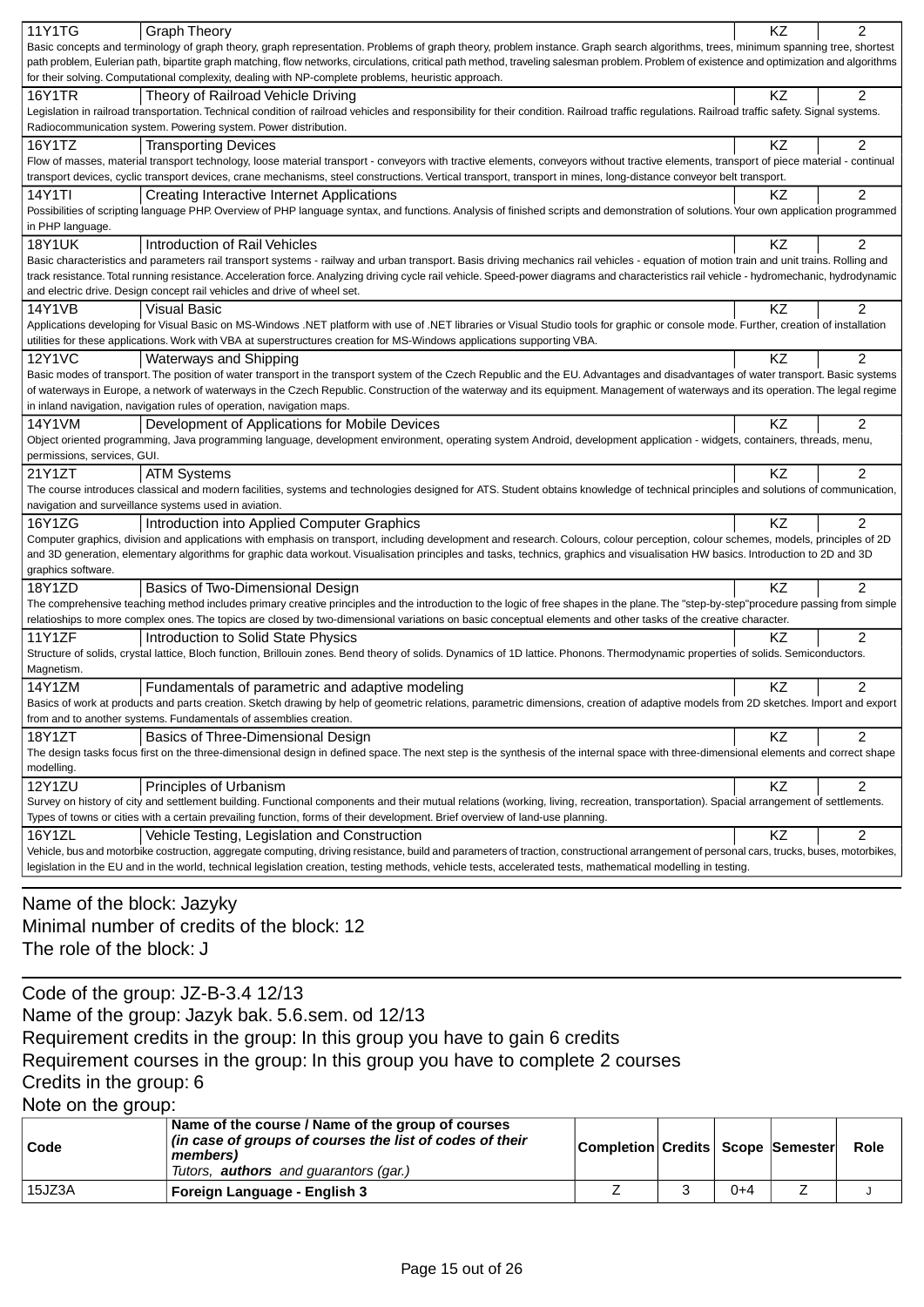| | | | |
|---|---|---|---|
| 11Y1TG | Graph Theory | KZ | 2 |
| Basic concepts and terminology of graph theory, graph representation. Problems of graph theory, problem instance. Graph search algorithms, trees, minimum spanning tree, shortest path problem, Eulerian path, bipartite graph matching, flow networks, circulations, critical path method, traveling salesman problem. Problem of existence and optimization and algorithms for their solving. Computational complexity, dealing with NP-complete problems, heuristic approach. | | | |
| 16Y1TR | Theory of Railroad Vehicle Driving | KZ | 2 |
| Legislation in railroad transportation. Technical condition of railroad vehicles and responsibility for their condition. Railroad traffic regulations. Railroad traffic safety. Signal systems. Radiocommunication system. Powering system. Power distribution. | | | |
| 16Y1TZ | Transporting Devices | KZ | 2 |
| Flow of masses, material transport technology, loose material transport - conveyors with tractive elements, conveyors without tractive elements, transport of piece material - continual transport devices, cyclic transport devices, crane mechanisms, steel constructions. Vertical transport, transport in mines, long-distance conveyor belt transport. | | | |
| 14Y1TI | Creating Interactive Internet Applications | KZ | 2 |
| Possibilities of scripting language PHP. Overview of PHP language syntax, and functions. Analysis of finished scripts and demonstration of solutions. Your own application programmed in PHP language. | | | |
| 18Y1UK | Introduction of Rail Vehicles | KZ | 2 |
| Basic characteristics and parameters rail transport systems - railway and urban transport. Basis driving mechanics rail vehicles - equation of motion train and unit trains. Rolling and track resistance. Total running resistance. Acceleration force. Analyzing driving cycle rail vehicle. Speed-power diagrams and characteristics rail vehicle - hydromechanic, hydrodynamic and electric drive. Design concept rail vehicles and drive of wheel set. | | | |
| 14Y1VB | Visual Basic | KZ | 2 |
| Applications developing for Visual Basic on MS-Windows .NET platform with use of .NET libraries or Visual Studio tools for graphic or console mode. Further, creation of installation utilities for these applications. Work with VBA at superstructures creation for MS-Windows applications supporting VBA. | | | |
| 12Y1VC | Waterways and Shipping | KZ | 2 |
| Basic modes of transport. The position of water transport in the transport system of the Czech Republic and the EU. Advantages and disadvantages of water transport. Basic systems of waterways in Europe, a network of waterways in the Czech Republic. Construction of the waterway and its equipment. Management of waterways and its operation. The legal regime in inland navigation, navigation rules of operation, navigation maps. | | | |
| 14Y1VM | Development of Applications for Mobile Devices | KZ | 2 |
| Object oriented programming, Java programming language, development environment, operating system Android, development application - widgets, containers, threads, menu, permissions, services, GUI. | | | |
| 21Y1ZT | ATM Systems | KZ | 2 |
| The course introduces classical and modern facilities, systems and technologies designed for ATS. Student obtains knowledge of technical principles and solutions of communication, navigation and surveillance systems used in aviation. | | | |
| 16Y1ZG | Introduction into Applied Computer Graphics | KZ | 2 |
| Computer graphics, division and applications with emphasis on transport, including development and research. Colours, colour perception, colour schemes, models, principles of 2D and 3D generation, elementary algorithms for graphic data workout. Visualisation principles and tasks, technics, graphics and visualisation HW basics. Introduction to 2D and 3D graphics software. | | | |
| 18Y1ZD | Basics of Two-Dimensional Design | KZ | 2 |
| The comprehensive teaching method includes primary creative principles and the introduction to the logic of free shapes in the plane. The "step-by-step"procedure passing from simple relatioships to more complex ones. The topics are closed by two-dimensional variations on basic conceptual elements and other tasks of the creative character. | | | |
| 11Y1ZF | Introduction to Solid State Physics | KZ | 2 |
| Structure of solids, crystal lattice, Bloch function, Brillouin zones. Bend theory of solids. Dynamics of 1D lattice. Phonons. Thermodynamic properties of solids. Semiconductors. Magnetism. | | | |
| 14Y1ZM | Fundamentals of parametric and adaptive modeling | KZ | 2 |
| Basics of work at products and parts creation. Sketch drawing by help of geometric relations, parametric dimensions, creation of adaptive models from 2D sketches. Import and export from and to another systems. Fundamentals of assemblies creation. | | | |
| 18Y1ZT | Basics of Three-Dimensional Design | KZ | 2 |
| The design tasks focus first on the three-dimensional design in defined space. The next step is the synthesis of the internal space with three-dimensional elements and correct shape modelling. | | | |
| 12Y1ZU | Principles of Urbanism | KZ | 2 |
| Survey on history of city and settlement building. Functional components and their mutual relations (working, living, recreation, transportation). Spacial arrangement of settlements. Types of towns or cities with a certain prevailing function, forms of their development. Brief overview of land-use planning. | | | |
| 16Y1ZL | Vehicle Testing, Legislation and Construction | KZ | 2 |
| Vehicle, bus and motorbike costruction, aggregate computing, driving resistance, build and parameters of traction, constructional arrangement of personal cars, trucks, buses, motorbikes, legislation in the EU and in the world, technical legislation creation, testing methods, vehicle tests, accelerated tests, mathematical modelling in testing. | | | |

Name of the block: Jazyky
Minimal number of credits of the block: 12
The role of the block: J

Code of the group: JZ-B-3.4 12/13
Name of the group: Jazyk bak. 5.6.sem. od 12/13
Requirement credits in the group: In this group you have to gain 6 credits
Requirement courses in the group: In this group you have to complete 2 courses
Credits in the group: 6
Note on the group:

| Code | **Name of the course / Name of the group of courses** ***(in case of groups of courses the list of codes of their members)*** *Tutors,* ***authors*** *and guarantors (gar.)* | Completion | Credits | Scope | Semester | Role |
|---|---|---|---|---|---|---|
| 15JZ3A | **Foreign Language - English 3** | Z | 3 | 0+4 | Z | J |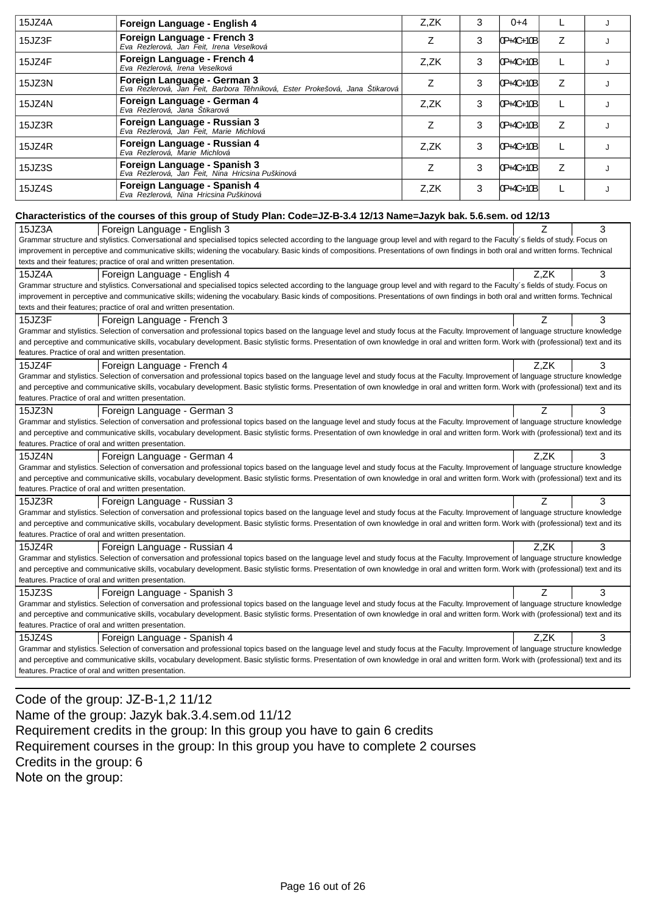| | | | | | | |
|---|---|---|---|---|---|---|
| 15JZ4A | **Foreign Language - English 4** | Z,ZK | 3 | 0+4 | L | J |
| 15JZ3F | **Foreign Language - French 3**<br>*Eva Rezlerová, Jan Feit, Irena Veselková* | Z | 3 | 0P+4C+10B | Z | J |
| 15JZ4F | **Foreign Language - French 4**<br>*Eva Rezlerová, Irena Veselková* | Z,ZK | 3 | 0P+4C+10B | L | J |
| 15JZ3N | **Foreign Language - German 3**<br>*Eva Rezlerová, Jan Feit, Barbora Těhníková, Ester Prokešová, Jana Štikarová* | Z | 3 | 0P+4C+10B | Z | J |
| 15JZ4N | **Foreign Language - German 4**<br>*Eva Rezlerová, Jana Štikarová* | Z,ZK | 3 | 0P+4C+10B | L | J |
| 15JZ3R | **Foreign Language - Russian 3**<br>*Eva Rezlerová, Jan Feit, Marie Michlová* | Z | 3 | 0P+4C+10B | Z | J |
| 15JZ4R | **Foreign Language - Russian 4**<br>*Eva Rezlerová, Marie Michlová* | Z,ZK | 3 | 0P+4C+10B | L | J |
| 15JZ3S | **Foreign Language - Spanish 3**<br>*Eva Rezlerová, Jan Feit, Nina Hricsina Puškinová* | Z | 3 | 0P+4C+10B | Z | J |
| 15JZ4S | **Foreign Language - Spanish 4**<br>*Eva Rezlerová, Nina Hricsina Puškinová* | Z,ZK | 3 | 0P+4C+10B | L | J |

**Characteristics of the courses of this group of Study Plan: Code=JZ-B-3.4 12/13 Name=Jazyk bak. 5.6.sem. od 12/13**

| | | | |
|---|---|---|---|
| 15JZ3A | Foreign Language - English 3 | Z | 3 |

Grammar structure and stylistics. Conversational and specialised topics selected according to the language group level and with regard to the Faculty´s fields of study. Focus on improvement in perceptive and communicative skills; widening the vocabulary. Basic kinds of compositions. Presentations of own findings in both oral and written forms. Technical texts and their features; practice of oral and written presentation.

| | | | |
|---|---|---|---|
| 15JZ4A | Foreign Language - English 4 | Z,ZK | 3 |

Grammar structure and stylistics. Conversational and specialised topics selected according to the language group level and with regard to the Faculty´s fields of study. Focus on improvement in perceptive and communicative skills; widening the vocabulary. Basic kinds of compositions. Presentations of own findings in both oral and written forms. Technical texts and their features; practice of oral and written presentation.

| | | | |
|---|---|---|---|
| 15JZ3F | Foreign Language - French 3 | Z | 3 |

Grammar and stylistics. Selection of conversation and professional topics based on the language level and study focus at the Faculty. Improvement of language structure knowledge and perceptive and communicative skills, vocabulary development. Basic stylistic forms. Presentation of own knowledge in oral and written form. Work with (professional) text and its features. Practice of oral and written presentation.

| | | | |
|---|---|---|---|
| 15JZ4F | Foreign Language - French 4 | Z,ZK | 3 |

Grammar and stylistics. Selection of conversation and professional topics based on the language level and study focus at the Faculty. Improvement of language structure knowledge and perceptive and communicative skills, vocabulary development. Basic stylistic forms. Presentation of own knowledge in oral and written form. Work with (professional) text and its features. Practice of oral and written presentation.

| | | | |
|---|---|---|---|
| 15JZ3N | Foreign Language - German 3 | Z | 3 |

Grammar and stylistics. Selection of conversation and professional topics based on the language level and study focus at the Faculty. Improvement of language structure knowledge and perceptive and communicative skills, vocabulary development. Basic stylistic forms. Presentation of own knowledge in oral and written form. Work with (professional) text and its features. Practice of oral and written presentation.

| | | | |
|---|---|---|---|
| 15JZ4N | Foreign Language - German 4 | Z,ZK | 3 |

Grammar and stylistics. Selection of conversation and professional topics based on the language level and study focus at the Faculty. Improvement of language structure knowledge and perceptive and communicative skills, vocabulary development. Basic stylistic forms. Presentation of own knowledge in oral and written form. Work with (professional) text and its features. Practice of oral and written presentation.

| | | | |
|---|---|---|---|
| 15JZ3R | Foreign Language - Russian 3 | Z | 3 |

Grammar and stylistics. Selection of conversation and professional topics based on the language level and study focus at the Faculty. Improvement of language structure knowledge and perceptive and communicative skills, vocabulary development. Basic stylistic forms. Presentation of own knowledge in oral and written form. Work with (professional) text and its features. Practice of oral and written presentation.

| | | | |
|---|---|---|---|
| 15JZ4R | Foreign Language - Russian 4 | Z,ZK | 3 |

Grammar and stylistics. Selection of conversation and professional topics based on the language level and study focus at the Faculty. Improvement of language structure knowledge and perceptive and communicative skills, vocabulary development. Basic stylistic forms. Presentation of own knowledge in oral and written form. Work with (professional) text and its features. Practice of oral and written presentation.

| | | | |
|---|---|---|---|
| 15JZ3S | Foreign Language - Spanish 3 | Z | 3 |

Grammar and stylistics. Selection of conversation and professional topics based on the language level and study focus at the Faculty. Improvement of language structure knowledge and perceptive and communicative skills, vocabulary development. Basic stylistic forms. Presentation of own knowledge in oral and written form. Work with (professional) text and its features. Practice of oral and written presentation.

| | | | |
|---|---|---|---|
| 15JZ4S | Foreign Language - Spanish 4 | Z,ZK | 3 |

Grammar and stylistics. Selection of conversation and professional topics based on the language level and study focus at the Faculty. Improvement of language structure knowledge and perceptive and communicative skills, vocabulary development. Basic stylistic forms. Presentation of own knowledge in oral and written form. Work with (professional) text and its features. Practice of oral and written presentation.

---

Code of the group: JZ-B-1,2 11/12
Name of the group: Jazyk bak.3.4.sem.od 11/12
Requirement credits in the group: In this group you have to gain 6 credits
Requirement courses in the group: In this group you have to complete 2 courses
Credits in the group: 6
Note on the group: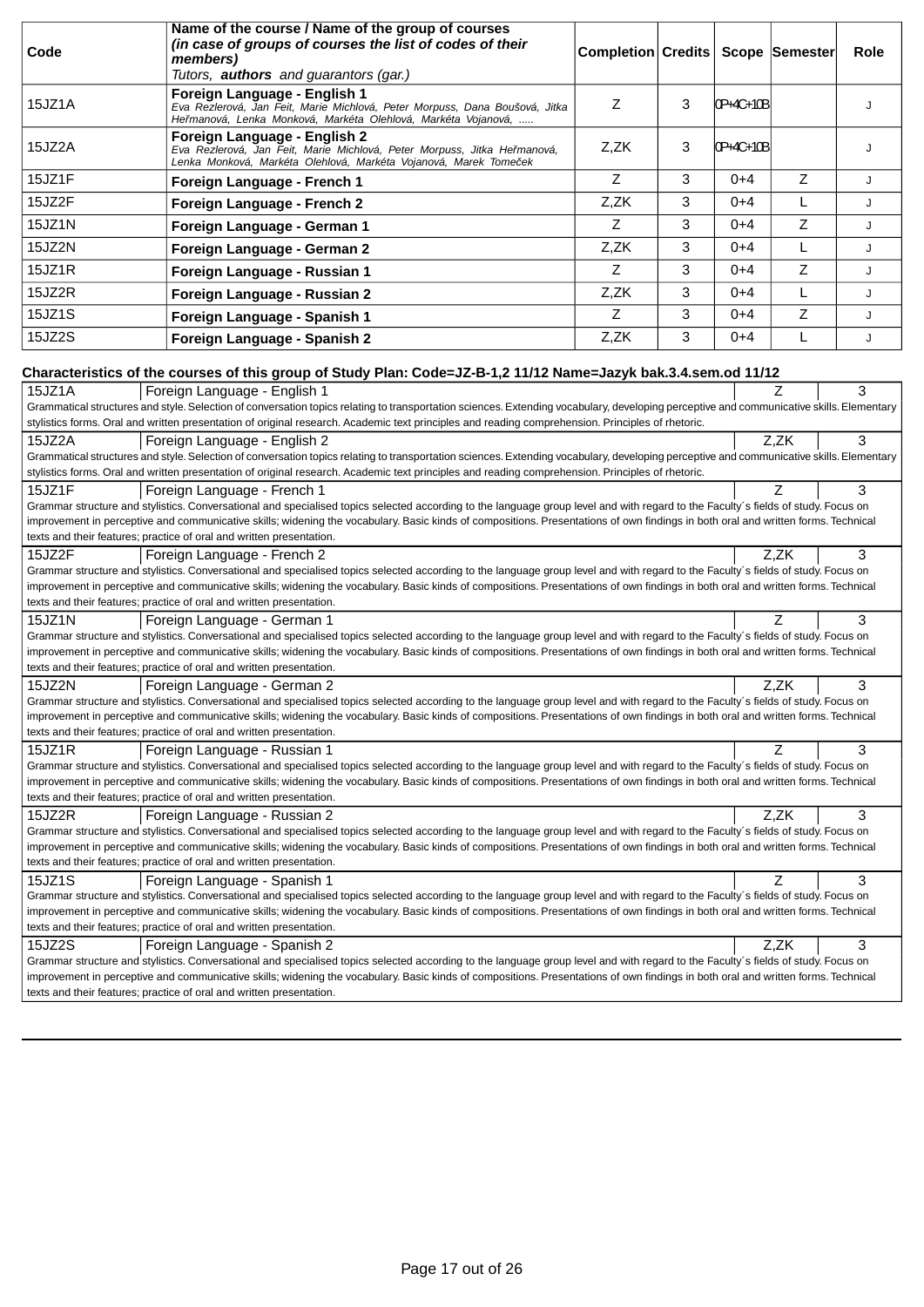| Code | Name of the course / Name of the group of courses *(in case of groups of courses the list of codes of their members)* *Tutors,* ***authors*** *and guarantors (gar.)* | Completion | Credits | Scope | Semester | Role |
|---|---|---|---|---|---|---|
| 15JZ1A | **Foreign Language - English 1** *Eva Rezlerová, Jan Feit, Marie Michlová, Peter Morpuss, Dana Boušová, Jitka Heřmanová, Lenka Monková, Markéta Olehlová, Markéta Vojanová, .....* | Z | 3 | 0P+4C+10B | | J |
| 15JZ2A | **Foreign Language - English 2** *Eva Rezlerová, Jan Feit, Marie Michlová, Peter Morpuss, Jitka Heřmanová, Lenka Monková, Markéta Olehlová, Markéta Vojanová, Marek Tomeček* | Z,ZK | 3 | 0P+4C+10B | | J |
| 15JZ1F | **Foreign Language - French 1** | Z | 3 | 0+4 | Z | J |
| 15JZ2F | **Foreign Language - French 2** | Z,ZK | 3 | 0+4 | L | J |
| 15JZ1N | **Foreign Language - German 1** | Z | 3 | 0+4 | Z | J |
| 15JZ2N | **Foreign Language - German 2** | Z,ZK | 3 | 0+4 | L | J |
| 15JZ1R | **Foreign Language - Russian 1** | Z | 3 | 0+4 | Z | J |
| 15JZ2R | **Foreign Language - Russian 2** | Z,ZK | 3 | 0+4 | L | J |
| 15JZ1S | **Foreign Language - Spanish 1** | Z | 3 | 0+4 | Z | J |
| 15JZ2S | **Foreign Language - Spanish 2** | Z,ZK | 3 | 0+4 | L | J |

**Characteristics of the courses of this group of Study Plan: Code=JZ-B-1,2 11/12 Name=Jazyk bak.3.4.sem.od 11/12**

| 15JZ1A | Foreign Language - English 1 | Z | 3 |
|---|---|---|---|

Grammatical structures and style. Selection of conversation topics relating to transportation sciences. Extending vocabulary, developing perceptive and communicative skills. Elementary stylistics forms. Oral and written presentation of original research. Academic text principles and reading comprehension. Principles of rhetoric.

| 15JZ2A | Foreign Language - English 2 | Z,ZK | 3 |
|---|---|---|---|

Grammatical structures and style. Selection of conversation topics relating to transportation sciences. Extending vocabulary, developing perceptive and communicative skills. Elementary stylistics forms. Oral and written presentation of original research. Academic text principles and reading comprehension. Principles of rhetoric.

| 15JZ1F | Foreign Language - French 1 | Z | 3 |
|---|---|---|---|

Grammar structure and stylistics. Conversational and specialised topics selected according to the language group level and with regard to the Faculty´s fields of study. Focus on improvement in perceptive and communicative skills; widening the vocabulary. Basic kinds of compositions. Presentations of own findings in both oral and written forms. Technical texts and their features; practice of oral and written presentation.

| 15JZ2F | Foreign Language - French 2 | Z,ZK | 3 |
|---|---|---|---|

Grammar structure and stylistics. Conversational and specialised topics selected according to the language group level and with regard to the Faculty´s fields of study. Focus on improvement in perceptive and communicative skills; widening the vocabulary. Basic kinds of compositions. Presentations of own findings in both oral and written forms. Technical texts and their features; practice of oral and written presentation.

| 15JZ1N | Foreign Language - German 1 | Z | 3 |
|---|---|---|---|

Grammar structure and stylistics. Conversational and specialised topics selected according to the language group level and with regard to the Faculty´s fields of study. Focus on improvement in perceptive and communicative skills; widening the vocabulary. Basic kinds of compositions. Presentations of own findings in both oral and written forms. Technical texts and their features; practice of oral and written presentation.

| 15JZ2N | Foreign Language - German 2 | Z,ZK | 3 |
|---|---|---|---|

Grammar structure and stylistics. Conversational and specialised topics selected according to the language group level and with regard to the Faculty´s fields of study. Focus on improvement in perceptive and communicative skills; widening the vocabulary. Basic kinds of compositions. Presentations of own findings in both oral and written forms. Technical texts and their features; practice of oral and written presentation.

| 15JZ1R | Foreign Language - Russian 1 | Z | 3 |
|---|---|---|---|

Grammar structure and stylistics. Conversational and specialised topics selected according to the language group level and with regard to the Faculty´s fields of study. Focus on improvement in perceptive and communicative skills; widening the vocabulary. Basic kinds of compositions. Presentations of own findings in both oral and written forms. Technical texts and their features; practice of oral and written presentation.

| 15JZ2R | Foreign Language - Russian 2 | Z,ZK | 3 |
|---|---|---|---|

Grammar structure and stylistics. Conversational and specialised topics selected according to the language group level and with regard to the Faculty´s fields of study. Focus on improvement in perceptive and communicative skills; widening the vocabulary. Basic kinds of compositions. Presentations of own findings in both oral and written forms. Technical texts and their features; practice of oral and written presentation.

| 15JZ1S | Foreign Language - Spanish 1 | Z | 3 |
|---|---|---|---|

Grammar structure and stylistics. Conversational and specialised topics selected according to the language group level and with regard to the Faculty´s fields of study. Focus on improvement in perceptive and communicative skills; widening the vocabulary. Basic kinds of compositions. Presentations of own findings in both oral and written forms. Technical texts and their features; practice of oral and written presentation.

| 15JZ2S | Foreign Language - Spanish 2 | Z,ZK | 3 |
|---|---|---|---|

Grammar structure and stylistics. Conversational and specialised topics selected according to the language group level and with regard to the Faculty´s fields of study. Focus on improvement in perceptive and communicative skills; widening the vocabulary. Basic kinds of compositions. Presentations of own findings in both oral and written forms. Technical texts and their features; practice of oral and written presentation.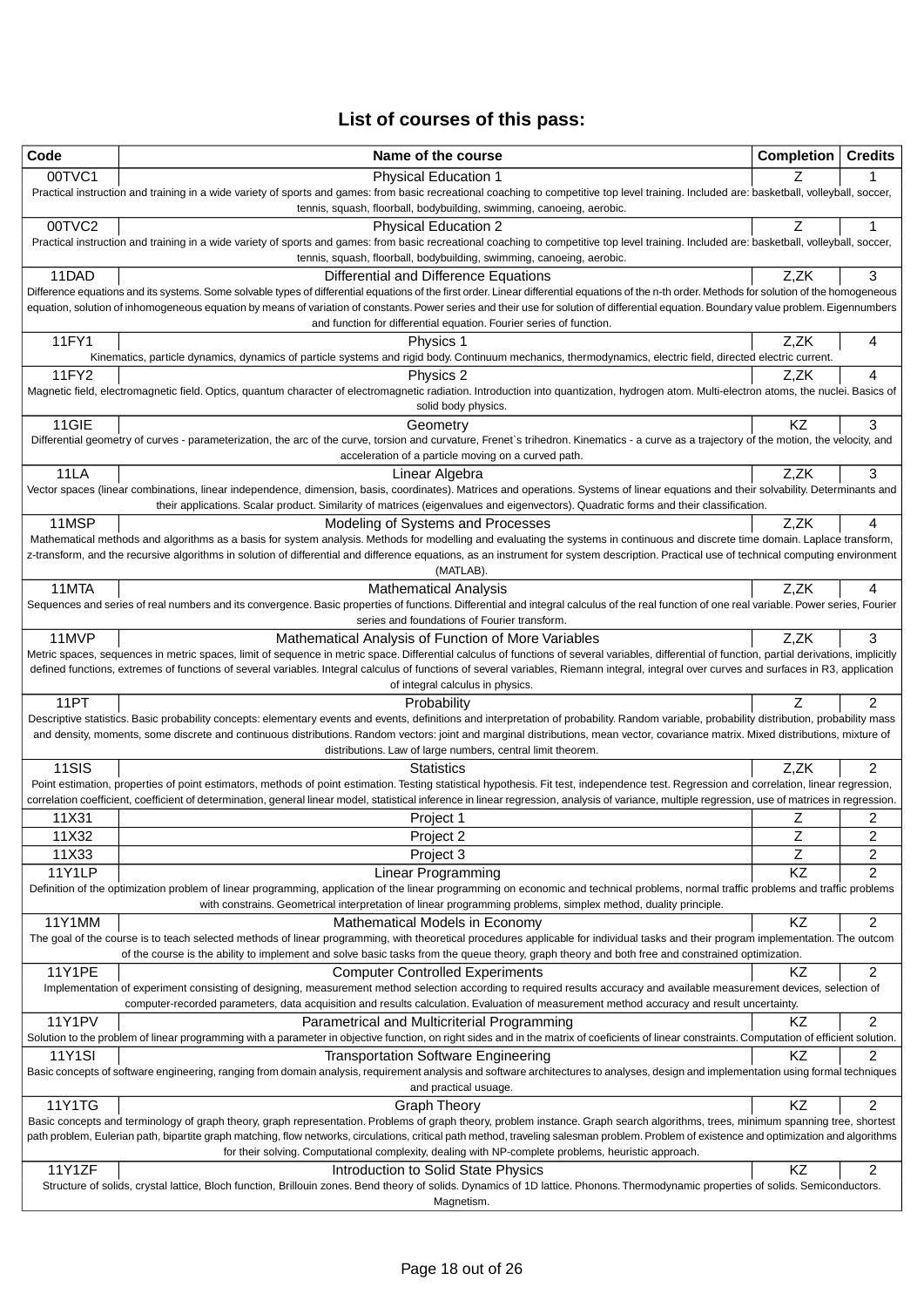## List of courses of this pass:

| Code | Name of the course | Completion | Credits |
|---|---|---|---|
| 00TVC1 | Physical Education 1 | Z | 1 |
| Practical instruction and training in a wide variety of sports and games: from basic recreational coaching to competitive top level training. Included are: basketball, volleyball, soccer, tennis, squash, floorball, bodybuilding, swimming, canoeing, aerobic. | | | |
| 00TVC2 | Physical Education 2 | Z | 1 |
| Practical instruction and training in a wide variety of sports and games: from basic recreational coaching to competitive top level training. Included are: basketball, volleyball, soccer, tennis, squash, floorball, bodybuilding, swimming, canoeing, aerobic. | | | |
| 11DAD | Differential and Difference Equations | Z,ZK | 3 |
| Difference equations and its systems. Some solvable types of differential equations of the first order. Linear differential equations of the n-th order. Methods for solution of the homogeneous equation, solution of inhomogeneous equation by means of variation of constants. Power series and their use for solution of differential equation. Boundary value problem. Eigennumbers and function for differential equation. Fourier series of function. | | | |
| 11FY1 | Physics 1 | Z,ZK | 4 |
| Kinematics, particle dynamics, dynamics of particle systems and rigid body. Continuum mechanics, thermodynamics, electric field, directed electric current. | | | |
| 11FY2 | Physics 2 | Z,ZK | 4 |
| Magnetic field, electromagnetic field. Optics, quantum character of electromagnetic radiation. Introduction into quantization, hydrogen atom. Multi-electron atoms, the nuclei. Basics of solid body physics. | | | |
| 11GIE | Geometry | KZ | 3 |
| Differential geometry of curves - parameterization, the arc of the curve, torsion and curvature, Frenet`s trihedron. Kinematics - a curve as a trajectory of the motion, the velocity, and acceleration of a particle moving on a curved path. | | | |
| 11LA | Linear Algebra | Z,ZK | 3 |
| Vector spaces (linear combinations, linear independence, dimension, basis, coordinates). Matrices and operations. Systems of linear equations and their solvability. Determinants and their applications. Scalar product. Similarity of matrices (eigenvalues and eigenvectors). Quadratic forms and their classification. | | | |
| 11MSP | Modeling of Systems and Processes | Z,ZK | 4 |
| Mathematical methods and algorithms as a basis for system analysis. Methods for modelling and evaluating the systems in continuous and discrete time domain. Laplace transform, z-transform, and the recursive algorithms in solution of differential and difference equations, as an instrument for system description. Practical use of technical computing environment (MATLAB). | | | |
| 11MTA | Mathematical Analysis | Z,ZK | 4 |
| Sequences and series of real numbers and its convergence. Basic properties of functions. Differential and integral calculus of the real function of one real variable. Power series, Fourier series and foundations of Fourier transform. | | | |
| 11MVP | Mathematical Analysis of Function of More Variables | Z,ZK | 3 |
| Metric spaces, sequences in metric spaces, limit of sequence in metric space. Differential calculus of functions of several variables, differential of function, partial derivations, implicitly defined functions, extremes of functions of several variables. Integral calculus of functions of several variables, Riemann integral, integral over curves and surfaces in R3, application of integral calculus in physics. | | | |
| 11PT | Probability | Z | 2 |
| Descriptive statistics. Basic probability concepts: elementary events and events, definitions and interpretation of probability. Random variable, probability distribution, probability mass and density, moments, some discrete and continuous distributions. Random vectors: joint and marginal distributions, mean vector, covariance matrix. Mixed distributions, mixture of distributions. Law of large numbers, central limit theorem. | | | |
| 11SIS | Statistics | Z,ZK | 2 |
| Point estimation, properties of point estimators, methods of point estimation. Testing statistical hypothesis. Fit test, independence test. Regression and correlation, linear regression, correlation coefficient, coefficient of determination, general linear model, statistical inference in linear regression, analysis of variance, multiple regression, use of matrices in regression. | | | |
| 11X31 | Project 1 | Z | 2 |
| 11X32 | Project 2 | Z | 2 |
| 11X33 | Project 3 | Z | 2 |
| 11Y1LP | Linear Programming | KZ | 2 |
| Definition of the optimization problem of linear programming, application of the linear programming on economic and technical problems, normal traffic problems and traffic problems with constrains. Geometrical interpretation of linear programming problems, simplex method, duality principle. | | | |
| 11Y1MM | Mathematical Models in Economy | KZ | 2 |
| The goal of the course is to teach selected methods of linear programming, with theoretical procedures applicable for individual tasks and their program implementation. The outcom of the course is the ability to implement and solve basic tasks from the queue theory, graph theory and both free and constrained optimization. | | | |
| 11Y1PE | Computer Controlled Experiments | KZ | 2 |
| Implementation of experiment consisting of designing, measurement method selection according to required results accuracy and available measurement devices, selection of computer-recorded parameters, data acquisition and results calculation. Evaluation of measurement method accuracy and result uncertainty. | | | |
| 11Y1PV | Parametrical and Multicriterial Programming | KZ | 2 |
| Solution to the problem of linear programming with a parameter in objective function, on right sides and in the matrix of coeficients of linear constraints. Computation of efficient solution. | | | |
| 11Y1SI | Transportation Software Engineering | KZ | 2 |
| Basic concepts of software engineering, ranging from domain analysis, requirement analysis and software architectures to analyses, design and implementation using formal techniques and practical usuage. | | | |
| 11Y1TG | Graph Theory | KZ | 2 |
| Basic concepts and terminology of graph theory, graph representation. Problems of graph theory, problem instance. Graph search algorithms, trees, minimum spanning tree, shortest path problem, Eulerian path, bipartite graph matching, flow networks, circulations, critical path method, traveling salesman problem. Problem of existence and optimization and algorithms for their solving. Computational complexity, dealing with NP-complete problems, heuristic approach. | | | |
| 11Y1ZF | Introduction to Solid State Physics | KZ | 2 |
| Structure of solids, crystal lattice, Bloch function, Brillouin zones. Bend theory of solids. Dynamics of 1D lattice. Phonons. Thermodynamic properties of solids. Semiconductors. Magnetism. | | | |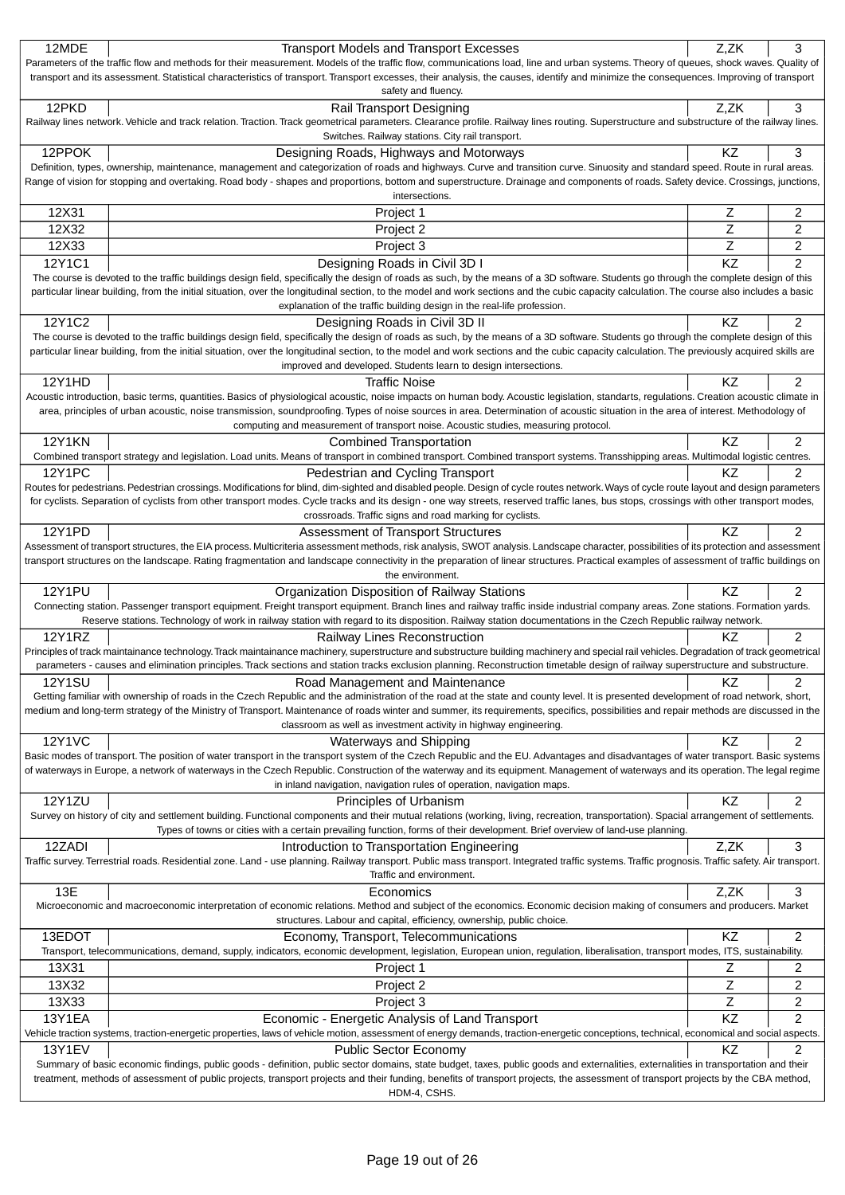| Code | Title | Completion | Credits |
|---|---|---|---|
| 12MDE | Transport Models and Transport Excesses | Z,ZK | 3 |
| Parameters of the traffic flow and methods for their measurement. Models of the traffic flow, communications load, line and urban systems. Theory of queues, shock waves. Quality of transport and its assessment. Statistical characteristics of transport. Transport excesses, their analysis, the causes, identify and minimize the consequences. Improving of transport safety and fluency. | | | |
| 12PKD | Rail Transport Designing | Z,ZK | 3 |
| Railway lines network. Vehicle and track relation. Traction. Track geometrical parameters. Clearance profile. Railway lines routing. Superstructure and substructure of the railway lines. Switches. Railway stations. City rail transport. | | | |
| 12PPOK | Designing Roads, Highways and Motorways | KZ | 3 |
| Definition, types, ownership, maintenance, management and categorization of roads and highways. Curve and transition curve. Sinuosity and standard speed. Route in rural areas. Range of vision for stopping and overtaking. Road body - shapes and proportions, bottom and superstructure. Drainage and components of roads. Safety device. Crossings, junctions, intersections. | | | |
| 12X31 | Project 1 | Z | 2 |
| 12X32 | Project 2 | Z | 2 |
| 12X33 | Project 3 | Z | 2 |
| 12Y1C1 | Designing Roads in Civil 3D I | KZ | 2 |
| The course is devoted to the traffic buildings design field, specifically the design of roads as such, by the means of a 3D software. Students go through the complete design of this particular linear building, from the initial situation, over the longitudinal section, to the model and work sections and the cubic capacity calculation. The course also includes a basic explanation of the traffic building design in the real-life profession. | | | |
| 12Y1C2 | Designing Roads in Civil 3D II | KZ | 2 |
| The course is devoted to the traffic buildings design field, specifically the design of roads as such, by the means of a 3D software. Students go through the complete design of this particular linear building, from the initial situation, over the longitudinal section, to the model and work sections and the cubic capacity calculation. The previously acquired skills are improved and developed. Students learn to design intersections. | | | |
| 12Y1HD | Traffic Noise | KZ | 2 |
| Acoustic introduction, basic terms, quantities. Basics of physiological acoustic, noise impacts on human body. Acoustic legislation, standarts, regulations. Creation acoustic climate in area, principles of urban acoustic, noise transmission, soundproofing. Types of noise sources in area. Determination of acoustic situation in the area of interest. Methodology of computing and measurement of transport noise. Acoustic studies, measuring protocol. | | | |
| 12Y1KN | Combined Transportation | KZ | 2 |
| Combined transport strategy and legislation. Load units. Means of transport in combined transport. Combined transport systems. Transshipping areas. Multimodal logistic centres. | | | |
| 12Y1PC | Pedestrian and Cycling Transport | KZ | 2 |
| Routes for pedestrians. Pedestrian crossings. Modifications for blind, dim-sighted and disabled people. Design of cycle routes network. Ways of cycle route layout and design parameters for cyclists. Separation of cyclists from other transport modes. Cycle tracks and its design - one way streets, reserved traffic lanes, bus stops, crossings with other transport modes, crossroads. Traffic signs and road marking for cyclists. | | | |
| 12Y1PD | Assessment of Transport Structures | KZ | 2 |
| Assessment of transport structures, the EIA process. Multicriteria assessment methods, risk analysis, SWOT analysis. Landscape character, possibilities of its protection and assessment transport structures on the landscape. Rating fragmentation and landscape connectivity in the preparation of linear structures. Practical examples of assessment of traffic buildings on the environment. | | | |
| 12Y1PU | Organization Disposition of Railway Stations | KZ | 2 |
| Connecting station. Passenger transport equipment. Freight transport equipment. Branch lines and railway traffic inside industrial company areas. Zone stations. Formation yards. Reserve stations. Technology of work in railway station with regard to its disposition. Railway station documentations in the Czech Republic railway network. | | | |
| 12Y1RZ | Railway Lines Reconstruction | KZ | 2 |
| Principles of track maintainance technology. Track maintainance machinery, superstructure and substructure building machinery and special rail vehicles. Degradation of track geometrical parameters - causes and elimination principles. Track sections and station tracks exclusion planning. Reconstruction timetable design of railway superstructure and substructure. | | | |
| 12Y1SU | Road Management and Maintenance | KZ | 2 |
| Getting familiar with ownership of roads in the Czech Republic and the administration of the road at the state and county level. It is presented development of road network, short, medium and long-term strategy of the Ministry of Transport. Maintenance of roads winter and summer, its requirements, specifics, possibilities and repair methods are discussed in the classroom as well as investment activity in highway engineering. | | | |
| 12Y1VC | Waterways and Shipping | KZ | 2 |
| Basic modes of transport. The position of water transport in the transport system of the Czech Republic and the EU. Advantages and disadvantages of water transport. Basic systems of waterways in Europe, a network of waterways in the Czech Republic. Construction of the waterway and its equipment. Management of waterways and its operation. The legal regime in inland navigation, navigation rules of operation, navigation maps. | | | |
| 12Y1ZU | Principles of Urbanism | KZ | 2 |
| Survey on history of city and settlement building. Functional components and their mutual relations (working, living, recreation, transportation). Spacial arrangement of settlements. Types of towns or cities with a certain prevailing function, forms of their development. Brief overview of land-use planning. | | | |
| 12ZADI | Introduction to Transportation Engineering | Z,ZK | 3 |
| Traffic survey. Terrestrial roads. Residential zone. Land - use planning. Railway transport. Public mass transport. Integrated traffic systems. Traffic prognosis. Traffic safety. Air transport. Traffic and environment. | | | |
| 13E | Economics | Z,ZK | 3 |
| Microeconomic and macroeconomic interpretation of economic relations. Method and subject of the economics. Economic decision making of consumers and producers. Market structures. Labour and capital, efficiency, ownership, public choice. | | | |
| 13EDOT | Economy, Transport, Telecommunications | KZ | 2 |
| Transport, telecommunications, demand, supply, indicators, economic development, legislation, European union, regulation, liberalisation, transport modes, ITS, sustainability. | | | |
| 13X31 | Project 1 | Z | 2 |
| 13X32 | Project 2 | Z | 2 |
| 13X33 | Project 3 | Z | 2 |
| 13Y1EA | Economic - Energetic Analysis of Land Transport | KZ | 2 |
| Vehicle traction systems, traction-energetic properties, laws of vehicle motion, assessment of energy demands, traction-energetic conceptions, technical, economical and social aspects. | | | |
| 13Y1EV | Public Sector Economy | KZ | 2 |
| Summary of basic economic findings, public goods - definition, public sector domains, state budget, taxes, public goods and externalities, externalities in transportation and their treatment, methods of assessment of public projects, transport projects and their funding, benefits of transport projects, the assessment of transport projects by the CBA method, HDM-4, CSHS. | | | |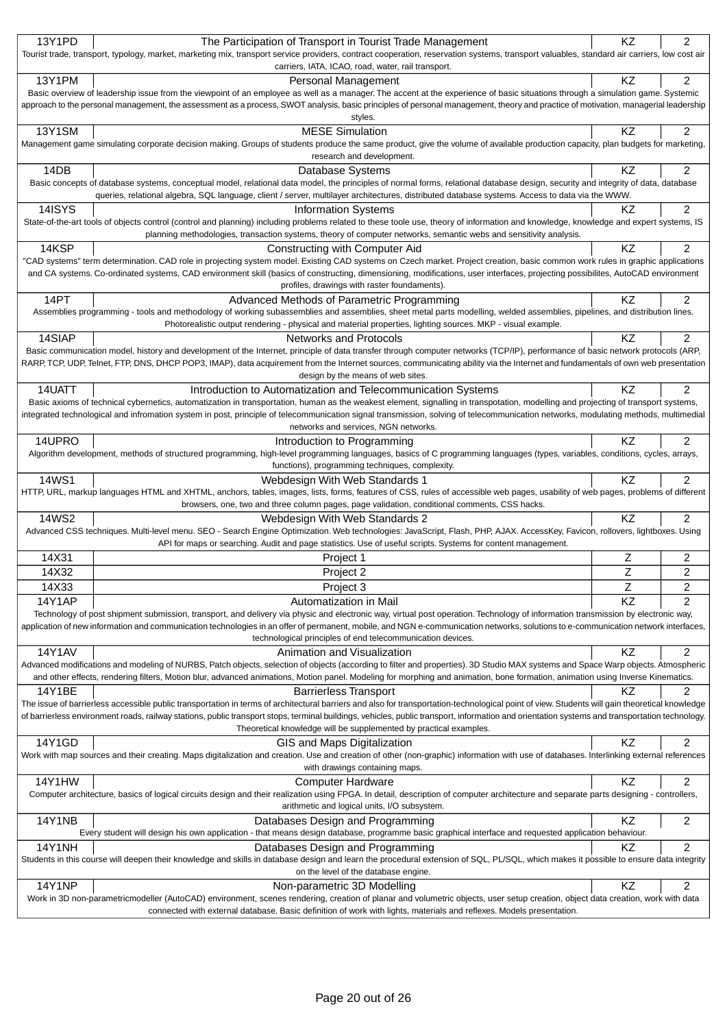| Code | Title | Type | Credits |
|---|---|---|---|
| 13Y1PD | The Participation of Transport in Tourist Trade Management | KZ | 2 |
| Tourist trade, transport, typology, market, marketing mix, transport service providers, contract cooperation, reservation systems, transport valuables, standard air carriers, low cost air carriers, IATA, ICAO, road, water, rail transport. | | | |
| 13Y1PM | Personal Management | KZ | 2 |
| Basic overview of leadership issue from the viewpoint of an employee as well as a manager. The accent at the experience of basic situations through a simulation game. Systemic approach to the personal management, the assessment as a process, SWOT analysis, basic principles of personal management, theory and practice of motivation, managerial leadership styles. | | | |
| 13Y1SM | MESE Simulation | KZ | 2 |
| Management game simulating corporate decision making. Groups of students produce the same product, give the volume of available production capacity, plan budgets for marketing, research and development. | | | |
| 14DB | Database Systems | KZ | 2 |
| Basic concepts of database systems, conceptual model, relational data model, the principles of normal forms, relational database design, security and integrity of data, database queries, relational algebra, SQL language, client / server, multilayer architectures, distributed database systems. Access to data via the WWW. | | | |
| 14ISYS | Information Systems | KZ | 2 |
| State-of-the-art tools of objects control (control and planning) including problems related to these toole use, theory of information and knowledge, knowledge and expert systems, IS planning methodologies, transaction systems, theory of computer networks, semantic webs and sensitivity analysis. | | | |
| 14KSP | Constructing with Computer Aid | KZ | 2 |
| "CAD systems" term determination. CAD role in projecting system model. Existing CAD systems on Czech market. Project creation, basic common work rules in graphic applications and CA systems. Co-ordinated systems, CAD environment skill (basics of constructing, dimensioning, modifications, user interfaces, projecting possibilites, AutoCAD environment profiles, drawings with raster foundaments). | | | |
| 14PT | Advanced Methods of Parametric Programming | KZ | 2 |
| Assemblies programming - tools and methodology of working subassemblies and assemblies, sheet metal parts modelling, welded assemblies, pipelines, and distribution lines. Photorealistic output rendering - physical and material properties, lighting sources. MKP - visual example. | | | |
| 14SIAP | Networks and Protocols | KZ | 2 |
| Basic communication model, history and development of the Internet, principle of data transfer through computer networks (TCP/IP), performance of basic network protocols (ARP, RARP, TCP, UDP, Telnet, FTP, DNS, DHCP POP3, IMAP), data acquirement from the Internet sources, communicating ability via the Internet and fundamentals of own web presentation design by the means of web sites. | | | |
| 14UATT | Introduction to Automatization and Telecommunication Systems | KZ | 2 |
| Basic axioms of technical cybernetics, automatization in transportation, human as the weakest element, signalling in transpotation, modelling and projecting of transport systems, integrated technological and infromation system in post, principle of telecommunication signal transmission, solving of telecommunication networks, modulating methods, multimedial networks and services, NGN networks. | | | |
| 14UPRO | Introduction to Programming | KZ | 2 |
| Algorithm development, methods of structured programming, high-level programming languages, basics of C programming languages (types, variables, conditions, cycles, arrays, functions), programming techniques, complexity. | | | |
| 14WS1 | Webdesign With Web Standards 1 | KZ | 2 |
| HTTP, URL, markup languages HTML and XHTML, anchors, tables, images, lists, forms, features of CSS, rules of accessible web pages, usability of web pages, problems of different browsers, one, two and three column pages, page validation, conditional comments, CSS hacks. | | | |
| 14WS2 | Webdesign With Web Standards 2 | KZ | 2 |
| Advanced CSS techniques. Multi-level menu. SEO - Search Engine Optimization. Web technologies: JavaScript, Flash, PHP, AJAX. AccessKey, Favicon, rollovers, lightboxes. Using API for maps or searching. Audit and page statistics. Use of useful scripts. Systems for content management. | | | |
| 14X31 | Project 1 | Z | 2 |
| 14X32 | Project 2 | Z | 2 |
| 14X33 | Project 3 | Z | 2 |
| 14Y1AP | Automatization in Mail | KZ | 2 |
| Technology of post shipment submission, transport, and delivery via physic and electronic way, virtual post operation. Technology of information transmission by electronic way, application of new information and communication technologies in an offer of permanent, mobile, and NGN e-communication networks, solutions to e-communication network interfaces, technological principles of end telecommunication devices. | | | |
| 14Y1AV | Animation and Visualization | KZ | 2 |
| Advanced modifications and modeling of NURBS, Patch objects, selection of objects (according to filter and properties). 3D Studio MAX systems and Space Warp objects. Atmospheric and other effects, rendering filters, Motion blur, advanced animations, Motion panel. Modeling for morphing and animation, bone formation, animation using Inverse Kinematics. | | | |
| 14Y1BE | Barrierless Transport | KZ | 2 |
| The issue of barrierless accessible public transportation in terms of architectural barriers and also for transportation-technological point of view. Students will gain theoretical knowledge of barrierless environment roads, railway stations, public transport stops, terminal buildings, vehicles, public transport, information and orientation systems and transportation technology. Theoretical knowledge will be supplemented by practical examples. | | | |
| 14Y1GD | GIS and Maps Digitalization | KZ | 2 |
| Work with map sources and their creating. Maps digitalization and creation. Use and creation of other (non-graphic) information with use of databases. Interlinking external references with drawings containing maps. | | | |
| 14Y1HW | Computer Hardware | KZ | 2 |
| Computer architecture, basics of logical circuits design and their realization using FPGA. In detail, description of computer architecture and separate parts designing - controllers, arithmetic and logical units, I/O subsystem. | | | |
| 14Y1NB | Databases Design and Programming | KZ | 2 |
| Every student will design his own application - that means design database, programme basic graphical interface and requested application behaviour. | | | |
| 14Y1NH | Databases Design and Programming | KZ | 2 |
| Students in this course will deepen their knowledge and skills in database design and learn the procedural extension of SQL, PL/SQL, which makes it possible to ensure data integrity on the level of the database engine. | | | |
| 14Y1NP | Non-parametric 3D Modelling | KZ | 2 |
| Work in 3D non-parametricmodeller (AutoCAD) environment, scenes rendering, creation of planar and volumetric objects, user setup creation, object data creation, work with data connected with external database. Basic definition of work with lights, materials and reflexes. Models presentation. | | | |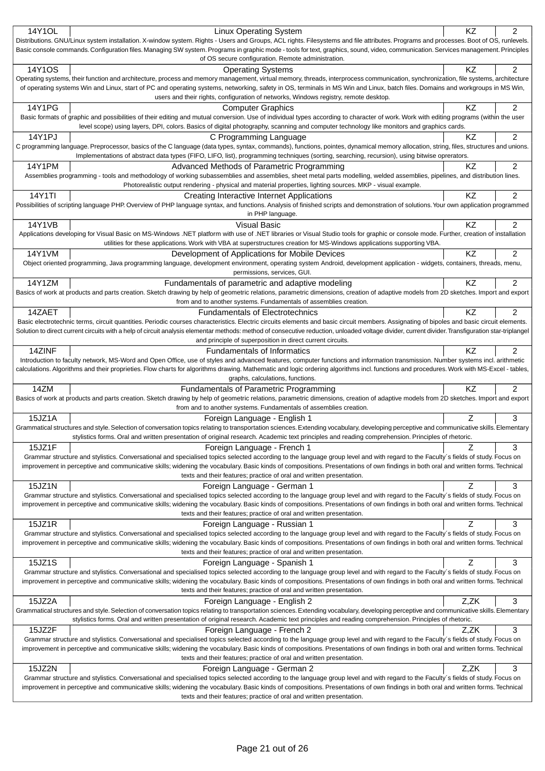| Code | Title | Completion | Credits |
|---|---|---|---|
| 14Y1OL | Linux Operating System | KZ | 2 |
| Distributions. GNU/Linux system installation. X-window system. Rights - Users and Groups, ACL rights. Filesystems and file attributes. Programs and processes. Boot of OS, runlevels. Basic console commands. Configuration files. Managing SW system. Programs in graphic mode - tools for text, graphics, sound, video, communication. Services management. Principles of OS secure configuration. Remote administration. | | | |
| 14Y1OS | Operating Systems | KZ | 2 |
| Operating systems, their function and architecture, process and memory management, virtual memory, threads, interprocess communication, synchronization, file systems, architecture of operating systems Win and Linux, start of PC and operating systems, networking, safety in OS, terminals in MS Win and Linux, batch files. Domains and workgroups in MS Win, users and their rights, configuration of networks, Windows registry, remote desktop. | | | |
| 14Y1PG | Computer Graphics | KZ | 2 |
| Basic formats of graphic and possibilities of their editing and mutual conversion. Use of individual types according to character of work. Work with editing programs (within the user level scope) using layers, DPI, colors. Basics of digital photography, scanning and computer technology like monitors and graphics cards. | | | |
| 14Y1PJ | C Programming Language | KZ | 2 |
| C programming language. Preprocessor, basics of the C language (data types, syntax, commands), functions, pointes, dynamical memory allocation, string, files, structures and unions. Implementations of abstract data types (FIFO, LIFO, list), programming techniques (sorting, searching, recursion), using bitwise oprerators. | | | |
| 14Y1PM | Advanced Methods of Parametric Programming | KZ | 2 |
| Assemblies programming - tools and methodology of working subassemblies and assemblies, sheet metal parts modelling, welded assemblies, pipelines, and distribution lines. Photorealistic output rendering - physical and material properties, lighting sources. MKP - visual example. | | | |
| 14Y1TI | Creating Interactive Internet Applications | KZ | 2 |
| Possibilities of scripting language PHP. Overview of PHP language syntax, and functions. Analysis of finished scripts and demonstration of solutions. Your own application programmed in PHP language. | | | |
| 14Y1VB | Visual Basic | KZ | 2 |
| Applications developing for Visual Basic on MS-Windows .NET platform with use of .NET libraries or Visual Studio tools for graphic or console mode. Further, creation of installation utilities for these applications. Work with VBA at superstructures creation for MS-Windows applications supporting VBA. | | | |
| 14Y1VM | Development of Applications for Mobile Devices | KZ | 2 |
| Object oriented programming, Java programming language, development environment, operating system Android, development application - widgets, containers, threads, menu, permissions, services, GUI. | | | |
| 14Y1ZM | Fundamentals of parametric and adaptive modeling | KZ | 2 |
| Basics of work at products and parts creation. Sketch drawing by help of geometric relations, parametric dimensions, creation of adaptive models from 2D sketches. Import and export from and to another systems. Fundamentals of assemblies creation. | | | |
| 14ZAET | Fundamentals of Electrotechnics | KZ | 2 |
| Basic electrotechnic terms, circuit quantities. Periodic courses characteristics. Electric circuits elements and basic circuit members. Assignating of bipoles and basic circuit elements. Solution to direct current circuits with a help of circuit analysis elementar methods: method of consecutive reduction, unloaded voltage divider, current divider. Transfiguration star-triplangel and principle of superposition in direct current circuits. | | | |
| 14ZINF | Fundamentals of Informatics | KZ | 2 |
| Introduction to faculty network, MS-Word and Open Office, use of styles and advanced features, computer functions and information transmission. Number systems incl. arithmetic calculations. Algorithms and their proprieties. Flow charts for algorithms drawing. Mathematic and logic ordering algorithms incl. functions and procedures. Work with MS-Excel - tables, graphs, calculations, functions. | | | |
| 14ZM | Fundamentals of Parametric Programming | KZ | 2 |
| Basics of work at products and parts creation. Sketch drawing by help of geometric relations, parametric dimensions, creation of adaptive models from 2D sketches. Import and export from and to another systems. Fundamentals of assemblies creation. | | | |
| 15JZ1A | Foreign Language - English 1 | Z | 3 |
| Grammatical structures and style. Selection of conversation topics relating to transportation sciences. Extending vocabulary, developing perceptive and communicative skills. Elementary stylistics forms. Oral and written presentation of original research. Academic text principles and reading comprehension. Principles of rhetoric. | | | |
| 15JZ1F | Foreign Language - French 1 | Z | 3 |
| Grammar structure and stylistics. Conversational and specialised topics selected according to the language group level and with regard to the Faculty´s fields of study. Focus on improvement in perceptive and communicative skills; widening the vocabulary. Basic kinds of compositions. Presentations of own findings in both oral and written forms. Technical texts and their features; practice of oral and written presentation. | | | |
| 15JZ1N | Foreign Language - German 1 | Z | 3 |
| Grammar structure and stylistics. Conversational and specialised topics selected according to the language group level and with regard to the Faculty´s fields of study. Focus on improvement in perceptive and communicative skills; widening the vocabulary. Basic kinds of compositions. Presentations of own findings in both oral and written forms. Technical texts and their features; practice of oral and written presentation. | | | |
| 15JZ1R | Foreign Language - Russian 1 | Z | 3 |
| Grammar structure and stylistics. Conversational and specialised topics selected according to the language group level and with regard to the Faculty´s fields of study. Focus on improvement in perceptive and communicative skills; widening the vocabulary. Basic kinds of compositions. Presentations of own findings in both oral and written forms. Technical texts and their features; practice of oral and written presentation. | | | |
| 15JZ1S | Foreign Language - Spanish 1 | Z | 3 |
| Grammar structure and stylistics. Conversational and specialised topics selected according to the language group level and with regard to the Faculty´s fields of study. Focus on improvement in perceptive and communicative skills; widening the vocabulary. Basic kinds of compositions. Presentations of own findings in both oral and written forms. Technical texts and their features; practice of oral and written presentation. | | | |
| 15JZ2A | Foreign Language - English 2 | Z,ZK | 3 |
| Grammatical structures and style. Selection of conversation topics relating to transportation sciences. Extending vocabulary, developing perceptive and communicative skills. Elementary stylistics forms. Oral and written presentation of original research. Academic text principles and reading comprehension. Principles of rhetoric. | | | |
| 15JZ2F | Foreign Language - French 2 | Z,ZK | 3 |
| Grammar structure and stylistics. Conversational and specialised topics selected according to the language group level and with regard to the Faculty´s fields of study. Focus on improvement in perceptive and communicative skills; widening the vocabulary. Basic kinds of compositions. Presentations of own findings in both oral and written forms. Technical texts and their features; practice of oral and written presentation. | | | |
| 15JZ2N | Foreign Language - German 2 | Z,ZK | 3 |
| Grammar structure and stylistics. Conversational and specialised topics selected according to the language group level and with regard to the Faculty´s fields of study. Focus on improvement in perceptive and communicative skills; widening the vocabulary. Basic kinds of compositions. Presentations of own findings in both oral and written forms. Technical texts and their features; practice of oral and written presentation. | | | |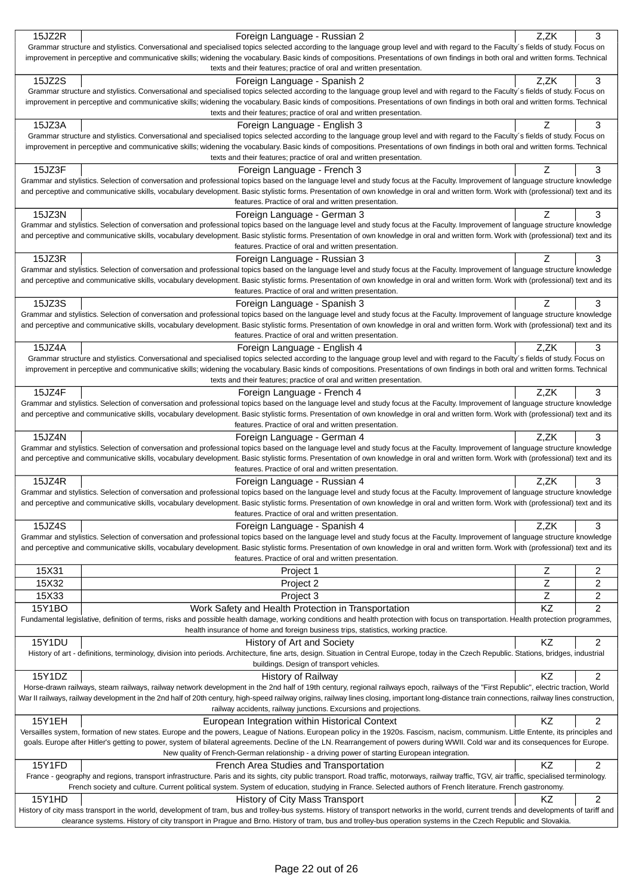| Code | Name | Completion | Credits |
|---|---|---|---|
| 15JZ2R | Foreign Language - Russian 2 | Z,ZK | 3 |
| Grammar structure and stylistics. Conversational and specialised topics selected according to the language group level and with regard to the Faculty´s fields of study. Focus on improvement in perceptive and communicative skills; widening the vocabulary. Basic kinds of compositions. Presentations of own findings in both oral and written forms. Technical texts and their features; practice of oral and written presentation. | | | |
| 15JZ2S | Foreign Language - Spanish 2 | Z,ZK | 3 |
| Grammar structure and stylistics. Conversational and specialised topics selected according to the language group level and with regard to the Faculty´s fields of study. Focus on improvement in perceptive and communicative skills; widening the vocabulary. Basic kinds of compositions. Presentations of own findings in both oral and written forms. Technical texts and their features; practice of oral and written presentation. | | | |
| 15JZ3A | Foreign Language - English 3 | Z | 3 |
| Grammar structure and stylistics. Conversational and specialised topics selected according to the language group level and with regard to the Faculty´s fields of study. Focus on improvement in perceptive and communicative skills; widening the vocabulary. Basic kinds of compositions. Presentations of own findings in both oral and written forms. Technical texts and their features; practice of oral and written presentation. | | | |
| 15JZ3F | Foreign Language - French 3 | Z | 3 |
| Grammar and stylistics. Selection of conversation and professional topics based on the language level and study focus at the Faculty. Improvement of language structure knowledge and perceptive and communicative skills, vocabulary development. Basic stylistic forms. Presentation of own knowledge in oral and written form. Work with (professional) text and its features. Practice of oral and written presentation. | | | |
| 15JZ3N | Foreign Language - German 3 | Z | 3 |
| Grammar and stylistics. Selection of conversation and professional topics based on the language level and study focus at the Faculty. Improvement of language structure knowledge and perceptive and communicative skills, vocabulary development. Basic stylistic forms. Presentation of own knowledge in oral and written form. Work with (professional) text and its features. Practice of oral and written presentation. | | | |
| 15JZ3R | Foreign Language - Russian 3 | Z | 3 |
| Grammar and stylistics. Selection of conversation and professional topics based on the language level and study focus at the Faculty. Improvement of language structure knowledge and perceptive and communicative skills, vocabulary development. Basic stylistic forms. Presentation of own knowledge in oral and written form. Work with (professional) text and its features. Practice of oral and written presentation. | | | |
| 15JZ3S | Foreign Language - Spanish 3 | Z | 3 |
| Grammar and stylistics. Selection of conversation and professional topics based on the language level and study focus at the Faculty. Improvement of language structure knowledge and perceptive and communicative skills, vocabulary development. Basic stylistic forms. Presentation of own knowledge in oral and written form. Work with (professional) text and its features. Practice of oral and written presentation. | | | |
| 15JZ4A | Foreign Language - English 4 | Z,ZK | 3 |
| Grammar structure and stylistics. Conversational and specialised topics selected according to the language group level and with regard to the Faculty´s fields of study. Focus on improvement in perceptive and communicative skills; widening the vocabulary. Basic kinds of compositions. Presentations of own findings in both oral and written forms. Technical texts and their features; practice of oral and written presentation. | | | |
| 15JZ4F | Foreign Language - French 4 | Z,ZK | 3 |
| Grammar and stylistics. Selection of conversation and professional topics based on the language level and study focus at the Faculty. Improvement of language structure knowledge and perceptive and communicative skills, vocabulary development. Basic stylistic forms. Presentation of own knowledge in oral and written form. Work with (professional) text and its features. Practice of oral and written presentation. | | | |
| 15JZ4N | Foreign Language - German 4 | Z,ZK | 3 |
| Grammar and stylistics. Selection of conversation and professional topics based on the language level and study focus at the Faculty. Improvement of language structure knowledge and perceptive and communicative skills, vocabulary development. Basic stylistic forms. Presentation of own knowledge in oral and written form. Work with (professional) text and its features. Practice of oral and written presentation. | | | |
| 15JZ4R | Foreign Language - Russian 4 | Z,ZK | 3 |
| Grammar and stylistics. Selection of conversation and professional topics based on the language level and study focus at the Faculty. Improvement of language structure knowledge and perceptive and communicative skills, vocabulary development. Basic stylistic forms. Presentation of own knowledge in oral and written form. Work with (professional) text and its features. Practice of oral and written presentation. | | | |
| 15JZ4S | Foreign Language - Spanish 4 | Z,ZK | 3 |
| Grammar and stylistics. Selection of conversation and professional topics based on the language level and study focus at the Faculty. Improvement of language structure knowledge and perceptive and communicative skills, vocabulary development. Basic stylistic forms. Presentation of own knowledge in oral and written form. Work with (professional) text and its features. Practice of oral and written presentation. | | | |
| 15X31 | Project 1 | Z | 2 |
| 15X32 | Project 2 | Z | 2 |
| 15X33 | Project 3 | Z | 2 |
| 15Y1BO | Work Safety and Health Protection in Transportation | KZ | 2 |
| Fundamental legislative, definition of terms, risks and possible health damage, working conditions and health protection with focus on transportation. Health protection programmes, health insurance of home and foreign business trips, statistics, working practice. | | | |
| 15Y1DU | History of Art and Society | KZ | 2 |
| History of art - definitions, terminology, division into periods. Architecture, fine arts, design. Situation in Central Europe, today in the Czech Republic. Stations, bridges, industrial buildings. Design of transport vehicles. | | | |
| 15Y1DZ | History of Railway | KZ | 2 |
| Horse-drawn railways, steam railways, railway network development in the 2nd half of 19th century, regional railways epoch, railways of the "First Republic", electric traction, World War II railways, railway development in the 2nd half of 20th century, high-speed railway origins, railway lines closing, important long-distance train connections, railway lines construction, railway accidents, railway junctions. Excursions and projections. | | | |
| 15Y1EH | European Integration within Historical Context | KZ | 2 |
| Versailles system, formation of new states. Europe and the powers, League of Nations. European policy in the 1920s. Fascism, nacism, communism. Little Entente, its principles and goals. Europe after Hitler's getting to power, system of bilateral agreements. Decline of the LN. Rearrangement of powers during WWII. Cold war and its consequences for Europe. New quality of French-German relationship - a driving power of starting European integration. | | | |
| 15Y1FD | French Area Studies and Transportation | KZ | 2 |
| France - geography and regions, transport infrastructure. Paris and its sights, city public transport. Road traffic, motorways, railway traffic, TGV, air traffic, specialised terminology. French society and culture. Current political system. System of education, studying in France. Selected authors of French literature. French gastronomy. | | | |
| 15Y1HD | History of City Mass Transport | KZ | 2 |
| History of city mass transport in the world, development of tram, bus and trolley-bus systems. History of transport networks in the world, current trends and developments of tariff and clearance systems. History of city transport in Prague and Brno. History of tram, bus and trolley-bus operation systems in the Czech Republic and Slovakia. | | | |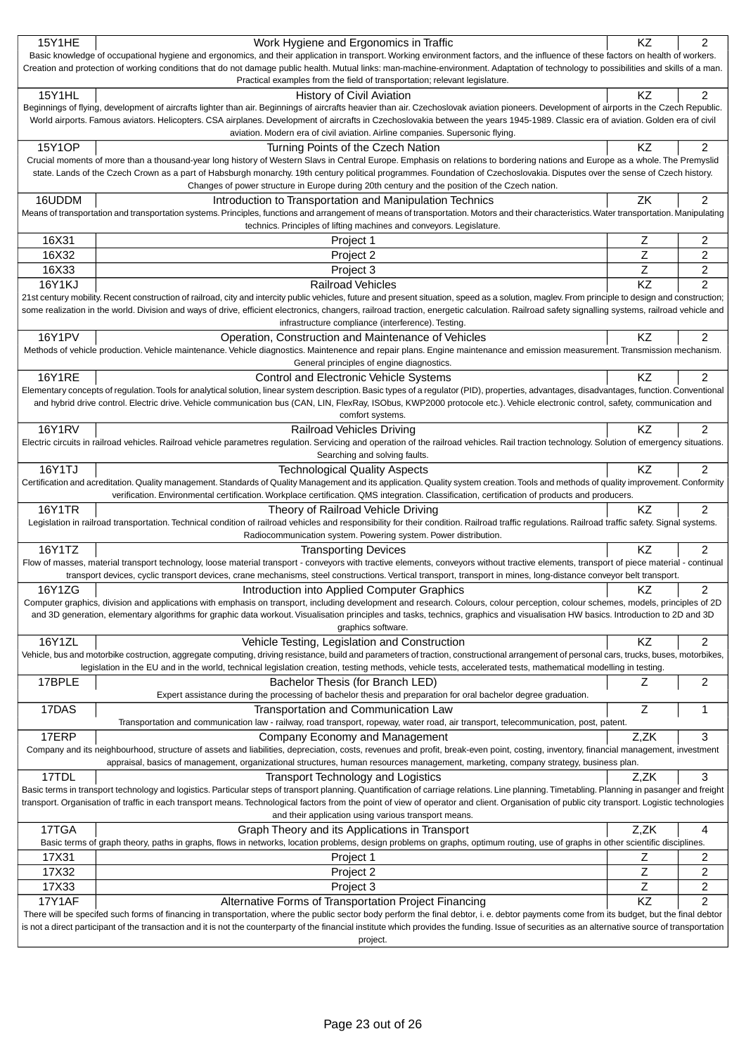| Code | Title | Completion | Credits |
|---|---|---|---|
| 15Y1HE | Work Hygiene and Ergonomics in Traffic | KZ | 2 |
| Basic knowledge of occupational hygiene and ergonomics, and their application in transport. Working environment factors, and the influence of these factors on health of workers. Creation and protection of working conditions that do not damage public health. Mutual links: man-machine-environment. Adaptation of technology to possibilities and skills of a man. Practical examples from the field of transportation; relevant legislature. | | | |
| 15Y1HL | History of Civil Aviation | KZ | 2 |
| Beginnings of flying, development of aircrafts lighter than air. Beginnings of aircrafts heavier than air. Czechoslovak aviation pioneers. Development of airports in the Czech Republic. World airports. Famous aviators. Helicopters. CSA airplanes. Development of aircrafts in Czechoslovakia between the years 1945-1989. Classic era of aviation. Golden era of civil aviation. Modern era of civil aviation. Airline companies. Supersonic flying. | | | |
| 15Y1OP | Turning Points of the Czech Nation | KZ | 2 |
| Crucial moments of more than a thousand-year long history of Western Slavs in Central Europe. Emphasis on relations to bordering nations and Europe as a whole. The Premyslid state. Lands of the Czech Crown as a part of Habsburgh monarchy. 19th century political programmes. Foundation of Czechoslovakia. Disputes over the sense of Czech history. Changes of power structure in Europe during 20th century and the position of the Czech nation. | | | |
| 16UDDM | Introduction to Transportation and Manipulation Technics | ZK | 2 |
| Means of transportation and transportation systems. Principles, functions and arrangement of means of transportation. Motors and their characteristics. Water transportation. Manipulating technics. Principles of lifting machines and conveyors. Legislature. | | | |
| 16X31 | Project 1 | Z | 2 |
| 16X32 | Project 2 | Z | 2 |
| 16X33 | Project 3 | Z | 2 |
| 16Y1KJ | Railroad Vehicles | KZ | 2 |
| 21st century mobility. Recent construction of railroad, city and intercity public vehicles, future and present situation, speed as a solution, maglev. From principle to design and construction; some realization in the world. Division and ways of drive, efficient electronics, changers, railroad traction, energetic calculation. Railroad safety signalling systems, railroad vehicle and infrastructure compliance (interference). Testing. | | | |
| 16Y1PV | Operation, Construction and Maintenance of Vehicles | KZ | 2 |
| Methods of vehicle production. Vehicle maintenance. Vehicle diagnostics. Maintenence and repair plans. Engine maintenance and emission measurement. Transmission mechanism. General principles of engine diagnostics. | | | |
| 16Y1RE | Control and Electronic Vehicle Systems | KZ | 2 |
| Elementary concepts of regulation. Tools for analytical solution, linear system description. Basic types of a regulator (PID), properties, advantages, disadvantages, function. Conventional and hybrid drive control. Electric drive. Vehicle communication bus (CAN, LIN, FlexRay, ISObus, KWP2000 protocole etc.). Vehicle electronic control, safety, communication and comfort systems. | | | |
| 16Y1RV | Railroad Vehicles Driving | KZ | 2 |
| Electric circuits in railroad vehicles. Railroad vehicle parametres regulation. Servicing and operation of the railroad vehicles. Rail traction technology. Solution of emergency situations. Searching and solving faults. | | | |
| 16Y1TJ | Technological Quality Aspects | KZ | 2 |
| Certification and acreditation. Quality management. Standards of Quality Management and its application. Quality system creation. Tools and methods of quality improvement. Conformity verification. Environmental certification. Workplace certification. QMS integration. Classification, certification of products and producers. | | | |
| 16Y1TR | Theory of Railroad Vehicle Driving | KZ | 2 |
| Legislation in railroad transportation. Technical condition of railroad vehicles and responsibility for their condition. Railroad traffic regulations. Railroad traffic safety. Signal systems. Radiocommunication system. Powering system. Power distribution. | | | |
| 16Y1TZ | Transporting Devices | KZ | 2 |
| Flow of masses, material transport technology, loose material transport - conveyors with tractive elements, conveyors without tractive elements, transport of piece material - continual transport devices, cyclic transport devices, crane mechanisms, steel constructions. Vertical transport, transport in mines, long-distance conveyor belt transport. | | | |
| 16Y1ZG | Introduction into Applied Computer Graphics | KZ | 2 |
| Computer graphics, division and applications with emphasis on transport, including development and research. Colours, colour perception, colour schemes, models, principles of 2D and 3D generation, elementary algorithms for graphic data workout. Visualisation principles and tasks, technics, graphics and visualisation HW basics. Introduction to 2D and 3D graphics software. | | | |
| 16Y1ZL | Vehicle Testing, Legislation and Construction | KZ | 2 |
| Vehicle, bus and motorbike costruction, aggregate computing, driving resistance, build and parameters of traction, constructional arrangement of personal cars, trucks, buses, motorbikes, legislation in the EU and in the world, technical legislation creation, testing methods, vehicle tests, accelerated tests, mathematical modelling in testing. | | | |
| 17BPLE | Bachelor Thesis (for Branch LED) | Z | 2 |
| Expert assistance during the processing of bachelor thesis and preparation for oral bachelor degree graduation. | | | |
| 17DAS | Transportation and Communication Law | Z | 1 |
| Transportation and communication law - railway, road transport, ropeway, water road, air transport, telecommunication, post, patent. | | | |
| 17ERP | Company Economy and Management | Z,ZK | 3 |
| Company and its neighbourhood, structure of assets and liabilities, depreciation, costs, revenues and profit, break-even point, costing, inventory, financial management, investment appraisal, basics of management, organizational structures, human resources management, marketing, company strategy, business plan. | | | |
| 17TDL | Transport Technology and Logistics | Z,ZK | 3 |
| Basic terms in transport technology and logistics. Particular steps of transport planning. Quantification of carriage relations. Line planning. Timetabling. Planning in pasanger and freight transport. Organisation of traffic in each transport means. Technological factors from the point of view of operator and client. Organisation of public city transport. Logistic technologies and their application using various transport means. | | | |
| 17TGA | Graph Theory and its Applications in Transport | Z,ZK | 4 |
| Basic terms of graph theory, paths in graphs, flows in networks, location problems, design problems on graphs, optimum routing, use of graphs in other scientific disciplines. | | | |
| 17X31 | Project 1 | Z | 2 |
| 17X32 | Project 2 | Z | 2 |
| 17X33 | Project 3 | Z | 2 |
| 17Y1AF | Alternative Forms of Transportation Project Financing | KZ | 2 |
| There will be specifed such forms of financing in transportation, where the public sector body perform the final debtor, i. e. debtor payments come from its budget, but the final debtor is not a direct participant of the transaction and it is not the counterparty of the financial institute which provides the funding. Issue of securities as an alternative source of transportation project. | | | |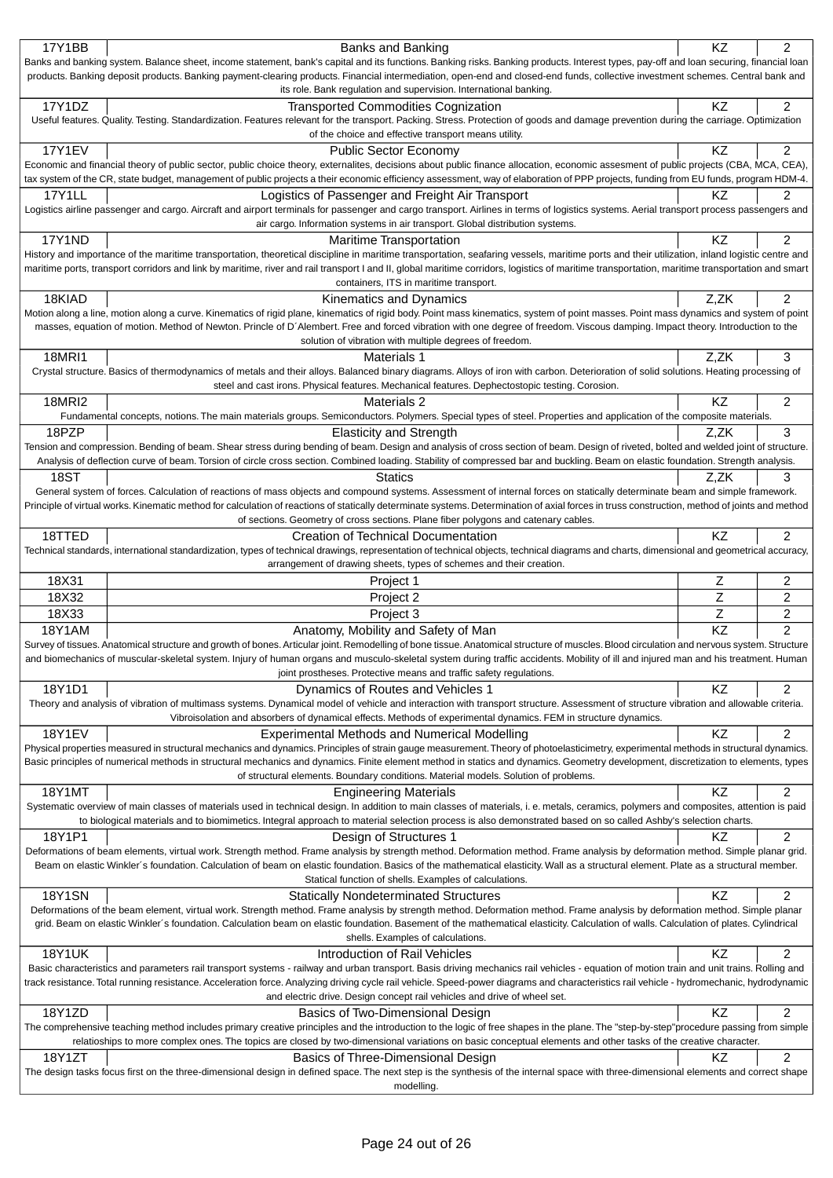| Code | Title | Completion | Credits |
|---|---|---|---|
| 17Y1BB | Banks and Banking | KZ | 2 |
| Banks and banking system. Balance sheet, income statement, bank's capital and its functions. Banking risks. Banking products. Interest types, pay-off and loan securing, financial loan products. Banking deposit products. Banking payment-clearing products. Financial intermediation, open-end and closed-end funds, collective investment schemes. Central bank and its role. Bank regulation and supervision. International banking. | | | |
| 17Y1DZ | Transported Commodities Cognization | KZ | 2 |
| Useful features. Quality. Testing. Standardization. Features relevant for the transport. Packing. Stress. Protection of goods and damage prevention during the carriage. Optimization of the choice and effective transport means utility. | | | |
| 17Y1EV | Public Sector Economy | KZ | 2 |
| Economic and financial theory of public sector, public choice theory, externalites, decisions about public finance allocation, economic assesment of public projects (CBA, MCA, CEA), tax system of the CR, state budget, management of public projects a their economic efficiency assessment, way of elaboration of PPP projects, funding from EU funds, program HDM-4. | | | |
| 17Y1LL | Logistics of Passenger and Freight Air Transport | KZ | 2 |
| Logistics airline passenger and cargo. Aircraft and airport terminals for passenger and cargo transport. Airlines in terms of logistics systems. Aerial transport process passengers and air cargo. Information systems in air transport. Global distribution systems. | | | |
| 17Y1ND | Maritime Transportation | KZ | 2 |
| History and importance of the maritime transportation, theoretical discipline in maritime transportation, seafaring vessels, maritime ports and their utilization, inland logistic centre and maritime ports, transport corridors and link by maritime, river and rail transport I and II, global maritime corridors, logistics of maritime transportation, maritime transportation and smart containers, ITS in maritime transport. | | | |
| 18KIAD | Kinematics and Dynamics | Z,ZK | 2 |
| Motion along a line, motion along a curve. Kinematics of rigid plane, kinematics of rigid body. Point mass kinematics, system of point masses. Point mass dynamics and system of point masses, equation of motion. Method of Newton. Princle of D´Alembert. Free and forced vibration with one degree of freedom. Viscous damping. Impact theory. Introduction to the solution of vibration with multiple degrees of freedom. | | | |
| 18MRI1 | Materials 1 | Z,ZK | 3 |
| Crystal structure. Basics of thermodynamics of metals and their alloys. Balanced binary diagrams. Alloys of iron with carbon. Deterioration of solid solutions. Heating processing of steel and cast irons. Physical features. Mechanical features. Dephectostopic testing. Corosion. | | | |
| 18MRI2 | Materials 2 | KZ | 2 |
| Fundamental concepts, notions. The main materials groups. Semiconductors. Polymers. Special types of steel. Properties and application of the composite materials. | | | |
| 18PZP | Elasticity and Strength | Z,ZK | 3 |
| Tension and compression. Bending of beam. Shear stress during bending of beam. Design and analysis of cross section of beam. Design of riveted, bolted and welded joint of structure. Analysis of deflection curve of beam. Torsion of circle cross section. Combined loading. Stability of compressed bar and buckling. Beam on elastic foundation. Strength analysis. | | | |
| 18ST | Statics | Z,ZK | 3 |
| General system of forces. Calculation of reactions of mass objects and compound systems. Assessment of internal forces on statically determinate beam and simple framework. Principle of virtual works. Kinematic method for calculation of reactions of statically determinate systems. Determination of axial forces in truss construction, method of joints and method of sections. Geometry of cross sections. Plane fiber polygons and catenary cables. | | | |
| 18TTED | Creation of Technical Documentation | KZ | 2 |
| Technical standards, international standardization, types of technical drawings, representation of technical objects, technical diagrams and charts, dimensional and geometrical accuracy, arrangement of drawing sheets, types of schemes and their creation. | | | |
| 18X31 | Project 1 | Z | 2 |
| 18X32 | Project 2 | Z | 2 |
| 18X33 | Project 3 | Z | 2 |
| 18Y1AM | Anatomy, Mobility and Safety of Man | KZ | 2 |
| Survey of tissues. Anatomical structure and growth of bones. Articular joint. Remodelling of bone tissue. Anatomical structure of muscles. Blood circulation and nervous system. Structure and biomechanics of muscular-skeletal system. Injury of human organs and musculo-skeletal system during traffic accidents. Mobility of ill and injured man and his treatment. Human joint prostheses. Protective means and traffic safety regulations. | | | |
| 18Y1D1 | Dynamics of Routes and Vehicles 1 | KZ | 2 |
| Theory and analysis of vibration of multimass systems. Dynamical model of vehicle and interaction with transport structure. Assessment of structure vibration and allowable criteria. Vibroisolation and absorbers of dynamical effects. Methods of experimental dynamics. FEM in structure dynamics. | | | |
| 18Y1EV | Experimental Methods and Numerical Modelling | KZ | 2 |
| Physical properties measured in structural mechanics and dynamics. Principles of strain gauge measurement. Theory of photoelasticimetry, experimental methods in structural dynamics. Basic principles of numerical methods in structural mechanics and dynamics. Finite element method in statics and dynamics. Geometry development, discretization to elements, types of structural elements. Boundary conditions. Material models. Solution of problems. | | | |
| 18Y1MT | Engineering Materials | KZ | 2 |
| Systematic overview of main classes of materials used in technical design. In addition to main classes of materials, i. e. metals, ceramics, polymers and composites, attention is paid to biological materials and to biomimetics. Integral approach to material selection process is also demonstrated based on so called Ashby's selection charts. | | | |
| 18Y1P1 | Design of Structures 1 | KZ | 2 |
| Deformations of beam elements, virtual work. Strength method. Frame analysis by strength method. Deformation method. Frame analysis by deformation method. Simple planar grid. Beam on elastic Winkler´s foundation. Calculation of beam on elastic foundation. Basics of the mathematical elasticity. Wall as a structural element. Plate as a structural member. Statical function of shells. Examples of calculations. | | | |
| 18Y1SN | Statically Nondeterminated Structures | KZ | 2 |
| Deformations of the beam element, virtual work. Strength method. Frame analysis by strength method. Deformation method. Frame analysis by deformation method. Simple planar grid. Beam on elastic Winkler´s foundation. Calculation beam on elastic foundation. Basement of the mathematical elasticity. Calculation of walls. Calculation of plates. Cylindrical shells. Examples of calculations. | | | |
| 18Y1UK | Introduction of Rail Vehicles | KZ | 2 |
| Basic characteristics and parameters rail transport systems - railway and urban transport. Basis driving mechanics rail vehicles - equation of motion train and unit trains. Rolling and track resistance. Total running resistance. Acceleration force. Analyzing driving cycle rail vehicle. Speed-power diagrams and characteristics rail vehicle - hydromechanic, hydrodynamic and electric drive. Design concept rail vehicles and drive of wheel set. | | | |
| 18Y1ZD | Basics of Two-Dimensional Design | KZ | 2 |
| The comprehensive teaching method includes primary creative principles and the introduction to the logic of free shapes in the plane. The "step-by-step"procedure passing from simple relatioships to more complex ones. The topics are closed by two-dimensional variations on basic conceptual elements and other tasks of the creative character. | | | |
| 18Y1ZT | Basics of Three-Dimensional Design | KZ | 2 |
| The design tasks focus first on the three-dimensional design in defined space. The next step is the synthesis of the internal space with three-dimensional elements and correct shape modelling. | | | |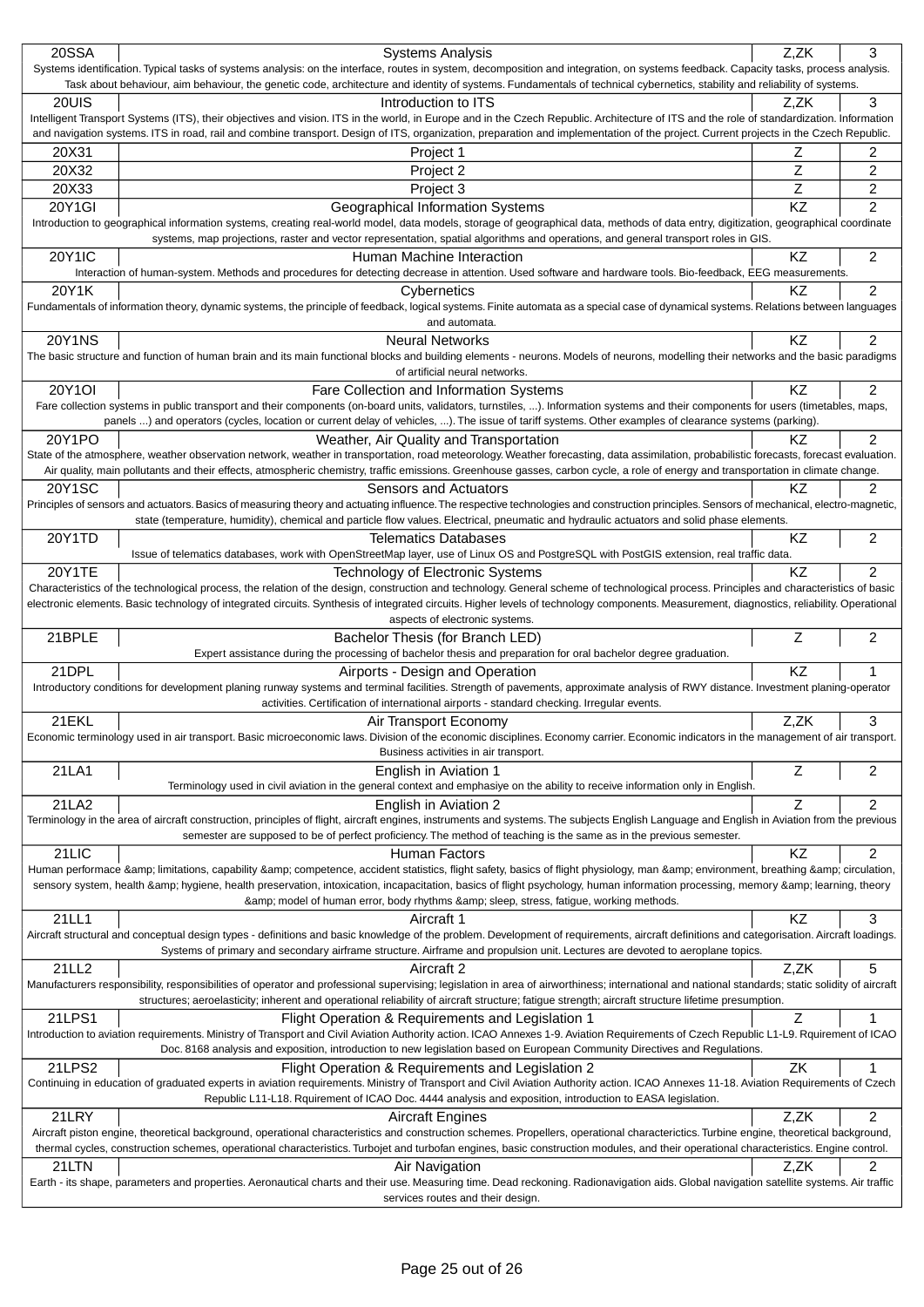| Code | Name | Completion | Credits |
|---|---|---|---|
| 20SSA | Systems Analysis | Z,ZK | 3 |
| Systems identification. Typical tasks of systems analysis: on the interface, routes in system, decomposition and integration, on systems feedback. Capacity tasks, process analysis. Task about behaviour, aim behaviour, the genetic code, architecture and identity of systems. Fundamentals of technical cybernetics, stability and reliability of systems. | | | |
| 20UIS | Introduction to ITS | Z,ZK | 3 |
| Intelligent Transport Systems (ITS), their objectives and vision. ITS in the world, in Europe and in the Czech Republic. Architecture of ITS and the role of standardization. Information and navigation systems. ITS in road, rail and combine transport. Design of ITS, organization, preparation and implementation of the project. Current projects in the Czech Republic. | | | |
| 20X31 | Project 1 | Z | 2 |
| 20X32 | Project 2 | Z | 2 |
| 20X33 | Project 3 | Z | 2 |
| 20Y1GI | Geographical Information Systems | KZ | 2 |
| Introduction to geographical information systems, creating real-world model, data models, storage of geographical data, methods of data entry, digitization, geographical coordinate systems, map projections, raster and vector representation, spatial algorithms and operations, and general transport roles in GIS. | | | |
| 20Y1IC | Human Machine Interaction | KZ | 2 |
| Interaction of human-system. Methods and procedures for detecting decrease in attention. Used software and hardware tools. Bio-feedback, EEG measurements. | | | |
| 20Y1K | Cybernetics | KZ | 2 |
| Fundamentals of information theory, dynamic systems, the principle of feedback, logical systems. Finite automata as a special case of dynamical systems. Relations between languages and automata. | | | |
| 20Y1NS | Neural Networks | KZ | 2 |
| The basic structure and function of human brain and its main functional blocks and building elements - neurons. Models of neurons, modelling their networks and the basic paradigms of artificial neural networks. | | | |
| 20Y1OI | Fare Collection and Information Systems | KZ | 2 |
| Fare collection systems in public transport and their components (on-board units, validators, turnstiles, ...). Information systems and their components for users (timetables, maps, panels ...) and operators (cycles, location or current delay of vehicles, ...). The issue of tariff systems. Other examples of clearance systems (parking). | | | |
| 20Y1PO | Weather, Air Quality and Transportation | KZ | 2 |
| State of the atmosphere, weather observation network, weather in transportation, road meteorology. Weather forecasting, data assimilation, probabilistic forecasts, forecast evaluation. Air quality, main pollutants and their effects, atmospheric chemistry, traffic emissions. Greenhouse gasses, carbon cycle, a role of energy and transportation in climate change. | | | |
| 20Y1SC | Sensors and Actuators | KZ | 2 |
| Principles of sensors and actuators. Basics of measuring theory and actuating influence. The respective technologies and construction principles. Sensors of mechanical, electro-magnetic, state (temperature, humidity), chemical and particle flow values. Electrical, pneumatic and hydraulic actuators and solid phase elements. | | | |
| 20Y1TD | Telematics Databases | KZ | 2 |
| Issue of telematics databases, work with OpenStreetMap layer, use of Linux OS and PostgreSQL with PostGIS extension, real traffic data. | | | |
| 20Y1TE | Technology of Electronic Systems | KZ | 2 |
| Characteristics of the technological process, the relation of the design, construction and technology. General scheme of technological process. Principles and characteristics of basic electronic elements. Basic technology of integrated circuits. Synthesis of integrated circuits. Higher levels of technology components. Measurement, diagnostics, reliability. Operational aspects of electronic systems. | | | |
| 21BPLE | Bachelor Thesis (for Branch LED) | Z | 2 |
| Expert assistance during the processing of bachelor thesis and preparation for oral bachelor degree graduation. | | | |
| 21DPL | Airports - Design and Operation | KZ | 1 |
| Introductory conditions for development planing runway systems and terminal facilities. Strength of pavements, approximate analysis of RWY distance. Investment planing-operator activities. Certification of international airports - standard checking. Irregular events. | | | |
| 21EKL | Air Transport Economy | Z,ZK | 3 |
| Economic terminology used in air transport. Basic microeconomic laws. Division of the economic disciplines. Economy carrier. Economic indicators in the management of air transport. Business activities in air transport. | | | |
| 21LA1 | English in Aviation 1 | Z | 2 |
| Terminology used in civil aviation in the general context and emphasiye on the ability to receive information only in English. | | | |
| 21LA2 | English in Aviation 2 | Z | 2 |
| Terminology in the area of aircraft construction, principles of flight, aircraft engines, instruments and systems. The subjects English Language and English in Aviation from the previous semester are supposed to be of perfect proficiency. The method of teaching is the same as in the previous semester. | | | |
| 21LIC | Human Factors | KZ | 2 |
| Human performace &amp; limitations, capability &amp; competence, accident statistics, flight safety, basics of flight physiology, man &amp; environment, breathing &amp; circulation, sensory system, health &amp; hygiene, health preservation, intoxication, incapacitation, basics of flight psychology, human information processing, memory &amp; learning, theory &amp; model of human error, body rhythms &amp; sleep, stress, fatigue, working methods. | | | |
| 21LL1 | Aircraft 1 | KZ | 3 |
| Aircraft structural and conceptual design types - definitions and basic knowledge of the problem. Development of requirements, aircraft definitions and categorisation. Aircraft loadings. Systems of primary and secondary airframe structure. Airframe and propulsion unit. Lectures are devoted to aeroplane topics. | | | |
| 21LL2 | Aircraft 2 | Z,ZK | 5 |
| Manufacturers responsibility, responsibilities of operator and professional supervising; legislation in area of airworthiness; international and national standards; static solidity of aircraft structures; aeroelasticity; inherent and operational reliability of aircraft structure; fatigue strength; aircraft structure lifetime presumption. | | | |
| 21LPS1 | Flight Operation & Requirements and Legislation 1 | Z | 1 |
| Introduction to aviation requirements. Ministry of Transport and Civil Aviation Authority action. ICAO Annexes 1-9. Aviation Requirements of Czech Republic L1-L9. Rquirement of ICAO Doc. 8168 analysis and exposition, introduction to new legislation based on European Community Directives and Regulations. | | | |
| 21LPS2 | Flight Operation & Requirements and Legislation 2 | ZK | 1 |
| Continuing in education of graduated experts in aviation requirements. Ministry of Transport and Civil Aviation Authority action. ICAO Annexes 11-18. Aviation Requirements of Czech Republic L11-L18. Rquirement of ICAO Doc. 4444 analysis and exposition, introduction to EASA legislation. | | | |
| 21LRY | Aircraft Engines | Z,ZK | 2 |
| Aircraft piston engine, theoretical background, operational characteristics and construction schemes. Propellers, operational characterictics. Turbine engine, theoretical background, thermal cycles, construction schemes, operational characteristics. Turbojet and turbofan engines, basic construction modules, and their operational characteristics. Engine control. | | | |
| 21LTN | Air Navigation | Z,ZK | 2 |
| Earth - its shape, parameters and properties. Aeronautical charts and their use. Measuring time. Dead reckoning. Radionavigation aids. Global navigation satellite systems. Air traffic services routes and their design. | | | |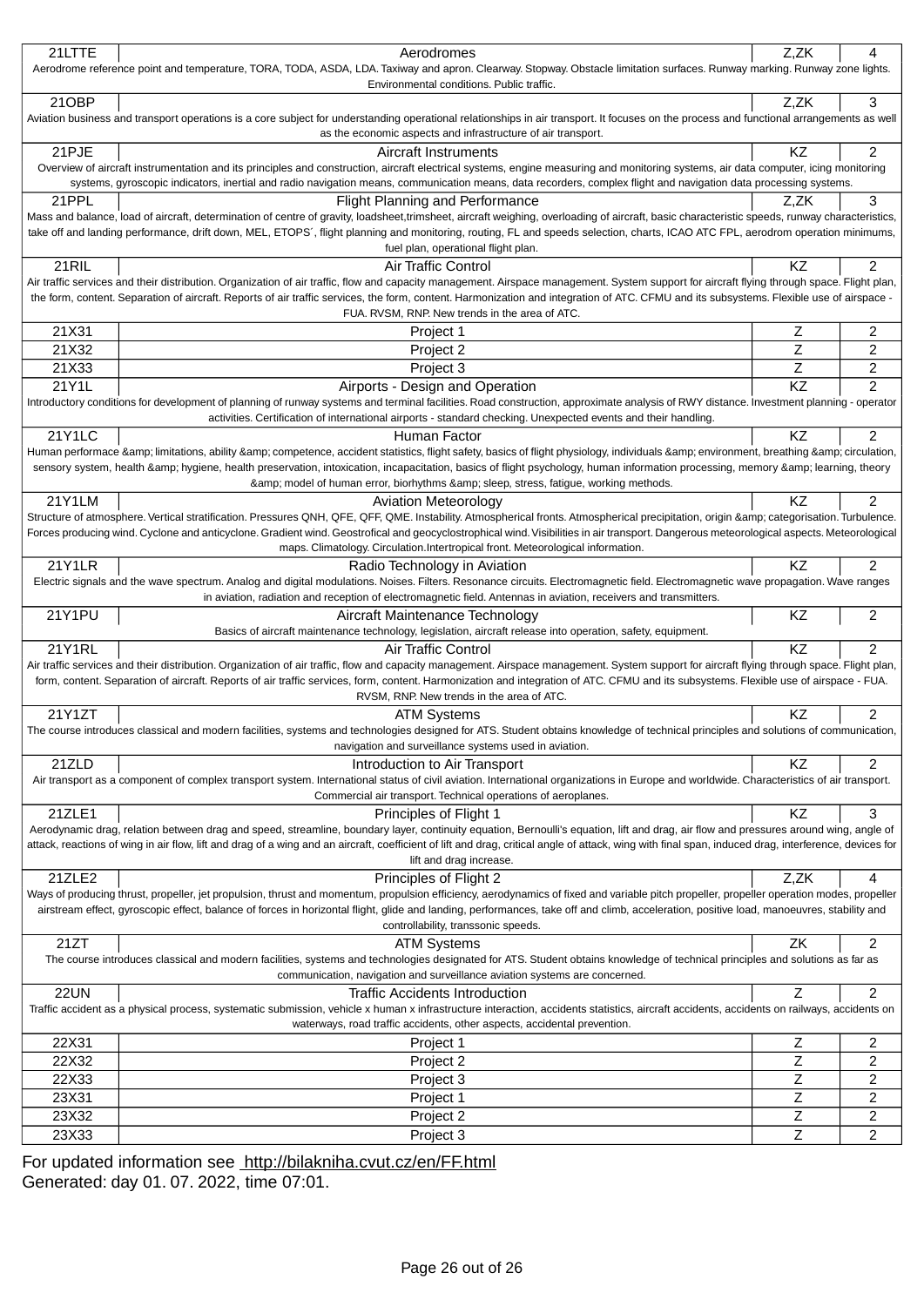| | | | |
|---|---|---|---|
| 21LTTE | Aerodromes | Z,ZK | 4 |
| Aerodrome reference point and temperature, TORA, TODA, ASDA, LDA. Taxiway and apron. Clearway. Stopway. Obstacle limitation surfaces. Runway marking. Runway zone lights. Environmental conditions. Public traffic. | | | |
| 21OBP | | Z,ZK | 3 |
| Aviation business and transport operations is a core subject for understanding operational relationships in air transport. It focuses on the process and functional arrangements as well as the economic aspects and infrastructure of air transport. | | | |
| 21PJE | Aircraft Instruments | KZ | 2 |
| Overview of aircraft instrumentation and its principles and construction, aircraft electrical systems, engine measuring and monitoring systems, air data computer, icing monitoring systems, gyroscopic indicators, inertial and radio navigation means, communication means, data recorders, complex flight and navigation data processing systems. | | | |
| 21PPL | Flight Planning and Performance | Z,ZK | 3 |
| Mass and balance, load of aircraft, determination of centre of gravity, loadsheet,trimsheet, aircraft weighing, overloading of aircraft, basic characteristic speeds, runway characteristics, take off and landing performance, drift down, MEL, ETOPS´, flight planning and monitoring, routing, FL and speeds selection, charts, ICAO ATC FPL, aerodrom operation minimums, fuel plan, operational flight plan. | | | |
| 21RIL | Air Traffic Control | KZ | 2 |
| Air traffic services and their distribution. Organization of air traffic, flow and capacity management. Airspace management. System support for aircraft flying through space. Flight plan, the form, content. Separation of aircraft. Reports of air traffic services, the form, content. Harmonization and integration of ATC. CFMU and its subsystems. Flexible use of airspace - FUA. RVSM, RNP. New trends in the area of ATC. | | | |
| 21X31 | Project 1 | Z | 2 |
| 21X32 | Project 2 | Z | 2 |
| 21X33 | Project 3 | Z | 2 |
| 21Y1L | Airports - Design and Operation | KZ | 2 |
| Introductory conditions for development of planning of runway systems and terminal facilities. Road construction, approximate analysis of RWY distance. Investment planning - operator activities. Certification of international airports - standard checking. Unexpected events and their handling. | | | |
| 21Y1LC | Human Factor | KZ | 2 |
| Human performace &amp; limitations, ability &amp; competence, accident statistics, flight safety, basics of flight physiology, individuals &amp; environment, breathing &amp; circulation, sensory system, health &amp; hygiene, health preservation, intoxication, incapacitation, basics of flight psychology, human information processing, memory &amp; learning, theory &amp; model of human error, biorhythms &amp; sleep, stress, fatigue, working methods. | | | |
| 21Y1LM | Aviation Meteorology | KZ | 2 |
| Structure of atmosphere. Vertical stratification. Pressures QNH, QFE, QFF, QME. Instability. Atmospherical fronts. Atmospherical precipitation, origin &amp; categorisation. Turbulence. Forces producing wind. Cyclone and anticyclone. Gradient wind. Geostrofical and geocyclostrophical wind. Visibilities in air transport. Dangerous meteorological aspects. Meteorological maps. Climatology. Circulation.Intertropical front. Meteorological information. | | | |
| 21Y1LR | Radio Technology in Aviation | KZ | 2 |
| Electric signals and the wave spectrum. Analog and digital modulations. Noises. Filters. Resonance circuits. Electromagnetic field. Electromagnetic wave propagation. Wave ranges in aviation, radiation and reception of electromagnetic field. Antennas in aviation, receivers and transmitters. | | | |
| 21Y1PU | Aircraft Maintenance Technology | KZ | 2 |
| Basics of aircraft maintenance technology, legislation, aircraft release into operation, safety, equipment. | | | |
| 21Y1RL | Air Traffic Control | KZ | 2 |
| Air traffic services and their distribution. Organization of air traffic, flow and capacity management. Airspace management. System support for aircraft flying through space. Flight plan, form, content. Separation of aircraft. Reports of air traffic services, form, content. Harmonization and integration of ATC. CFMU and its subsystems. Flexible use of airspace - FUA. RVSM, RNP. New trends in the area of ATC. | | | |
| 21Y1ZT | ATM Systems | KZ | 2 |
| The course introduces classical and modern facilities, systems and technologies designed for ATS. Student obtains knowledge of technical principles and solutions of communication, navigation and surveillance systems used in aviation. | | | |
| 21ZLD | Introduction to Air Transport | KZ | 2 |
| Air transport as a component of complex transport system. International status of civil aviation. International organizations in Europe and worldwide. Characteristics of air transport. Commercial air transport. Technical operations of aeroplanes. | | | |
| 21ZLE1 | Principles of Flight 1 | KZ | 3 |
| Aerodynamic drag, relation between drag and speed, streamline, boundary layer, continuity equation, Bernoulli's equation, lift and drag, air flow and pressures around wing, angle of attack, reactions of wing in air flow, lift and drag of a wing and an aircraft, coefficient of lift and drag, critical angle of attack, wing with final span, induced drag, interference, devices for lift and drag increase. | | | |
| 21ZLE2 | Principles of Flight 2 | Z,ZK | 4 |
| Ways of producing thrust, propeller, jet propulsion, thrust and momentum, propulsion efficiency, aerodynamics of fixed and variable pitch propeller, propeller operation modes, propeller airstream effect, gyroscopic effect, balance of forces in horizontal flight, glide and landing, performances, take off and climb, acceleration, positive load, manoeuvres, stability and controllability, transsonic speeds. | | | |
| 21ZT | ATM Systems | ZK | 2 |
| The course introduces classical and modern facilities, systems and technologies designed for ATS. Student obtains knowledge of technical principles and solutions as far as communication, navigation and surveillance aviation systems are concerned. | | | |
| 22UN | Traffic Accidents Introduction | Z | 2 |
| Traffic accident as a physical process, systematic submission, vehicle x human x infrastructure interaction, accidents statistics, aircraft accidents, accidents on railways, accidents on waterways, road traffic accidents, other aspects, accidental prevention. | | | |
| 22X31 | Project 1 | Z | 2 |
| 22X32 | Project 2 | Z | 2 |
| 22X33 | Project 3 | Z | 2 |
| 23X31 | Project 1 | Z | 2 |
| 23X32 | Project 2 | Z | 2 |
| 23X33 | Project 3 | Z | 2 |

For updated information see http://bilakniha.cvut.cz/en/FF.html
Generated: day 01. 07. 2022, time 07:01.